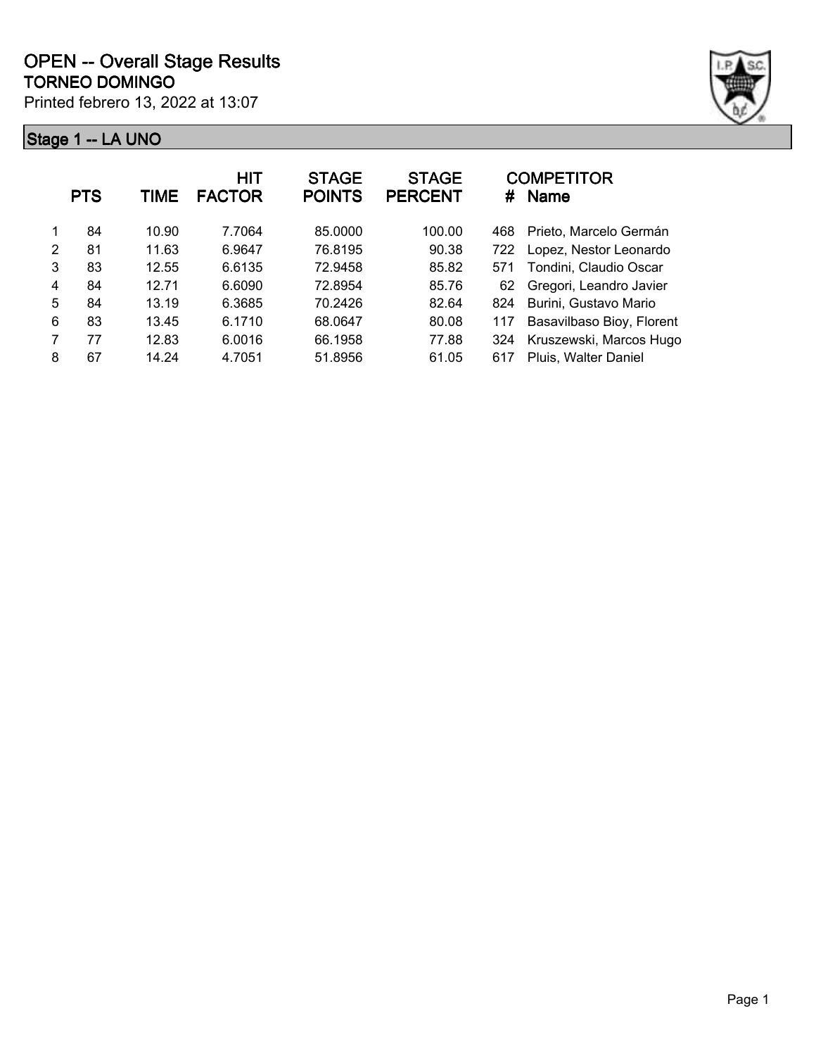# OPEN -- Overall Stage Results

## TORNEO DOMINGO

Printed febrero 13, 2022 at 13:07

### Stage 1 -- LA UNO

| | PTS | TIME | HIT FACTOR | STAGE POINTS | STAGE PERCENT | # | COMPETITOR Name |
|---|---|---|---|---|---|---|---|
| 1 | 84 | 10.90 | 7.7064 | 85.0000 | 100.00 | 468 | Prieto, Marcelo Germán |
| 2 | 81 | 11.63 | 6.9647 | 76.8195 | 90.38 | 722 | Lopez, Nestor Leonardo |
| 3 | 83 | 12.55 | 6.6135 | 72.9458 | 85.82 | 571 | Tondini, Claudio Oscar |
| 4 | 84 | 12.71 | 6.6090 | 72.8954 | 85.76 | 62 | Gregori, Leandro Javier |
| 5 | 84 | 13.19 | 6.3685 | 70.2426 | 82.64 | 824 | Burini, Gustavo Mario |
| 6 | 83 | 13.45 | 6.1710 | 68.0647 | 80.08 | 117 | Basavilbaso Bioy, Florent |
| 7 | 77 | 12.83 | 6.0016 | 66.1958 | 77.88 | 324 | Kruszewski, Marcos Hugo |
| 8 | 67 | 14.24 | 4.7051 | 51.8956 | 61.05 | 617 | Pluis, Walter Daniel |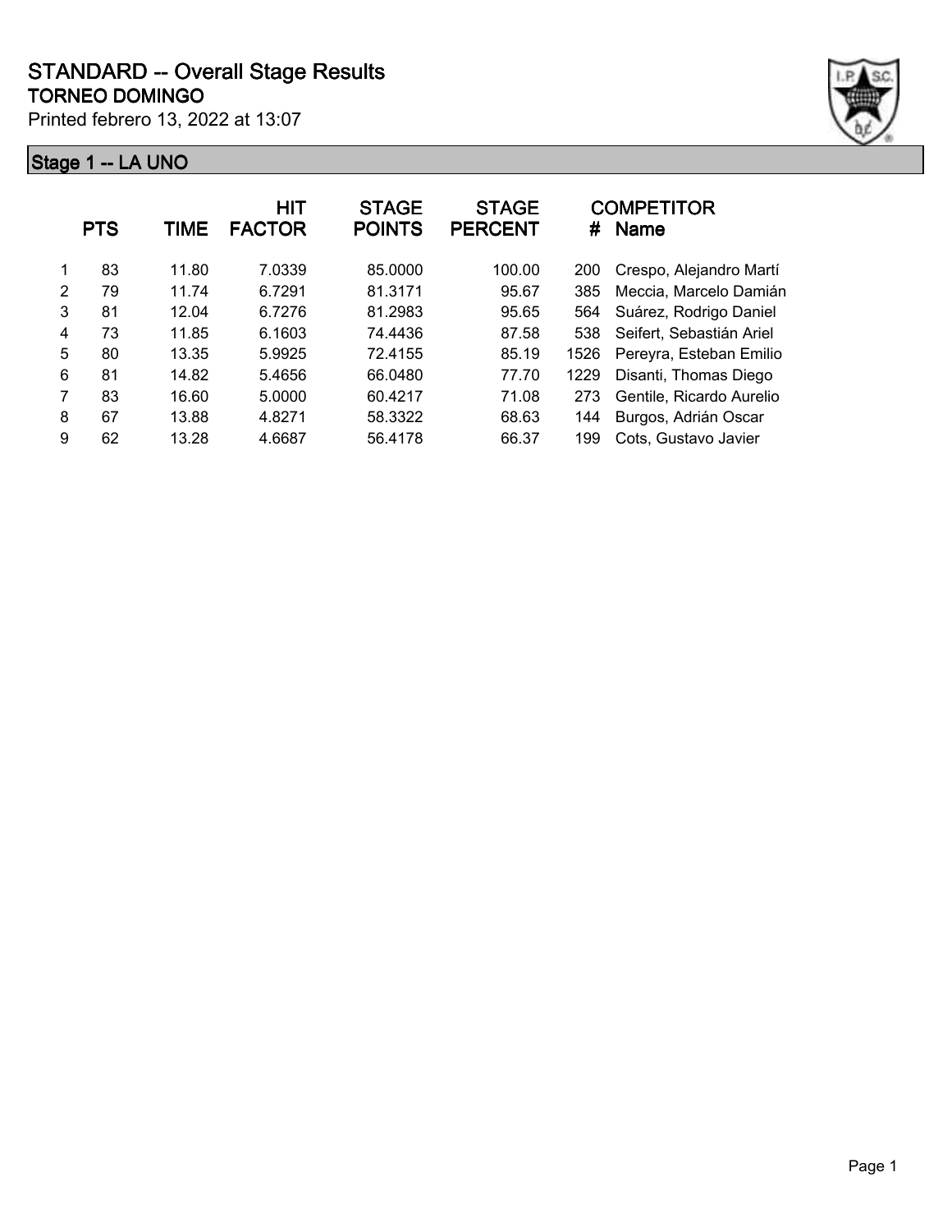# STANDARD -- Overall Stage Results

## TORNEO DOMINGO

Printed febrero 13, 2022 at 13:07

### Stage 1 -- LA UNO

| | PTS | TIME | HIT FACTOR | STAGE POINTS | STAGE PERCENT | # | COMPETITOR Name |
|---|---|---|---|---|---|---|---|
| 1 | 83 | 11.80 | 7.0339 | 85.0000 | 100.00 | 200 | Crespo, Alejandro Martí |
| 2 | 79 | 11.74 | 6.7291 | 81.3171 | 95.67 | 385 | Meccia, Marcelo Damián |
| 3 | 81 | 12.04 | 6.7276 | 81.2983 | 95.65 | 564 | Suárez, Rodrigo Daniel |
| 4 | 73 | 11.85 | 6.1603 | 74.4436 | 87.58 | 538 | Seifert, Sebastián Ariel |
| 5 | 80 | 13.35 | 5.9925 | 72.4155 | 85.19 | 1526 | Pereyra, Esteban Emilio |
| 6 | 81 | 14.82 | 5.4656 | 66.0480 | 77.70 | 1229 | Disanti, Thomas Diego |
| 7 | 83 | 16.60 | 5.0000 | 60.4217 | 71.08 | 273 | Gentile, Ricardo Aurelio |
| 8 | 67 | 13.88 | 4.8271 | 58.3322 | 68.63 | 144 | Burgos, Adrián Oscar |
| 9 | 62 | 13.28 | 4.6687 | 56.4178 | 66.37 | 199 | Cots, Gustavo Javier |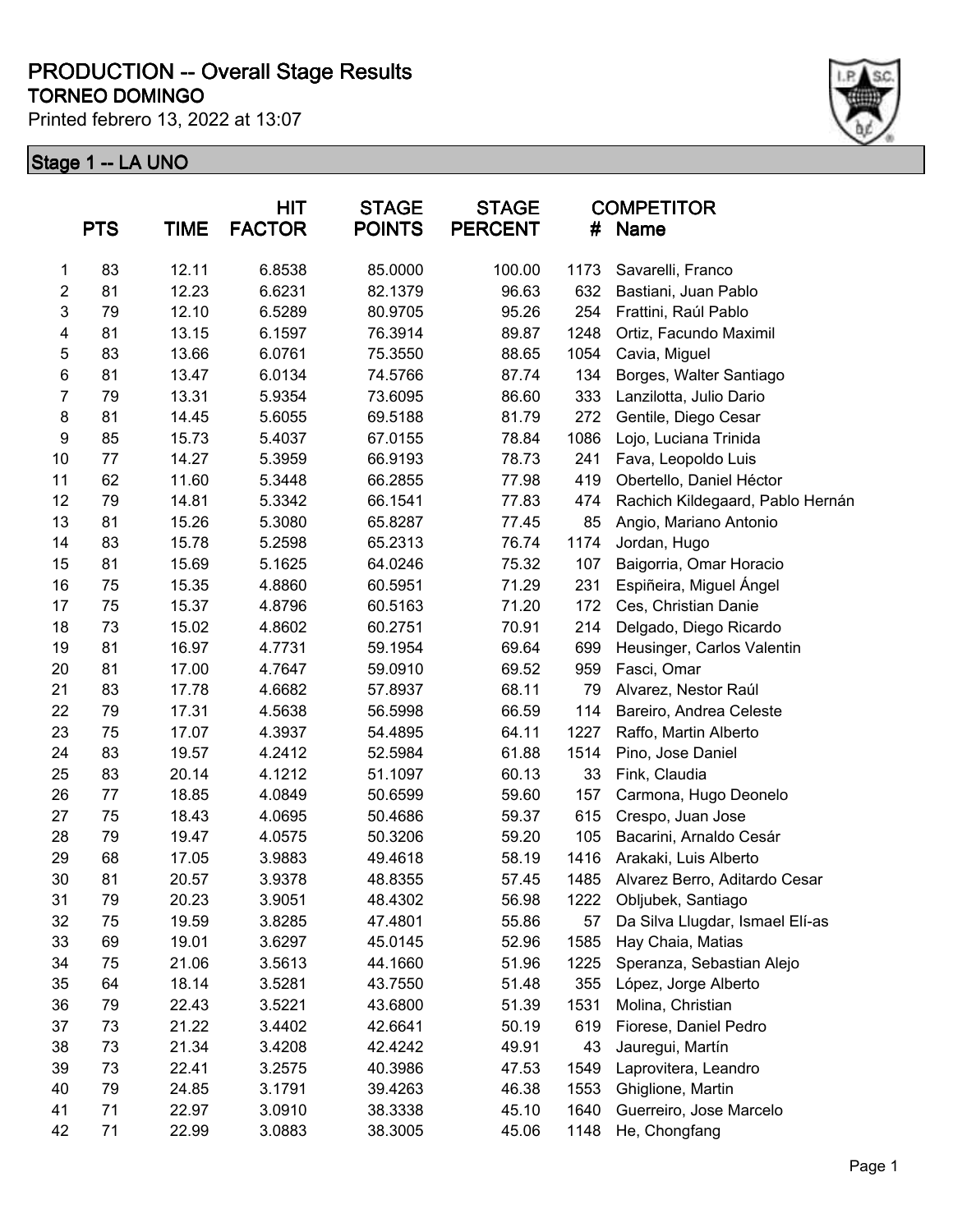# PRODUCTION -- Overall Stage Results

## TORNEO DOMINGO

Printed febrero 13, 2022 at 13:07

### Stage 1 -- LA UNO

| | PTS | TIME | HIT FACTOR | STAGE POINTS | STAGE PERCENT | COMPETITOR # | Name |
|---|---|---|---|---|---|---|---|
| 1 | 83 | 12.11 | 6.8538 | 85.0000 | 100.00 | 1173 | Savarelli, Franco |
| 2 | 81 | 12.23 | 6.6231 | 82.1379 | 96.63 | 632 | Bastiani, Juan Pablo |
| 3 | 79 | 12.10 | 6.5289 | 80.9705 | 95.26 | 254 | Frattini, Raúl Pablo |
| 4 | 81 | 13.15 | 6.1597 | 76.3914 | 89.87 | 1248 | Ortiz, Facundo Maximil |
| 5 | 83 | 13.66 | 6.0761 | 75.3550 | 88.65 | 1054 | Cavia, Miguel |
| 6 | 81 | 13.47 | 6.0134 | 74.5766 | 87.74 | 134 | Borges, Walter Santiago |
| 7 | 79 | 13.31 | 5.9354 | 73.6095 | 86.60 | 333 | Lanzilotta, Julio Dario |
| 8 | 81 | 14.45 | 5.6055 | 69.5188 | 81.79 | 272 | Gentile, Diego Cesar |
| 9 | 85 | 15.73 | 5.4037 | 67.0155 | 78.84 | 1086 | Lojo, Luciana Trinida |
| 10 | 77 | 14.27 | 5.3959 | 66.9193 | 78.73 | 241 | Fava, Leopoldo Luis |
| 11 | 62 | 11.60 | 5.3448 | 66.2855 | 77.98 | 419 | Obertello, Daniel Héctor |
| 12 | 79 | 14.81 | 5.3342 | 66.1541 | 77.83 | 474 | Rachich Kildegaard, Pablo Hernán |
| 13 | 81 | 15.26 | 5.3080 | 65.8287 | 77.45 | 85 | Angio, Mariano Antonio |
| 14 | 83 | 15.78 | 5.2598 | 65.2313 | 76.74 | 1174 | Jordan, Hugo |
| 15 | 81 | 15.69 | 5.1625 | 64.0246 | 75.32 | 107 | Baigorria, Omar Horacio |
| 16 | 75 | 15.35 | 4.8860 | 60.5951 | 71.29 | 231 | Espiñeira, Miguel Ángel |
| 17 | 75 | 15.37 | 4.8796 | 60.5163 | 71.20 | 172 | Ces, Christian Danie |
| 18 | 73 | 15.02 | 4.8602 | 60.2751 | 70.91 | 214 | Delgado, Diego Ricardo |
| 19 | 81 | 16.97 | 4.7731 | 59.1954 | 69.64 | 699 | Heusinger, Carlos Valentin |
| 20 | 81 | 17.00 | 4.7647 | 59.0910 | 69.52 | 959 | Fasci, Omar |
| 21 | 83 | 17.78 | 4.6682 | 57.8937 | 68.11 | 79 | Alvarez, Nestor Raúl |
| 22 | 79 | 17.31 | 4.5638 | 56.5998 | 66.59 | 114 | Bareiro, Andrea Celeste |
| 23 | 75 | 17.07 | 4.3937 | 54.4895 | 64.11 | 1227 | Raffo, Martin Alberto |
| 24 | 83 | 19.57 | 4.2412 | 52.5984 | 61.88 | 1514 | Pino, Jose Daniel |
| 25 | 83 | 20.14 | 4.1212 | 51.1097 | 60.13 | 33 | Fink, Claudia |
| 26 | 77 | 18.85 | 4.0849 | 50.6599 | 59.60 | 157 | Carmona, Hugo Deonelo |
| 27 | 75 | 18.43 | 4.0695 | 50.4686 | 59.37 | 615 | Crespo, Juan Jose |
| 28 | 79 | 19.47 | 4.0575 | 50.3206 | 59.20 | 105 | Bacarini, Arnaldo Cesár |
| 29 | 68 | 17.05 | 3.9883 | 49.4618 | 58.19 | 1416 | Arakaki, Luis Alberto |
| 30 | 81 | 20.57 | 3.9378 | 48.8355 | 57.45 | 1485 | Alvarez Berro, Aditardo Cesar |
| 31 | 79 | 20.23 | 3.9051 | 48.4302 | 56.98 | 1222 | Obljubek, Santiago |
| 32 | 75 | 19.59 | 3.8285 | 47.4801 | 55.86 | 57 | Da Silva Llugdar, Ismael Elí-as |
| 33 | 69 | 19.01 | 3.6297 | 45.0145 | 52.96 | 1585 | Hay Chaia, Matias |
| 34 | 75 | 21.06 | 3.5613 | 44.1660 | 51.96 | 1225 | Speranza, Sebastian Alejo |
| 35 | 64 | 18.14 | 3.5281 | 43.7550 | 51.48 | 355 | López, Jorge Alberto |
| 36 | 79 | 22.43 | 3.5221 | 43.6800 | 51.39 | 1531 | Molina, Christian |
| 37 | 73 | 21.22 | 3.4402 | 42.6641 | 50.19 | 619 | Fiorese, Daniel Pedro |
| 38 | 73 | 21.34 | 3.4208 | 42.4242 | 49.91 | 43 | Jauregui, Martín |
| 39 | 73 | 22.41 | 3.2575 | 40.3986 | 47.53 | 1549 | Laprovitera, Leandro |
| 40 | 79 | 24.85 | 3.1791 | 39.4263 | 46.38 | 1553 | Ghiglione, Martin |
| 41 | 71 | 22.97 | 3.0910 | 38.3338 | 45.10 | 1640 | Guerreiro, Jose Marcelo |
| 42 | 71 | 22.99 | 3.0883 | 38.3005 | 45.06 | 1148 | He, Chongfang |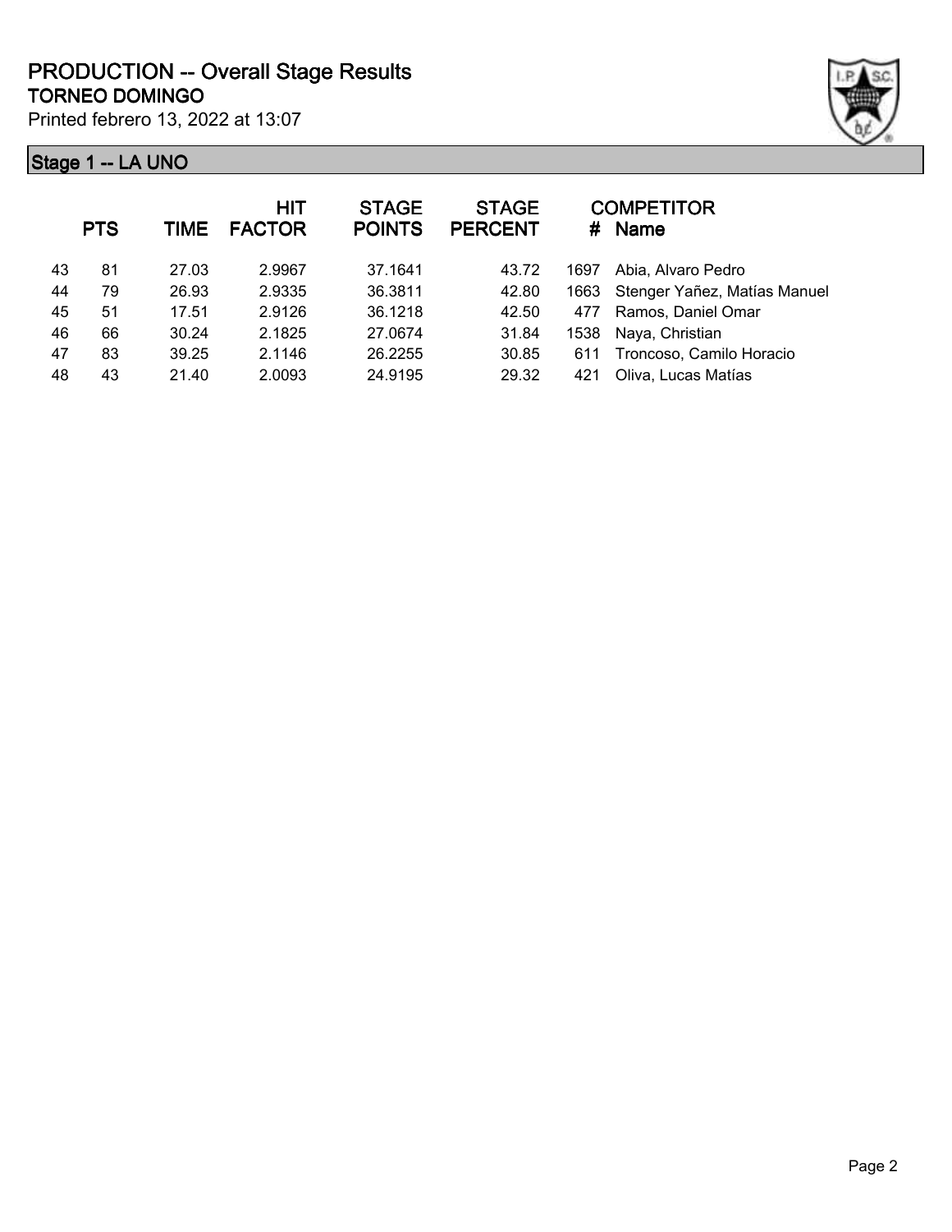# PRODUCTION -- Overall Stage Results

## TORNEO DOMINGO

Printed febrero 13, 2022 at 13:07

### Stage 1 -- LA UNO

| | PTS | TIME | HIT FACTOR | STAGE POINTS | STAGE PERCENT | # | COMPETITOR Name |
|---|---|---|---|---|---|---|---|
| 43 | 81 | 27.03 | 2.9967 | 37.1641 | 43.72 | 1697 | Abia, Alvaro Pedro |
| 44 | 79 | 26.93 | 2.9335 | 36.3811 | 42.80 | 1663 | Stenger Yañez, Matías Manuel |
| 45 | 51 | 17.51 | 2.9126 | 36.1218 | 42.50 | 477 | Ramos, Daniel Omar |
| 46 | 66 | 30.24 | 2.1825 | 27.0674 | 31.84 | 1538 | Naya, Christian |
| 47 | 83 | 39.25 | 2.1146 | 26.2255 | 30.85 | 611 | Troncoso, Camilo Horacio |
| 48 | 43 | 21.40 | 2.0093 | 24.9195 | 29.32 | 421 | Oliva, Lucas Matías |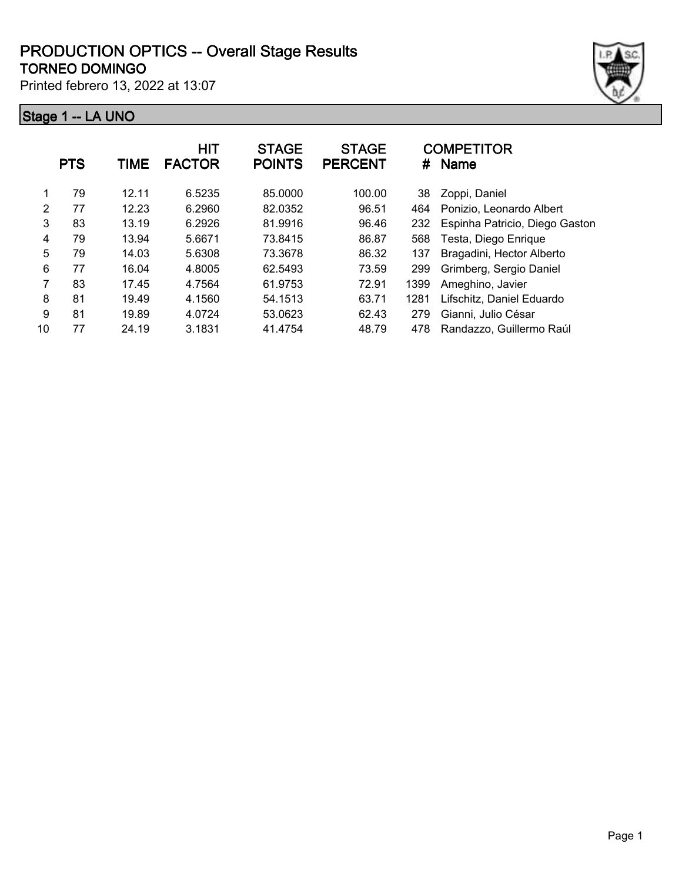# PRODUCTION OPTICS -- Overall Stage Results

## TORNEO DOMINGO

Printed febrero 13, 2022 at 13:07

### Stage 1 -- LA UNO

| | PTS | TIME | HIT FACTOR | STAGE POINTS | STAGE PERCENT | # | COMPETITOR Name |
|---|---|---|---|---|---|---|---|
| 1 | 79 | 12.11 | 6.5235 | 85.0000 | 100.00 | 38 | Zoppi, Daniel |
| 2 | 77 | 12.23 | 6.2960 | 82.0352 | 96.51 | 464 | Ponizio, Leonardo Albert |
| 3 | 83 | 13.19 | 6.2926 | 81.9916 | 96.46 | 232 | Espinha Patricio, Diego Gaston |
| 4 | 79 | 13.94 | 5.6671 | 73.8415 | 86.87 | 568 | Testa, Diego Enrique |
| 5 | 79 | 14.03 | 5.6308 | 73.3678 | 86.32 | 137 | Bragadini, Hector Alberto |
| 6 | 77 | 16.04 | 4.8005 | 62.5493 | 73.59 | 299 | Grimberg, Sergio Daniel |
| 7 | 83 | 17.45 | 4.7564 | 61.9753 | 72.91 | 1399 | Ameghino, Javier |
| 8 | 81 | 19.49 | 4.1560 | 54.1513 | 63.71 | 1281 | Lifschitz, Daniel Eduardo |
| 9 | 81 | 19.89 | 4.0724 | 53.0623 | 62.43 | 279 | Gianni, Julio César |
| 10 | 77 | 24.19 | 3.1831 | 41.4754 | 48.79 | 478 | Randazzo, Guillermo Raúl |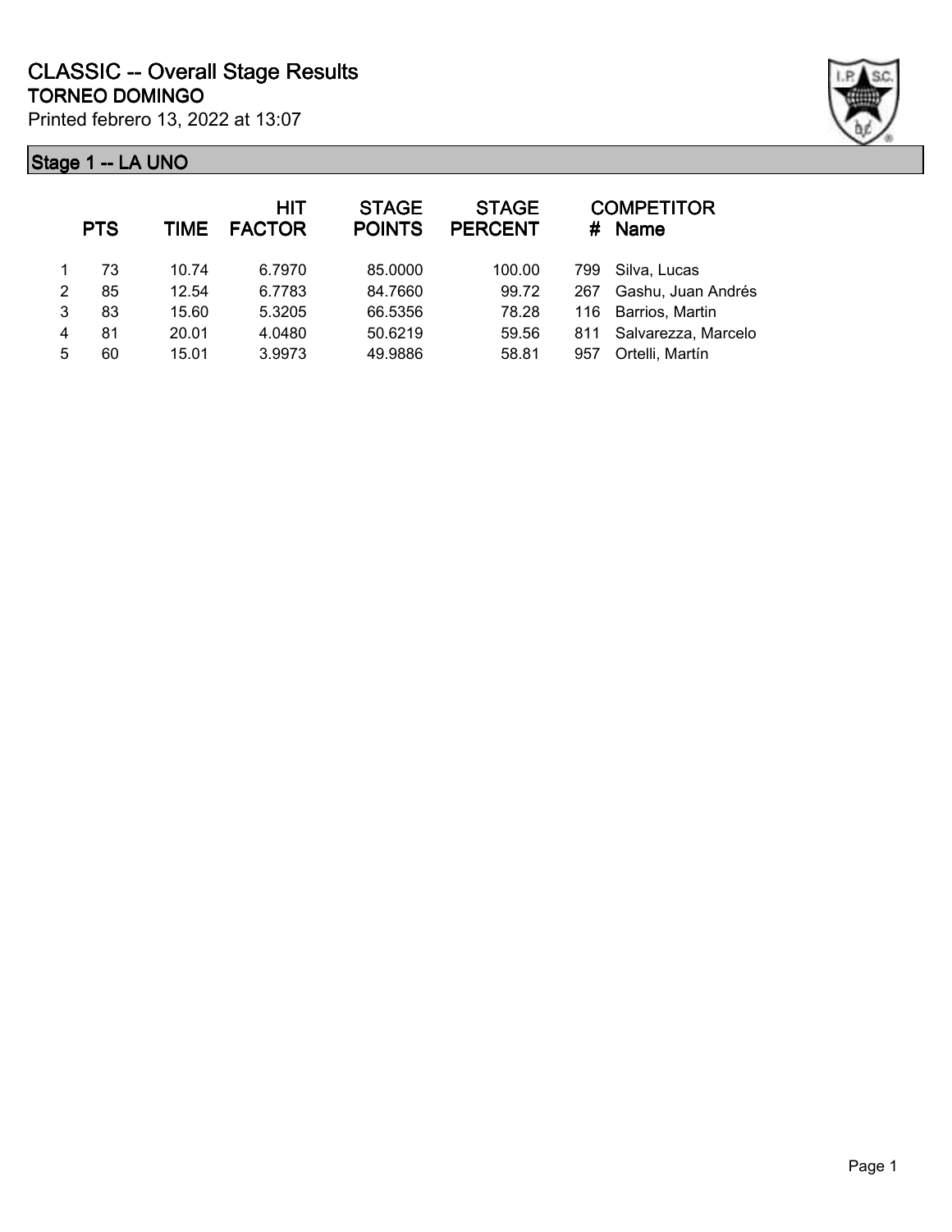# CLASSIC -- Overall Stage Results

**TORNEO DOMINGO**

Printed febrero 13, 2022 at 13:07

## Stage 1 -- LA UNO

| | PTS | TIME | HIT FACTOR | STAGE POINTS | STAGE PERCENT | # | COMPETITOR Name |
|---|---|---|---|---|---|---|---|
| 1 | 73 | 10.74 | 6.7970 | 85.0000 | 100.00 | 799 | Silva, Lucas |
| 2 | 85 | 12.54 | 6.7783 | 84.7660 | 99.72 | 267 | Gashu, Juan Andrés |
| 3 | 83 | 15.60 | 5.3205 | 66.5356 | 78.28 | 116 | Barrios, Martin |
| 4 | 81 | 20.01 | 4.0480 | 50.6219 | 59.56 | 811 | Salvarezza, Marcelo |
| 5 | 60 | 15.01 | 3.9973 | 49.9886 | 58.81 | 957 | Ortelli, Martín |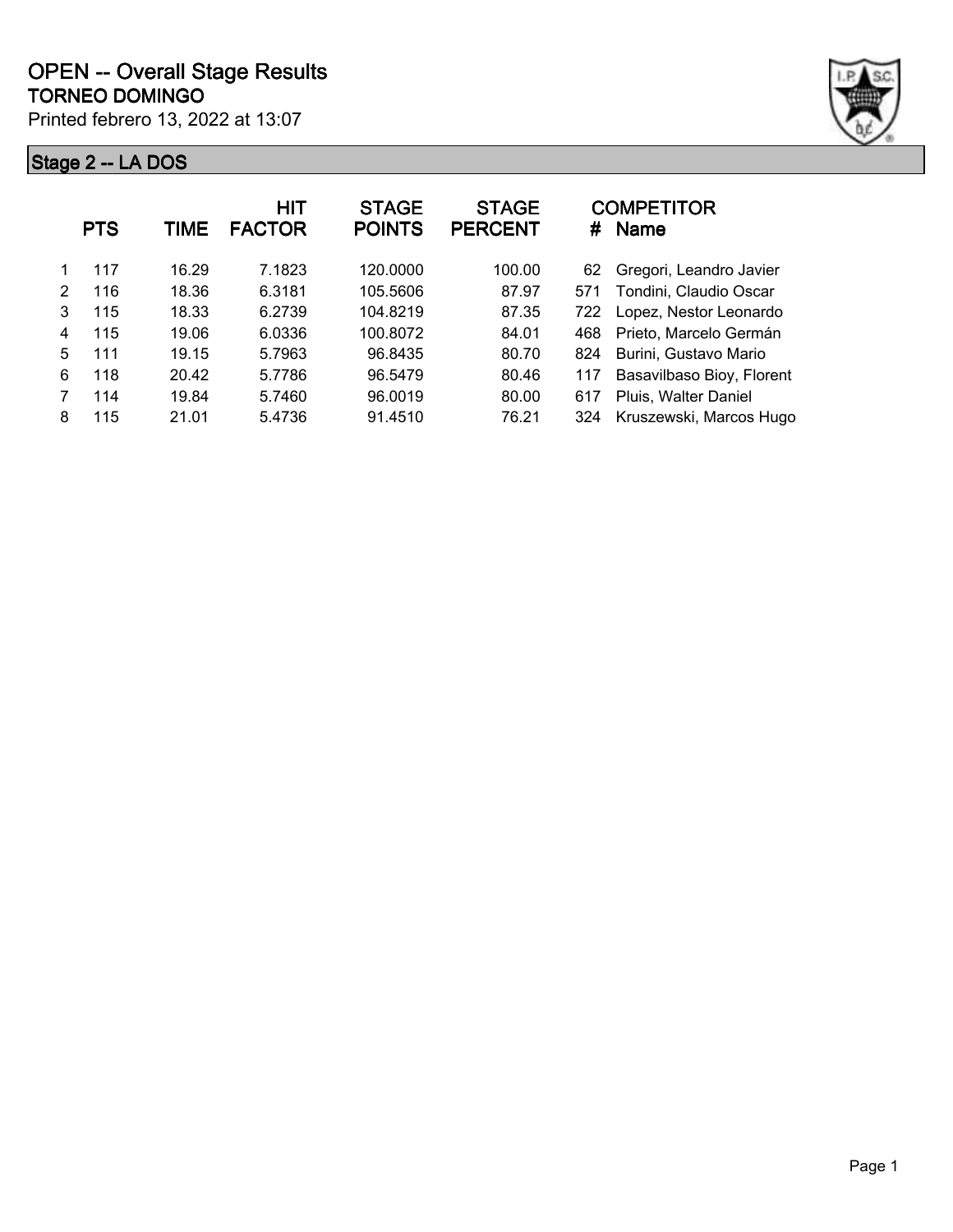# OPEN -- Overall Stage Results

**TORNEO DOMINGO**

Printed febrero 13, 2022 at 13:07

## Stage 2 -- LA DOS

| | PTS | TIME | HIT FACTOR | STAGE POINTS | STAGE PERCENT | # | COMPETITOR Name |
|---|---|---|---|---|---|---|---|
| 1 | 117 | 16.29 | 7.1823 | 120.0000 | 100.00 | 62 | Gregori, Leandro Javier |
| 2 | 116 | 18.36 | 6.3181 | 105.5606 | 87.97 | 571 | Tondini, Claudio Oscar |
| 3 | 115 | 18.33 | 6.2739 | 104.8219 | 87.35 | 722 | Lopez, Nestor Leonardo |
| 4 | 115 | 19.06 | 6.0336 | 100.8072 | 84.01 | 468 | Prieto, Marcelo Germán |
| 5 | 111 | 19.15 | 5.7963 | 96.8435 | 80.70 | 824 | Burini, Gustavo Mario |
| 6 | 118 | 20.42 | 5.7786 | 96.5479 | 80.46 | 117 | Basavilbaso Bioy, Florent |
| 7 | 114 | 19.84 | 5.7460 | 96.0019 | 80.00 | 617 | Pluis, Walter Daniel |
| 8 | 115 | 21.01 | 5.4736 | 91.4510 | 76.21 | 324 | Kruszewski, Marcos Hugo |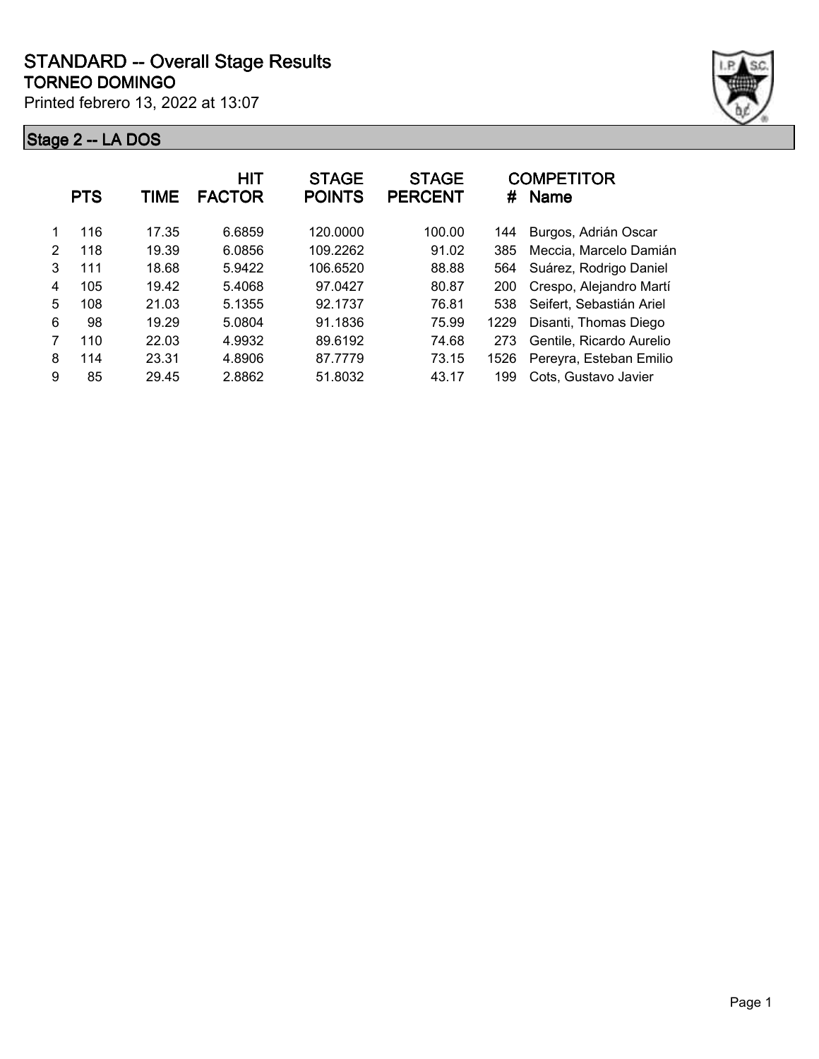# STANDARD -- Overall Stage Results

## TORNEO DOMINGO

Printed febrero 13, 2022 at 13:07

### Stage 2 -- LA DOS

| | PTS | TIME | HIT FACTOR | STAGE POINTS | STAGE PERCENT | # | COMPETITOR Name |
|---|---|---|---|---|---|---|---|
| 1 | 116 | 17.35 | 6.6859 | 120.0000 | 100.00 | 144 | Burgos, Adrián Oscar |
| 2 | 118 | 19.39 | 6.0856 | 109.2262 | 91.02 | 385 | Meccia, Marcelo Damián |
| 3 | 111 | 18.68 | 5.9422 | 106.6520 | 88.88 | 564 | Suárez, Rodrigo Daniel |
| 4 | 105 | 19.42 | 5.4068 | 97.0427 | 80.87 | 200 | Crespo, Alejandro Martí |
| 5 | 108 | 21.03 | 5.1355 | 92.1737 | 76.81 | 538 | Seifert, Sebastián Ariel |
| 6 | 98 | 19.29 | 5.0804 | 91.1836 | 75.99 | 1229 | Disanti, Thomas Diego |
| 7 | 110 | 22.03 | 4.9932 | 89.6192 | 74.68 | 273 | Gentile, Ricardo Aurelio |
| 8 | 114 | 23.31 | 4.8906 | 87.7779 | 73.15 | 1526 | Pereyra, Esteban Emilio |
| 9 | 85 | 29.45 | 2.8862 | 51.8032 | 43.17 | 199 | Cots, Gustavo Javier |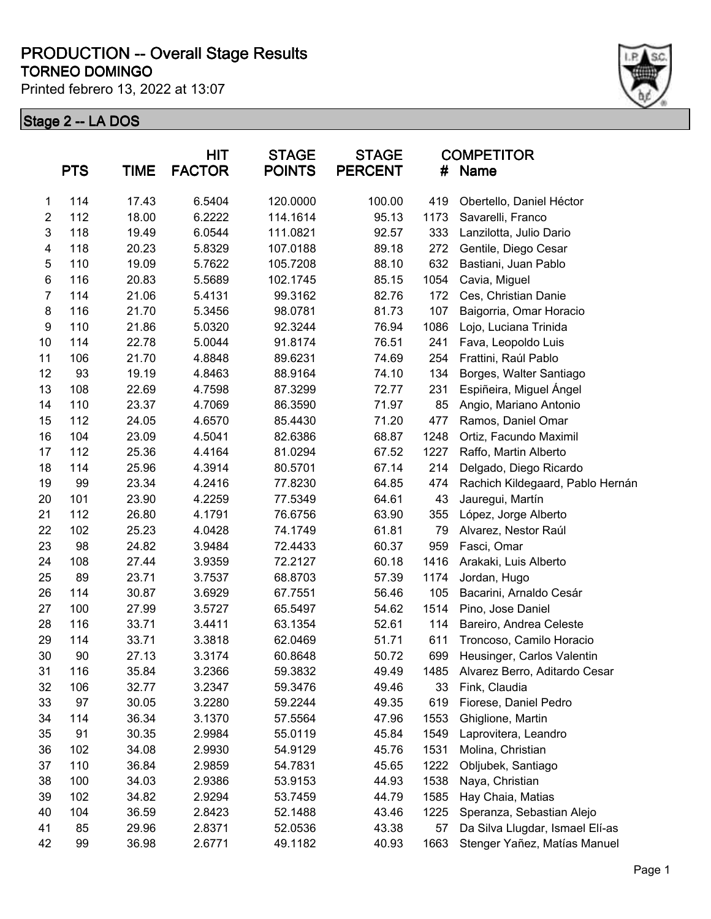# PRODUCTION -- Overall Stage Results

## TORNEO DOMINGO

Printed febrero 13, 2022 at 13:07

### Stage 2 -- LA DOS

| | PTS | TIME | HIT FACTOR | STAGE POINTS | STAGE PERCENT | # | COMPETITOR Name |
|---|---|---|---|---|---|---|---|
| 1 | 114 | 17.43 | 6.5404 | 120.0000 | 100.00 | 419 | Obertello, Daniel Héctor |
| 2 | 112 | 18.00 | 6.2222 | 114.1614 | 95.13 | 1173 | Savarelli, Franco |
| 3 | 118 | 19.49 | 6.0544 | 111.0821 | 92.57 | 333 | Lanzilotta, Julio Dario |
| 4 | 118 | 20.23 | 5.8329 | 107.0188 | 89.18 | 272 | Gentile, Diego Cesar |
| 5 | 110 | 19.09 | 5.7622 | 105.7208 | 88.10 | 632 | Bastiani, Juan Pablo |
| 6 | 116 | 20.83 | 5.5689 | 102.1745 | 85.15 | 1054 | Cavia, Miguel |
| 7 | 114 | 21.06 | 5.4131 | 99.3162 | 82.76 | 172 | Ces, Christian Danie |
| 8 | 116 | 21.70 | 5.3456 | 98.0781 | 81.73 | 107 | Baigorria, Omar Horacio |
| 9 | 110 | 21.86 | 5.0320 | 92.3244 | 76.94 | 1086 | Lojo, Luciana Trinida |
| 10 | 114 | 22.78 | 5.0044 | 91.8174 | 76.51 | 241 | Fava, Leopoldo Luis |
| 11 | 106 | 21.70 | 4.8848 | 89.6231 | 74.69 | 254 | Frattini, Raúl Pablo |
| 12 | 93 | 19.19 | 4.8463 | 88.9164 | 74.10 | 134 | Borges, Walter Santiago |
| 13 | 108 | 22.69 | 4.7598 | 87.3299 | 72.77 | 231 | Espiñeira, Miguel Ángel |
| 14 | 110 | 23.37 | 4.7069 | 86.3590 | 71.97 | 85 | Angio, Mariano Antonio |
| 15 | 112 | 24.05 | 4.6570 | 85.4430 | 71.20 | 477 | Ramos, Daniel Omar |
| 16 | 104 | 23.09 | 4.5041 | 82.6386 | 68.87 | 1248 | Ortiz, Facundo Maximil |
| 17 | 112 | 25.36 | 4.4164 | 81.0294 | 67.52 | 1227 | Raffo, Martin Alberto |
| 18 | 114 | 25.96 | 4.3914 | 80.5701 | 67.14 | 214 | Delgado, Diego Ricardo |
| 19 | 99 | 23.34 | 4.2416 | 77.8230 | 64.85 | 474 | Rachich Kildegaard, Pablo Hernán |
| 20 | 101 | 23.90 | 4.2259 | 77.5349 | 64.61 | 43 | Jauregui, Martín |
| 21 | 112 | 26.80 | 4.1791 | 76.6756 | 63.90 | 355 | López, Jorge Alberto |
| 22 | 102 | 25.23 | 4.0428 | 74.1749 | 61.81 | 79 | Alvarez, Nestor Raúl |
| 23 | 98 | 24.82 | 3.9484 | 72.4433 | 60.37 | 959 | Fasci, Omar |
| 24 | 108 | 27.44 | 3.9359 | 72.2127 | 60.18 | 1416 | Arakaki, Luis Alberto |
| 25 | 89 | 23.71 | 3.7537 | 68.8703 | 57.39 | 1174 | Jordan, Hugo |
| 26 | 114 | 30.87 | 3.6929 | 67.7551 | 56.46 | 105 | Bacarini, Arnaldo Cesár |
| 27 | 100 | 27.99 | 3.5727 | 65.5497 | 54.62 | 1514 | Pino, Jose Daniel |
| 28 | 116 | 33.71 | 3.4411 | 63.1354 | 52.61 | 114 | Bareiro, Andrea Celeste |
| 29 | 114 | 33.71 | 3.3818 | 62.0469 | 51.71 | 611 | Troncoso, Camilo Horacio |
| 30 | 90 | 27.13 | 3.3174 | 60.8648 | 50.72 | 699 | Heusinger, Carlos Valentin |
| 31 | 116 | 35.84 | 3.2366 | 59.3832 | 49.49 | 1485 | Alvarez Berro, Aditardo Cesar |
| 32 | 106 | 32.77 | 3.2347 | 59.3476 | 49.46 | 33 | Fink, Claudia |
| 33 | 97 | 30.05 | 3.2280 | 59.2244 | 49.35 | 619 | Fiorese, Daniel Pedro |
| 34 | 114 | 36.34 | 3.1370 | 57.5564 | 47.96 | 1553 | Ghiglione, Martin |
| 35 | 91 | 30.35 | 2.9984 | 55.0119 | 45.84 | 1549 | Laprovitera, Leandro |
| 36 | 102 | 34.08 | 2.9930 | 54.9129 | 45.76 | 1531 | Molina, Christian |
| 37 | 110 | 36.84 | 2.9859 | 54.7831 | 45.65 | 1222 | Obljubek, Santiago |
| 38 | 100 | 34.03 | 2.9386 | 53.9153 | 44.93 | 1538 | Naya, Christian |
| 39 | 102 | 34.82 | 2.9294 | 53.7459 | 44.79 | 1585 | Hay Chaia, Matias |
| 40 | 104 | 36.59 | 2.8423 | 52.1488 | 43.46 | 1225 | Speranza, Sebastian Alejo |
| 41 | 85 | 29.96 | 2.8371 | 52.0536 | 43.38 | 57 | Da Silva Llugdar, Ismael Elí-as |
| 42 | 99 | 36.98 | 2.6771 | 49.1182 | 40.93 | 1663 | Stenger Yañez, Matías Manuel |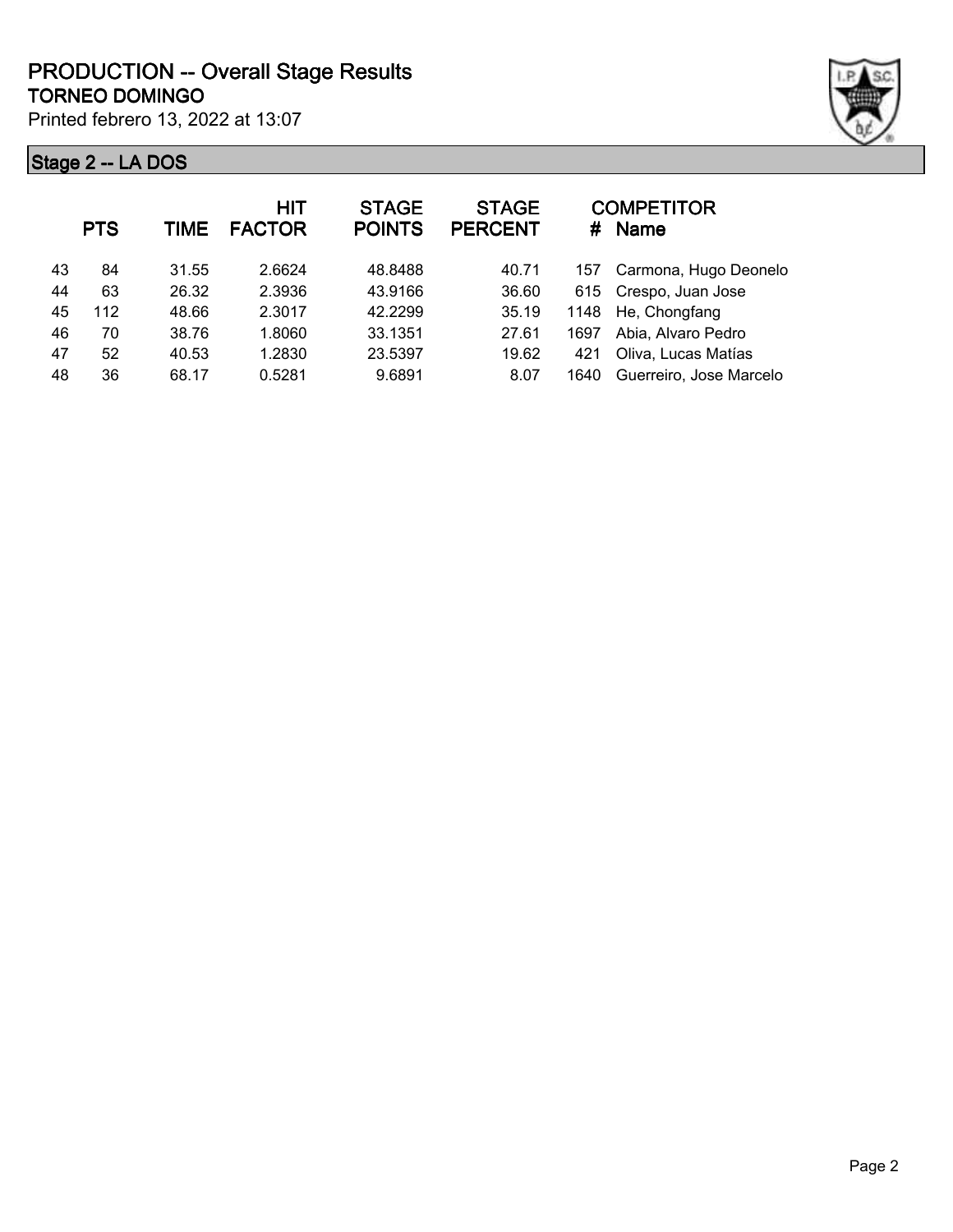# PRODUCTION -- Overall Stage Results

**TORNEO DOMINGO**

Printed febrero 13, 2022 at 13:07

## Stage 2 -- LA DOS

| | PTS | TIME | HIT FACTOR | STAGE POINTS | STAGE PERCENT | # | COMPETITOR Name |
|---|---|---|---|---|---|---|---|
| 43 | 84 | 31.55 | 2.6624 | 48.8488 | 40.71 | 157 | Carmona, Hugo Deonelo |
| 44 | 63 | 26.32 | 2.3936 | 43.9166 | 36.60 | 615 | Crespo, Juan Jose |
| 45 | 112 | 48.66 | 2.3017 | 42.2299 | 35.19 | 1148 | He, Chongfang |
| 46 | 70 | 38.76 | 1.8060 | 33.1351 | 27.61 | 1697 | Abia, Alvaro Pedro |
| 47 | 52 | 40.53 | 1.2830 | 23.5397 | 19.62 | 421 | Oliva, Lucas Matías |
| 48 | 36 | 68.17 | 0.5281 | 9.6891 | 8.07 | 1640 | Guerreiro, Jose Marcelo |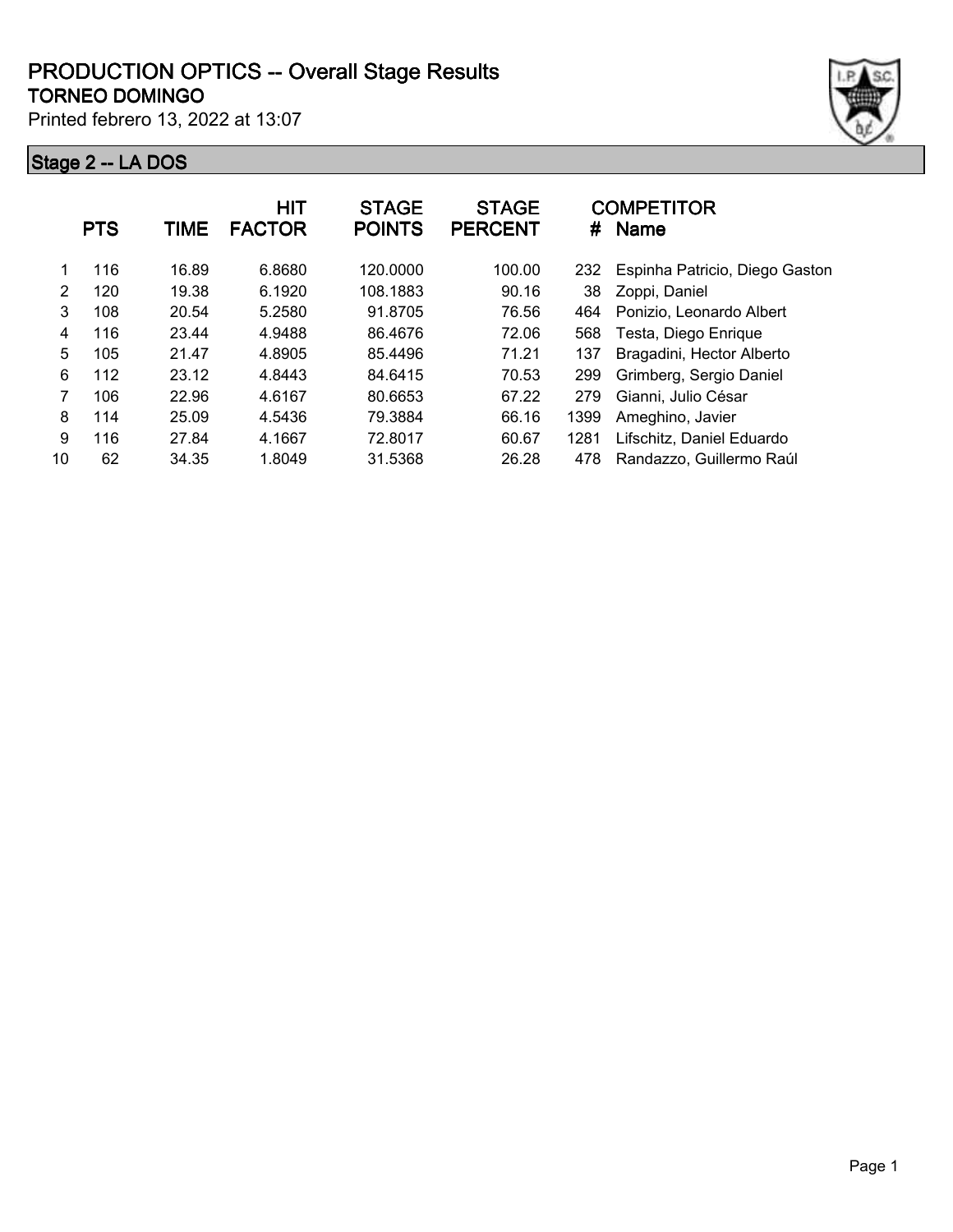# PRODUCTION OPTICS -- Overall Stage Results

## TORNEO DOMINGO

Printed febrero 13, 2022 at 13:07

### Stage 2 -- LA DOS

| | PTS | TIME | HIT FACTOR | STAGE POINTS | STAGE PERCENT | # | COMPETITOR Name |
|---|---|---|---|---|---|---|---|
| 1 | 116 | 16.89 | 6.8680 | 120.0000 | 100.00 | 232 | Espinha Patricio, Diego Gaston |
| 2 | 120 | 19.38 | 6.1920 | 108.1883 | 90.16 | 38 | Zoppi, Daniel |
| 3 | 108 | 20.54 | 5.2580 | 91.8705 | 76.56 | 464 | Ponizio, Leonardo Albert |
| 4 | 116 | 23.44 | 4.9488 | 86.4676 | 72.06 | 568 | Testa, Diego Enrique |
| 5 | 105 | 21.47 | 4.8905 | 85.4496 | 71.21 | 137 | Bragadini, Hector Alberto |
| 6 | 112 | 23.12 | 4.8443 | 84.6415 | 70.53 | 299 | Grimberg, Sergio Daniel |
| 7 | 106 | 22.96 | 4.6167 | 80.6653 | 67.22 | 279 | Gianni, Julio César |
| 8 | 114 | 25.09 | 4.5436 | 79.3884 | 66.16 | 1399 | Ameghino, Javier |
| 9 | 116 | 27.84 | 4.1667 | 72.8017 | 60.67 | 1281 | Lifschitz, Daniel Eduardo |
| 10 | 62 | 34.35 | 1.8049 | 31.5368 | 26.28 | 478 | Randazzo, Guillermo Raúl |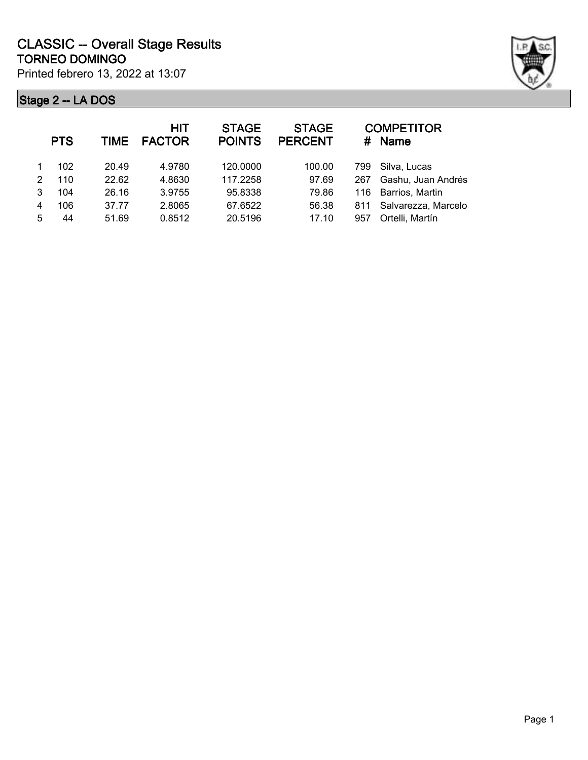# CLASSIC -- Overall Stage Results

## TORNEO DOMINGO

Printed febrero 13, 2022 at 13:07

### Stage 2 -- LA DOS

| | PTS | TIME | HIT FACTOR | STAGE POINTS | STAGE PERCENT | # | COMPETITOR Name |
|---|---|---|---|---|---|---|---|
| 1 | 102 | 20.49 | 4.9780 | 120.0000 | 100.00 | 799 | Silva, Lucas |
| 2 | 110 | 22.62 | 4.8630 | 117.2258 | 97.69 | 267 | Gashu, Juan Andrés |
| 3 | 104 | 26.16 | 3.9755 | 95.8338 | 79.86 | 116 | Barrios, Martin |
| 4 | 106 | 37.77 | 2.8065 | 67.6522 | 56.38 | 811 | Salvarezza, Marcelo |
| 5 | 44 | 51.69 | 0.8512 | 20.5196 | 17.10 | 957 | Ortelli, Martín |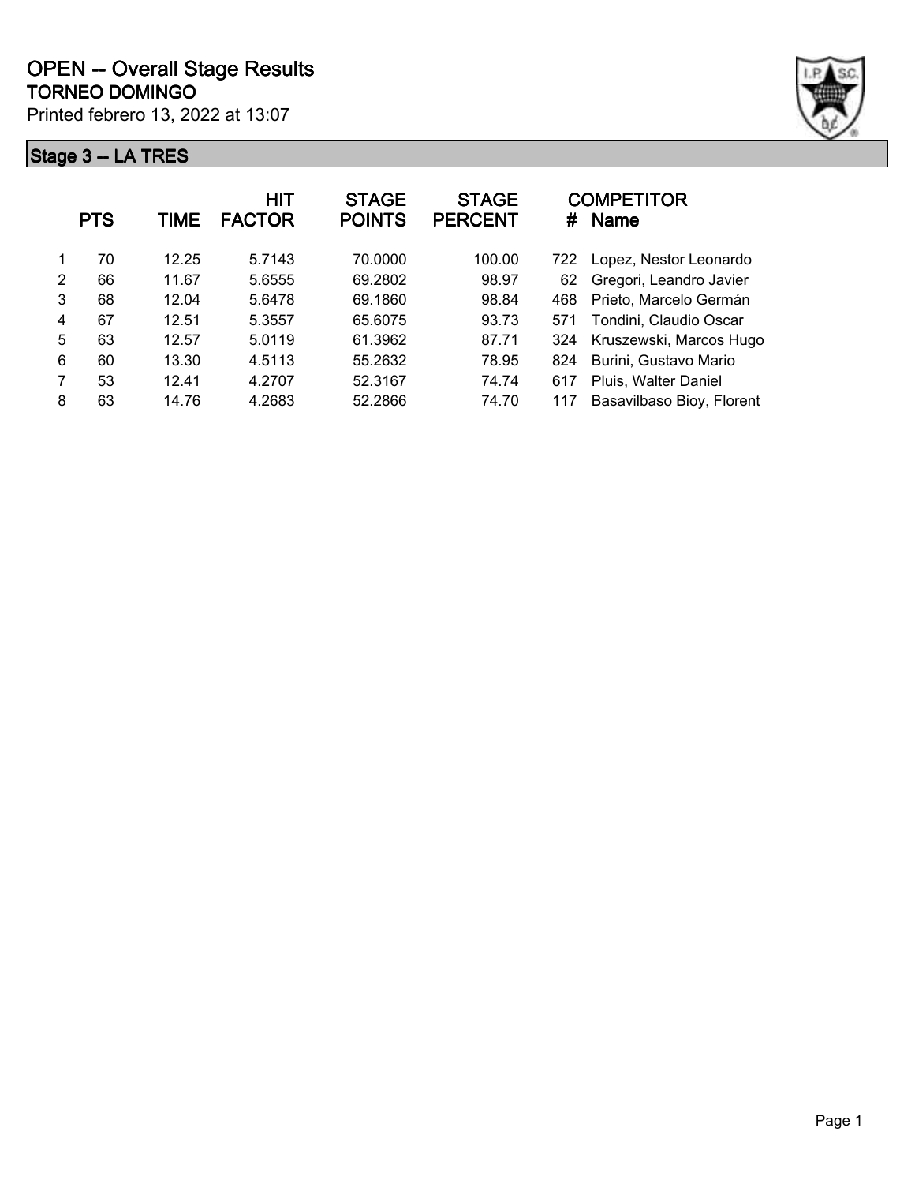# OPEN -- Overall Stage Results

## TORNEO DOMINGO

Printed febrero 13, 2022 at 13:07

### Stage 3 -- LA TRES

| | PTS | TIME | HIT FACTOR | STAGE POINTS | STAGE PERCENT | # | COMPETITOR Name |
|---|---|---|---|---|---|---|---|
| 1 | 70 | 12.25 | 5.7143 | 70.0000 | 100.00 | 722 | Lopez, Nestor Leonardo |
| 2 | 66 | 11.67 | 5.6555 | 69.2802 | 98.97 | 62 | Gregori, Leandro Javier |
| 3 | 68 | 12.04 | 5.6478 | 69.1860 | 98.84 | 468 | Prieto, Marcelo Germán |
| 4 | 67 | 12.51 | 5.3557 | 65.6075 | 93.73 | 571 | Tondini, Claudio Oscar |
| 5 | 63 | 12.57 | 5.0119 | 61.3962 | 87.71 | 324 | Kruszewski, Marcos Hugo |
| 6 | 60 | 13.30 | 4.5113 | 55.2632 | 78.95 | 824 | Burini, Gustavo Mario |
| 7 | 53 | 12.41 | 4.2707 | 52.3167 | 74.74 | 617 | Pluis, Walter Daniel |
| 8 | 63 | 14.76 | 4.2683 | 52.2866 | 74.70 | 117 | Basavilbaso Bioy, Florent |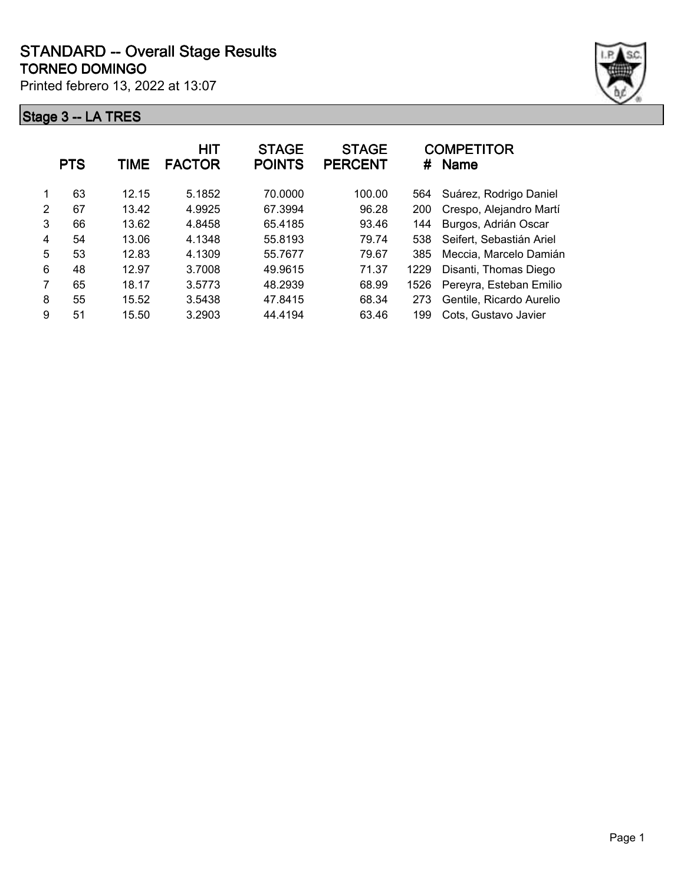# STANDARD -- Overall Stage Results

## TORNEO DOMINGO

Printed febrero 13, 2022 at 13:07

### Stage 3 -- LA TRES

| | PTS | TIME | HIT FACTOR | STAGE POINTS | STAGE PERCENT | # | COMPETITOR Name |
|---|---|---|---|---|---|---|---|
| 1 | 63 | 12.15 | 5.1852 | 70.0000 | 100.00 | 564 | Suárez, Rodrigo Daniel |
| 2 | 67 | 13.42 | 4.9925 | 67.3994 | 96.28 | 200 | Crespo, Alejandro Martí |
| 3 | 66 | 13.62 | 4.8458 | 65.4185 | 93.46 | 144 | Burgos, Adrián Oscar |
| 4 | 54 | 13.06 | 4.1348 | 55.8193 | 79.74 | 538 | Seifert, Sebastián Ariel |
| 5 | 53 | 12.83 | 4.1309 | 55.7677 | 79.67 | 385 | Meccia, Marcelo Damián |
| 6 | 48 | 12.97 | 3.7008 | 49.9615 | 71.37 | 1229 | Disanti, Thomas Diego |
| 7 | 65 | 18.17 | 3.5773 | 48.2939 | 68.99 | 1526 | Pereyra, Esteban Emilio |
| 8 | 55 | 15.52 | 3.5438 | 47.8415 | 68.34 | 273 | Gentile, Ricardo Aurelio |
| 9 | 51 | 15.50 | 3.2903 | 44.4194 | 63.46 | 199 | Cots, Gustavo Javier |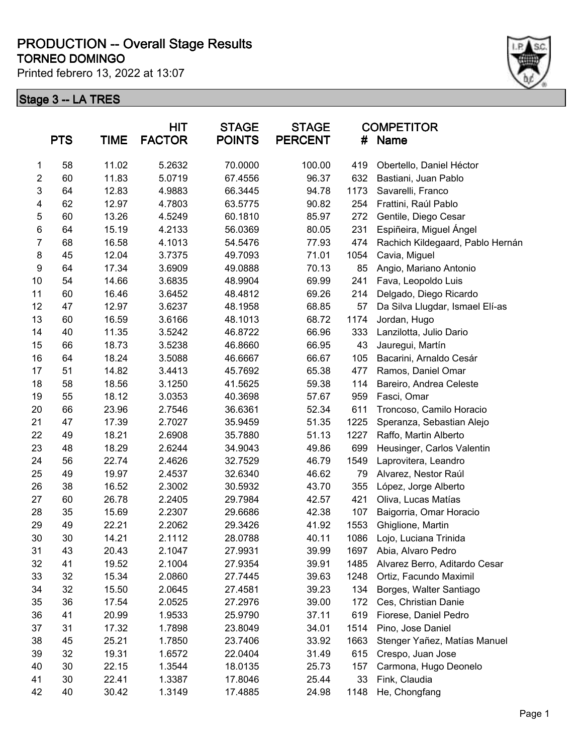# PRODUCTION -- Overall Stage Results

## TORNEO DOMINGO

Printed febrero 13, 2022 at 13:07

### Stage 3 -- LA TRES

| | PTS | TIME | HIT FACTOR | STAGE POINTS | STAGE PERCENT | # | COMPETITOR Name |
|---|---|---|---|---|---|---|---|
| 1 | 58 | 11.02 | 5.2632 | 70.0000 | 100.00 | 419 | Obertello, Daniel Héctor |
| 2 | 60 | 11.83 | 5.0719 | 67.4556 | 96.37 | 632 | Bastiani, Juan Pablo |
| 3 | 64 | 12.83 | 4.9883 | 66.3445 | 94.78 | 1173 | Savarelli, Franco |
| 4 | 62 | 12.97 | 4.7803 | 63.5775 | 90.82 | 254 | Frattini, Raúl Pablo |
| 5 | 60 | 13.26 | 4.5249 | 60.1810 | 85.97 | 272 | Gentile, Diego Cesar |
| 6 | 64 | 15.19 | 4.2133 | 56.0369 | 80.05 | 231 | Espiñeira, Miguel Ángel |
| 7 | 68 | 16.58 | 4.1013 | 54.5476 | 77.93 | 474 | Rachich Kildegaard, Pablo Hernán |
| 8 | 45 | 12.04 | 3.7375 | 49.7093 | 71.01 | 1054 | Cavia, Miguel |
| 9 | 64 | 17.34 | 3.6909 | 49.0888 | 70.13 | 85 | Angio, Mariano Antonio |
| 10 | 54 | 14.66 | 3.6835 | 48.9904 | 69.99 | 241 | Fava, Leopoldo Luis |
| 11 | 60 | 16.46 | 3.6452 | 48.4812 | 69.26 | 214 | Delgado, Diego Ricardo |
| 12 | 47 | 12.97 | 3.6237 | 48.1958 | 68.85 | 57 | Da Silva Llugdar, Ismael Elí-as |
| 13 | 60 | 16.59 | 3.6166 | 48.1013 | 68.72 | 1174 | Jordan, Hugo |
| 14 | 40 | 11.35 | 3.5242 | 46.8722 | 66.96 | 333 | Lanzilotta, Julio Dario |
| 15 | 66 | 18.73 | 3.5238 | 46.8660 | 66.95 | 43 | Jauregui, Martín |
| 16 | 64 | 18.24 | 3.5088 | 46.6667 | 66.67 | 105 | Bacarini, Arnaldo Cesár |
| 17 | 51 | 14.82 | 3.4413 | 45.7692 | 65.38 | 477 | Ramos, Daniel Omar |
| 18 | 58 | 18.56 | 3.1250 | 41.5625 | 59.38 | 114 | Bareiro, Andrea Celeste |
| 19 | 55 | 18.12 | 3.0353 | 40.3698 | 57.67 | 959 | Fasci, Omar |
| 20 | 66 | 23.96 | 2.7546 | 36.6361 | 52.34 | 611 | Troncoso, Camilo Horacio |
| 21 | 47 | 17.39 | 2.7027 | 35.9459 | 51.35 | 1225 | Speranza, Sebastian Alejo |
| 22 | 49 | 18.21 | 2.6908 | 35.7880 | 51.13 | 1227 | Raffo, Martin Alberto |
| 23 | 48 | 18.29 | 2.6244 | 34.9043 | 49.86 | 699 | Heusinger, Carlos Valentin |
| 24 | 56 | 22.74 | 2.4626 | 32.7529 | 46.79 | 1549 | Laprovitera, Leandro |
| 25 | 49 | 19.97 | 2.4537 | 32.6340 | 46.62 | 79 | Alvarez, Nestor Raúl |
| 26 | 38 | 16.52 | 2.3002 | 30.5932 | 43.70 | 355 | López, Jorge Alberto |
| 27 | 60 | 26.78 | 2.2405 | 29.7984 | 42.57 | 421 | Oliva, Lucas Matías |
| 28 | 35 | 15.69 | 2.2307 | 29.6686 | 42.38 | 107 | Baigorria, Omar Horacio |
| 29 | 49 | 22.21 | 2.2062 | 29.3426 | 41.92 | 1553 | Ghiglione, Martin |
| 30 | 30 | 14.21 | 2.1112 | 28.0788 | 40.11 | 1086 | Lojo, Luciana Trinida |
| 31 | 43 | 20.43 | 2.1047 | 27.9931 | 39.99 | 1697 | Abia, Alvaro Pedro |
| 32 | 41 | 19.52 | 2.1004 | 27.9354 | 39.91 | 1485 | Alvarez Berro, Aditardo Cesar |
| 33 | 32 | 15.34 | 2.0860 | 27.7445 | 39.63 | 1248 | Ortiz, Facundo Maximil |
| 34 | 32 | 15.50 | 2.0645 | 27.4581 | 39.23 | 134 | Borges, Walter Santiago |
| 35 | 36 | 17.54 | 2.0525 | 27.2976 | 39.00 | 172 | Ces, Christian Danie |
| 36 | 41 | 20.99 | 1.9533 | 25.9790 | 37.11 | 619 | Fiorese, Daniel Pedro |
| 37 | 31 | 17.32 | 1.7898 | 23.8049 | 34.01 | 1514 | Pino, Jose Daniel |
| 38 | 45 | 25.21 | 1.7850 | 23.7406 | 33.92 | 1663 | Stenger Yañez, Matías Manuel |
| 39 | 32 | 19.31 | 1.6572 | 22.0404 | 31.49 | 615 | Crespo, Juan Jose |
| 40 | 30 | 22.15 | 1.3544 | 18.0135 | 25.73 | 157 | Carmona, Hugo Deonelo |
| 41 | 30 | 22.41 | 1.3387 | 17.8046 | 25.44 | 33 | Fink, Claudia |
| 42 | 40 | 30.42 | 1.3149 | 17.4885 | 24.98 | 1148 | He, Chongfang |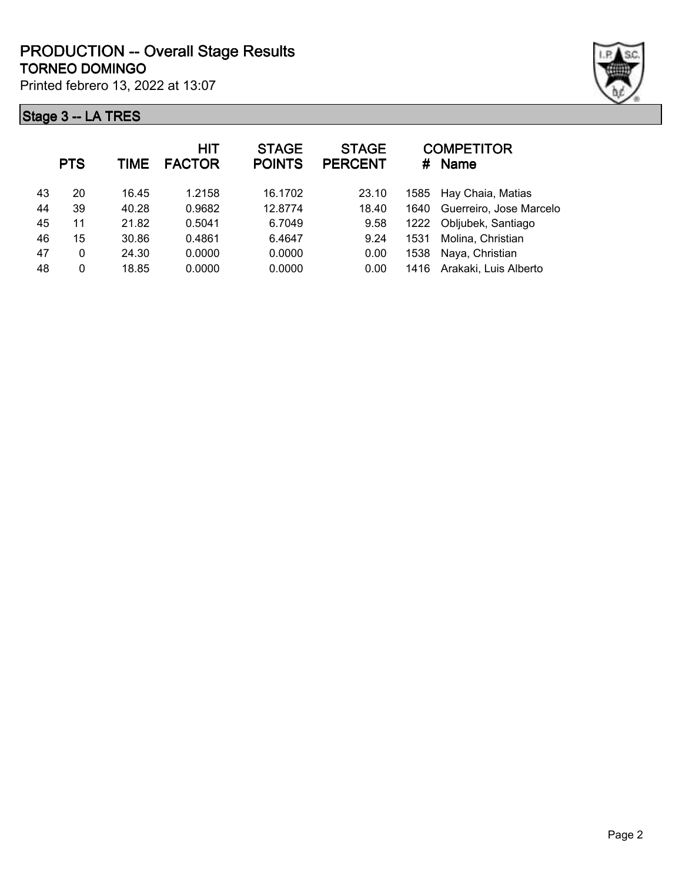# PRODUCTION -- Overall Stage Results

## TORNEO DOMINGO

Printed febrero 13, 2022 at 13:07

## Stage 3 -- LA TRES

| | PTS | TIME | HIT FACTOR | STAGE POINTS | STAGE PERCENT | # | COMPETITOR Name |
|---|---|---|---|---|---|---|---|
| 43 | 20 | 16.45 | 1.2158 | 16.1702 | 23.10 | 1585 | Hay Chaia, Matias |
| 44 | 39 | 40.28 | 0.9682 | 12.8774 | 18.40 | 1640 | Guerreiro, Jose Marcelo |
| 45 | 11 | 21.82 | 0.5041 | 6.7049 | 9.58 | 1222 | Obljubek, Santiago |
| 46 | 15 | 30.86 | 0.4861 | 6.4647 | 9.24 | 1531 | Molina, Christian |
| 47 | 0 | 24.30 | 0.0000 | 0.0000 | 0.00 | 1538 | Naya, Christian |
| 48 | 0 | 18.85 | 0.0000 | 0.0000 | 0.00 | 1416 | Arakaki, Luis Alberto |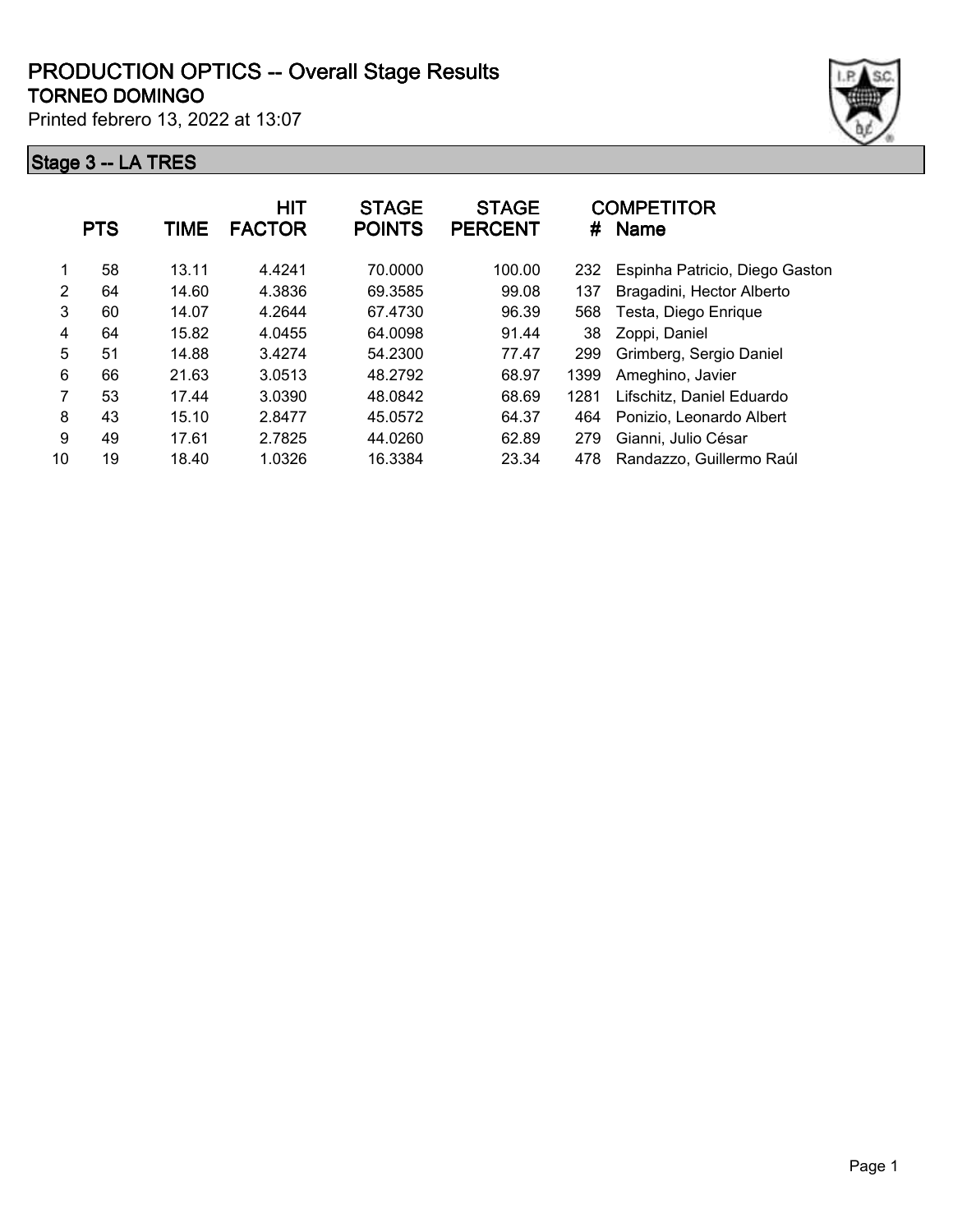# PRODUCTION OPTICS -- Overall Stage Results

## TORNEO DOMINGO

Printed febrero 13, 2022 at 13:07

### Stage 3 -- LA TRES

| | PTS | TIME | HIT FACTOR | STAGE POINTS | STAGE PERCENT | # | COMPETITOR Name |
|---|---|---|---|---|---|---|---|
| 1 | 58 | 13.11 | 4.4241 | 70.0000 | 100.00 | 232 | Espinha Patricio, Diego Gaston |
| 2 | 64 | 14.60 | 4.3836 | 69.3585 | 99.08 | 137 | Bragadini, Hector Alberto |
| 3 | 60 | 14.07 | 4.2644 | 67.4730 | 96.39 | 568 | Testa, Diego Enrique |
| 4 | 64 | 15.82 | 4.0455 | 64.0098 | 91.44 | 38 | Zoppi, Daniel |
| 5 | 51 | 14.88 | 3.4274 | 54.2300 | 77.47 | 299 | Grimberg, Sergio Daniel |
| 6 | 66 | 21.63 | 3.0513 | 48.2792 | 68.97 | 1399 | Ameghino, Javier |
| 7 | 53 | 17.44 | 3.0390 | 48.0842 | 68.69 | 1281 | Lifschitz, Daniel Eduardo |
| 8 | 43 | 15.10 | 2.8477 | 45.0572 | 64.37 | 464 | Ponizio, Leonardo Albert |
| 9 | 49 | 17.61 | 2.7825 | 44.0260 | 62.89 | 279 | Gianni, Julio César |
| 10 | 19 | 18.40 | 1.0326 | 16.3384 | 23.34 | 478 | Randazzo, Guillermo Raúl |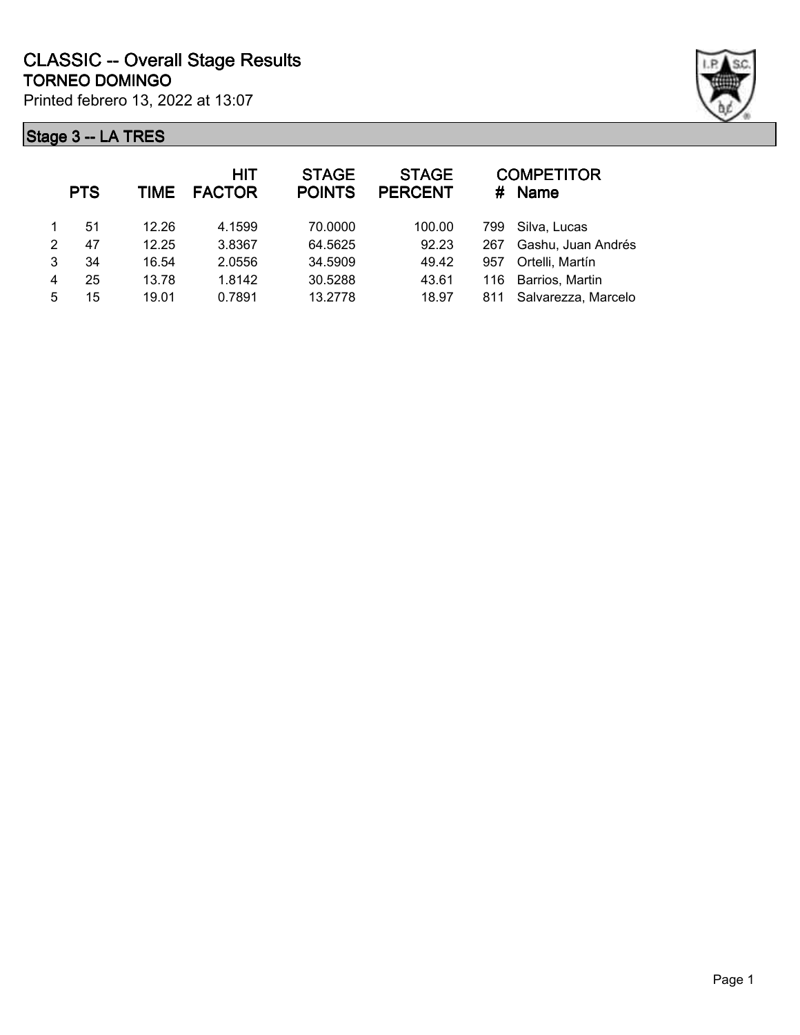# CLASSIC -- Overall Stage Results

## TORNEO DOMINGO

Printed febrero 13, 2022 at 13:07

### Stage 3 -- LA TRES

| | PTS | TIME | HIT FACTOR | STAGE POINTS | STAGE PERCENT | # | COMPETITOR Name |
|---|---|---|---|---|---|---|---|
| 1 | 51 | 12.26 | 4.1599 | 70.0000 | 100.00 | 799 | Silva, Lucas |
| 2 | 47 | 12.25 | 3.8367 | 64.5625 | 92.23 | 267 | Gashu, Juan Andrés |
| 3 | 34 | 16.54 | 2.0556 | 34.5909 | 49.42 | 957 | Ortelli, Martín |
| 4 | 25 | 13.78 | 1.8142 | 30.5288 | 43.61 | 116 | Barrios, Martin |
| 5 | 15 | 19.01 | 0.7891 | 13.2778 | 18.97 | 811 | Salvarezza, Marcelo |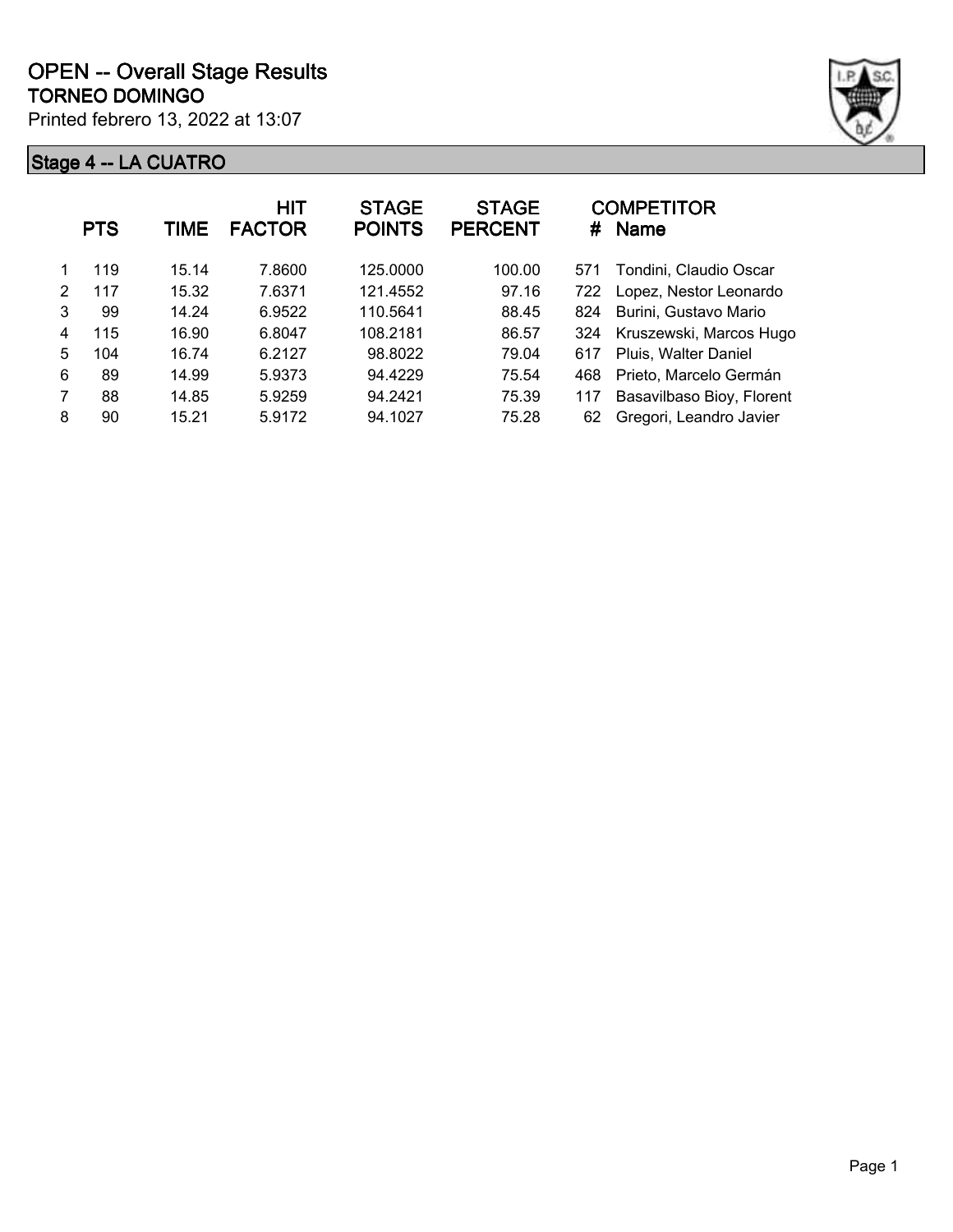# OPEN -- Overall Stage Results

**TORNEO DOMINGO**

Printed febrero 13, 2022 at 13:07

## Stage 4 -- LA CUATRO

| | PTS | TIME | HIT FACTOR | STAGE POINTS | STAGE PERCENT | COMPETITOR # | Name |
|---|---|---|---|---|---|---|---|
| 1 | 119 | 15.14 | 7.8600 | 125.0000 | 100.00 | 571 | Tondini, Claudio Oscar |
| 2 | 117 | 15.32 | 7.6371 | 121.4552 | 97.16 | 722 | Lopez, Nestor Leonardo |
| 3 | 99 | 14.24 | 6.9522 | 110.5641 | 88.45 | 824 | Burini, Gustavo Mario |
| 4 | 115 | 16.90 | 6.8047 | 108.2181 | 86.57 | 324 | Kruszewski, Marcos Hugo |
| 5 | 104 | 16.74 | 6.2127 | 98.8022 | 79.04 | 617 | Pluis, Walter Daniel |
| 6 | 89 | 14.99 | 5.9373 | 94.4229 | 75.54 | 468 | Prieto, Marcelo Germán |
| 7 | 88 | 14.85 | 5.9259 | 94.2421 | 75.39 | 117 | Basavilbaso Bioy, Florent |
| 8 | 90 | 15.21 | 5.9172 | 94.1027 | 75.28 | 62 | Gregori, Leandro Javier |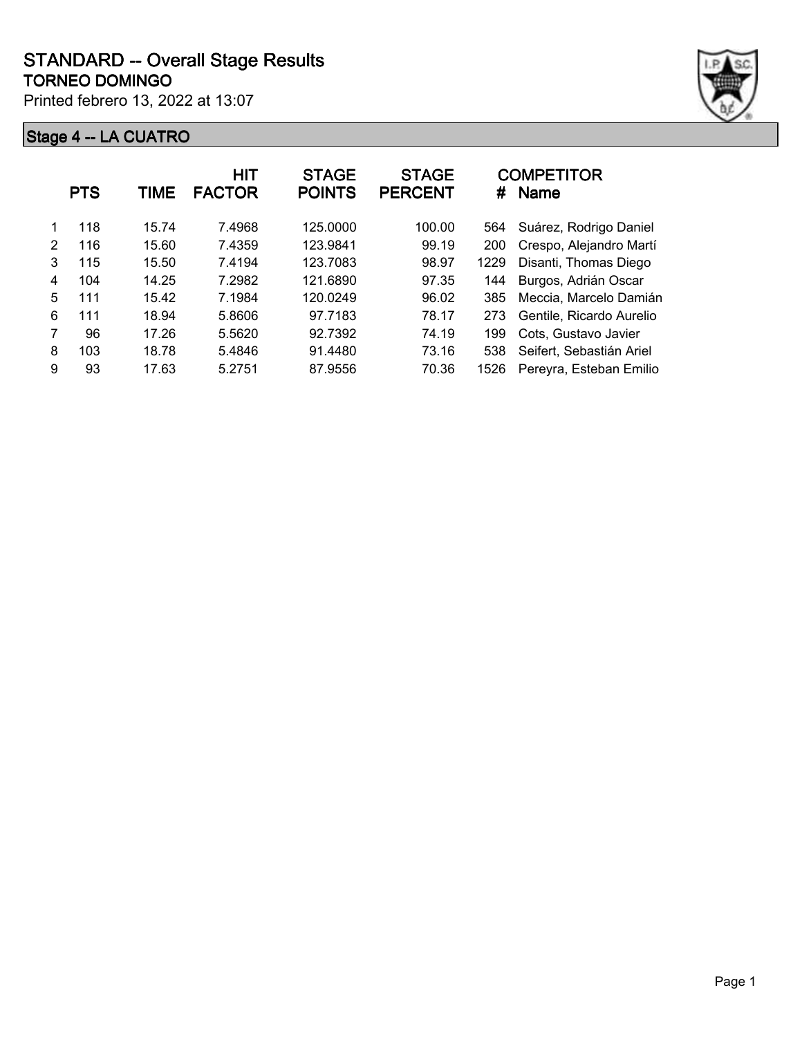# STANDARD -- Overall Stage Results

**TORNEO DOMINGO**

Printed febrero 13, 2022 at 13:07

## Stage 4 -- LA CUATRO

| | PTS | TIME | HIT FACTOR | STAGE POINTS | STAGE PERCENT | # | COMPETITOR Name |
|---|---|---|---|---|---|---|---|
| 1 | 118 | 15.74 | 7.4968 | 125.0000 | 100.00 | 564 | Suárez, Rodrigo Daniel |
| 2 | 116 | 15.60 | 7.4359 | 123.9841 | 99.19 | 200 | Crespo, Alejandro Martí |
| 3 | 115 | 15.50 | 7.4194 | 123.7083 | 98.97 | 1229 | Disanti, Thomas Diego |
| 4 | 104 | 14.25 | 7.2982 | 121.6890 | 97.35 | 144 | Burgos, Adrián Oscar |
| 5 | 111 | 15.42 | 7.1984 | 120.0249 | 96.02 | 385 | Meccia, Marcelo Damián |
| 6 | 111 | 18.94 | 5.8606 | 97.7183 | 78.17 | 273 | Gentile, Ricardo Aurelio |
| 7 | 96 | 17.26 | 5.5620 | 92.7392 | 74.19 | 199 | Cots, Gustavo Javier |
| 8 | 103 | 18.78 | 5.4846 | 91.4480 | 73.16 | 538 | Seifert, Sebastián Ariel |
| 9 | 93 | 17.63 | 5.2751 | 87.9556 | 70.36 | 1526 | Pereyra, Esteban Emilio |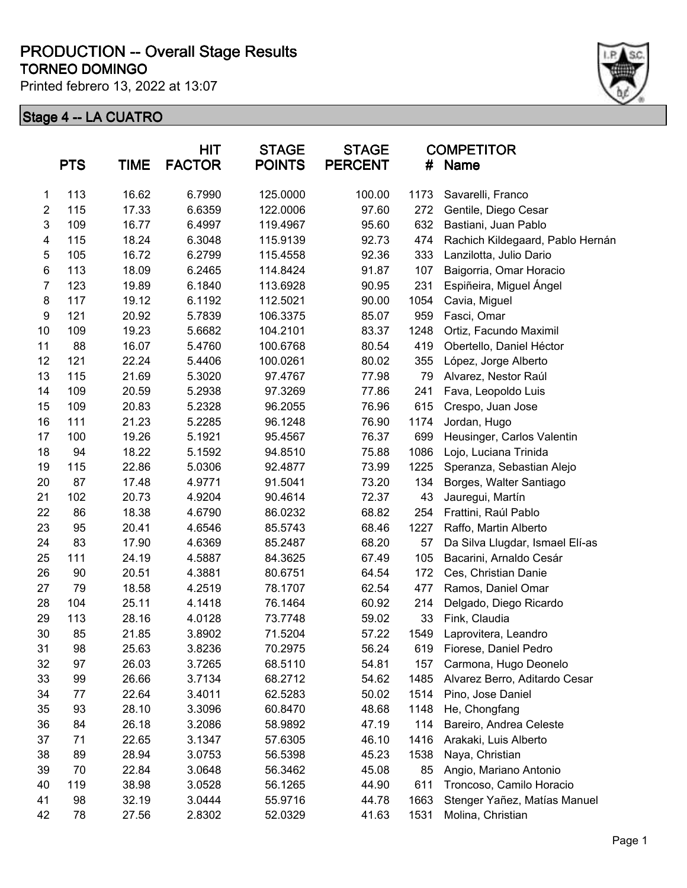# PRODUCTION -- Overall Stage Results

## TORNEO DOMINGO

Printed febrero 13, 2022 at 13:07

### Stage 4 -- LA CUATRO

| | PTS | TIME | HIT FACTOR | STAGE POINTS | STAGE PERCENT | # | COMPETITOR Name |
|---|---|---|---|---|---|---|---|
| 1 | 113 | 16.62 | 6.7990 | 125.0000 | 100.00 | 1173 | Savarelli, Franco |
| 2 | 115 | 17.33 | 6.6359 | 122.0006 | 97.60 | 272 | Gentile, Diego Cesar |
| 3 | 109 | 16.77 | 6.4997 | 119.4967 | 95.60 | 632 | Bastiani, Juan Pablo |
| 4 | 115 | 18.24 | 6.3048 | 115.9139 | 92.73 | 474 | Rachich Kildegaard, Pablo Hernán |
| 5 | 105 | 16.72 | 6.2799 | 115.4558 | 92.36 | 333 | Lanzilotta, Julio Dario |
| 6 | 113 | 18.09 | 6.2465 | 114.8424 | 91.87 | 107 | Baigorria, Omar Horacio |
| 7 | 123 | 19.89 | 6.1840 | 113.6928 | 90.95 | 231 | Espiñeira, Miguel Ángel |
| 8 | 117 | 19.12 | 6.1192 | 112.5021 | 90.00 | 1054 | Cavia, Miguel |
| 9 | 121 | 20.92 | 5.7839 | 106.3375 | 85.07 | 959 | Fasci, Omar |
| 10 | 109 | 19.23 | 5.6682 | 104.2101 | 83.37 | 1248 | Ortiz, Facundo Maximil |
| 11 | 88 | 16.07 | 5.4760 | 100.6768 | 80.54 | 419 | Obertello, Daniel Héctor |
| 12 | 121 | 22.24 | 5.4406 | 100.0261 | 80.02 | 355 | López, Jorge Alberto |
| 13 | 115 | 21.69 | 5.3020 | 97.4767 | 77.98 | 79 | Alvarez, Nestor Raúl |
| 14 | 109 | 20.59 | 5.2938 | 97.3269 | 77.86 | 241 | Fava, Leopoldo Luis |
| 15 | 109 | 20.83 | 5.2328 | 96.2055 | 76.96 | 615 | Crespo, Juan Jose |
| 16 | 111 | 21.23 | 5.2285 | 96.1248 | 76.90 | 1174 | Jordan, Hugo |
| 17 | 100 | 19.26 | 5.1921 | 95.4567 | 76.37 | 699 | Heusinger, Carlos Valentin |
| 18 | 94 | 18.22 | 5.1592 | 94.8510 | 75.88 | 1086 | Lojo, Luciana Trinida |
| 19 | 115 | 22.86 | 5.0306 | 92.4877 | 73.99 | 1225 | Speranza, Sebastian Alejo |
| 20 | 87 | 17.48 | 4.9771 | 91.5041 | 73.20 | 134 | Borges, Walter Santiago |
| 21 | 102 | 20.73 | 4.9204 | 90.4614 | 72.37 | 43 | Jauregui, Martín |
| 22 | 86 | 18.38 | 4.6790 | 86.0232 | 68.82 | 254 | Frattini, Raúl Pablo |
| 23 | 95 | 20.41 | 4.6546 | 85.5743 | 68.46 | 1227 | Raffo, Martin Alberto |
| 24 | 83 | 17.90 | 4.6369 | 85.2487 | 68.20 | 57 | Da Silva Llugdar, Ismael Elí-as |
| 25 | 111 | 24.19 | 4.5887 | 84.3625 | 67.49 | 105 | Bacarini, Arnaldo Cesár |
| 26 | 90 | 20.51 | 4.3881 | 80.6751 | 64.54 | 172 | Ces, Christian Danie |
| 27 | 79 | 18.58 | 4.2519 | 78.1707 | 62.54 | 477 | Ramos, Daniel Omar |
| 28 | 104 | 25.11 | 4.1418 | 76.1464 | 60.92 | 214 | Delgado, Diego Ricardo |
| 29 | 113 | 28.16 | 4.0128 | 73.7748 | 59.02 | 33 | Fink, Claudia |
| 30 | 85 | 21.85 | 3.8902 | 71.5204 | 57.22 | 1549 | Laprovitera, Leandro |
| 31 | 98 | 25.63 | 3.8236 | 70.2975 | 56.24 | 619 | Fiorese, Daniel Pedro |
| 32 | 97 | 26.03 | 3.7265 | 68.5110 | 54.81 | 157 | Carmona, Hugo Deonelo |
| 33 | 99 | 26.66 | 3.7134 | 68.2712 | 54.62 | 1485 | Alvarez Berro, Aditardo Cesar |
| 34 | 77 | 22.64 | 3.4011 | 62.5283 | 50.02 | 1514 | Pino, Jose Daniel |
| 35 | 93 | 28.10 | 3.3096 | 60.8470 | 48.68 | 1148 | He, Chongfang |
| 36 | 84 | 26.18 | 3.2086 | 58.9892 | 47.19 | 114 | Bareiro, Andrea Celeste |
| 37 | 71 | 22.65 | 3.1347 | 57.6305 | 46.10 | 1416 | Arakaki, Luis Alberto |
| 38 | 89 | 28.94 | 3.0753 | 56.5398 | 45.23 | 1538 | Naya, Christian |
| 39 | 70 | 22.84 | 3.0648 | 56.3462 | 45.08 | 85 | Angio, Mariano Antonio |
| 40 | 119 | 38.98 | 3.0528 | 56.1265 | 44.90 | 611 | Troncoso, Camilo Horacio |
| 41 | 98 | 32.19 | 3.0444 | 55.9716 | 44.78 | 1663 | Stenger Yañez, Matías Manuel |
| 42 | 78 | 27.56 | 2.8302 | 52.0329 | 41.63 | 1531 | Molina, Christian |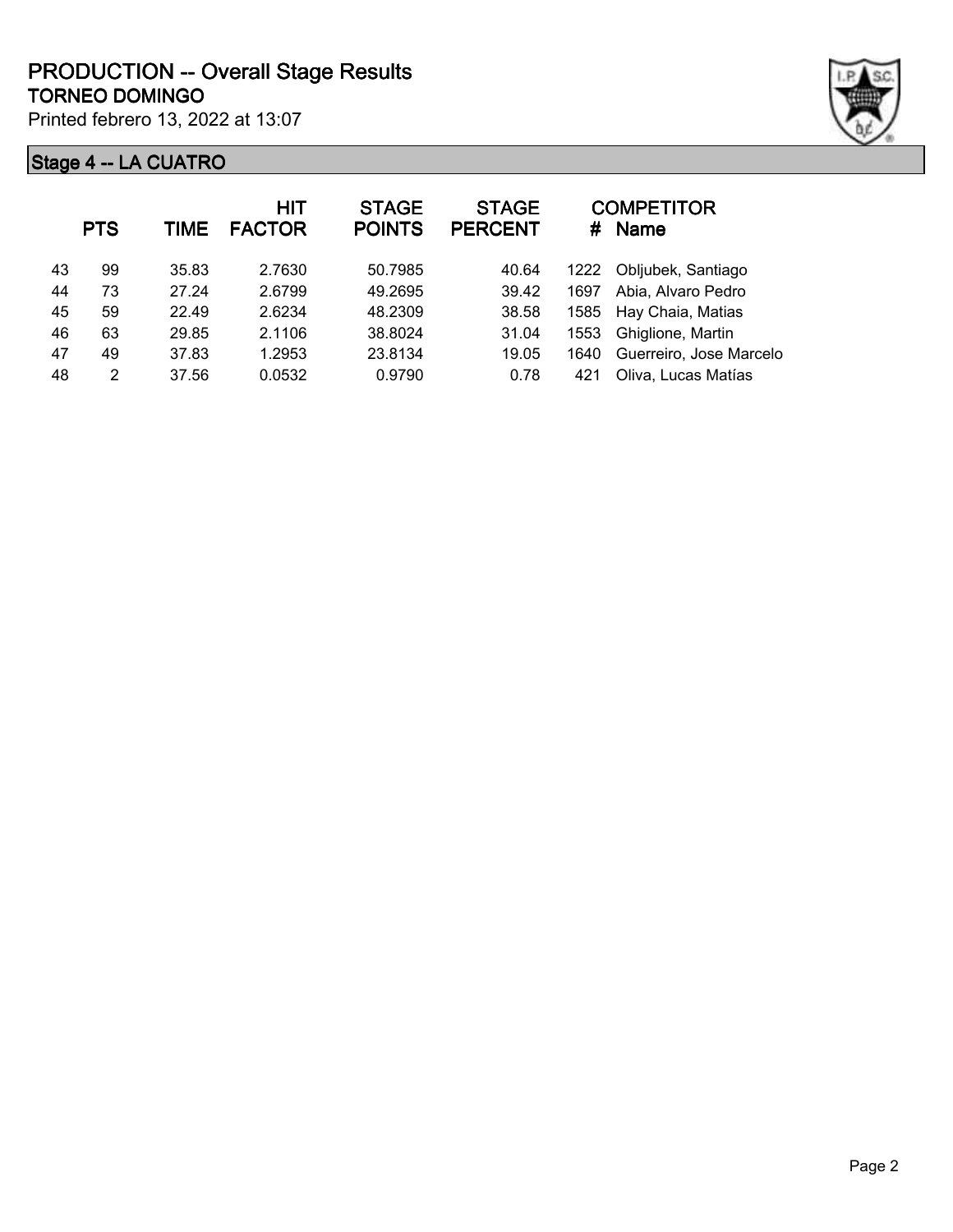# PRODUCTION -- Overall Stage Results

## TORNEO DOMINGO

Printed febrero 13, 2022 at 13:07

### Stage 4 -- LA CUATRO

| | PTS | TIME | HIT FACTOR | STAGE POINTS | STAGE PERCENT | # | COMPETITOR Name |
|---|---|---|---|---|---|---|---|
| 43 | 99 | 35.83 | 2.7630 | 50.7985 | 40.64 | 1222 | Obljubek, Santiago |
| 44 | 73 | 27.24 | 2.6799 | 49.2695 | 39.42 | 1697 | Abia, Alvaro Pedro |
| 45 | 59 | 22.49 | 2.6234 | 48.2309 | 38.58 | 1585 | Hay Chaia, Matias |
| 46 | 63 | 29.85 | 2.1106 | 38.8024 | 31.04 | 1553 | Ghiglione, Martin |
| 47 | 49 | 37.83 | 1.2953 | 23.8134 | 19.05 | 1640 | Guerreiro, Jose Marcelo |
| 48 | 2 | 37.56 | 0.0532 | 0.9790 | 0.78 | 421 | Oliva, Lucas Matías |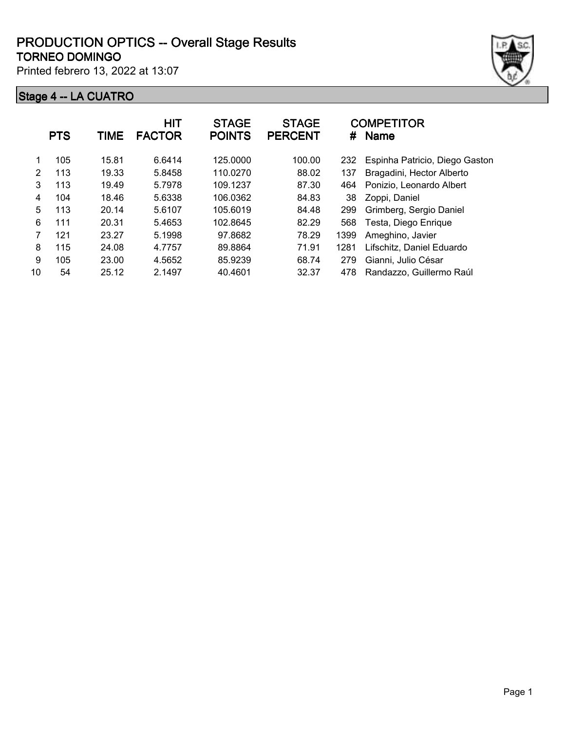# PRODUCTION OPTICS -- Overall Stage Results

## TORNEO DOMINGO

Printed febrero 13, 2022 at 13:07

### Stage 4 -- LA CUATRO

| | PTS | TIME | HIT FACTOR | STAGE POINTS | STAGE PERCENT | # | COMPETITOR Name |
|---|---|---|---|---|---|---|---|
| 1 | 105 | 15.81 | 6.6414 | 125.0000 | 100.00 | 232 | Espinha Patricio, Diego Gaston |
| 2 | 113 | 19.33 | 5.8458 | 110.0270 | 88.02 | 137 | Bragadini, Hector Alberto |
| 3 | 113 | 19.49 | 5.7978 | 109.1237 | 87.30 | 464 | Ponizio, Leonardo Albert |
| 4 | 104 | 18.46 | 5.6338 | 106.0362 | 84.83 | 38 | Zoppi, Daniel |
| 5 | 113 | 20.14 | 5.6107 | 105.6019 | 84.48 | 299 | Grimberg, Sergio Daniel |
| 6 | 111 | 20.31 | 5.4653 | 102.8645 | 82.29 | 568 | Testa, Diego Enrique |
| 7 | 121 | 23.27 | 5.1998 | 97.8682 | 78.29 | 1399 | Ameghino, Javier |
| 8 | 115 | 24.08 | 4.7757 | 89.8864 | 71.91 | 1281 | Lifschitz, Daniel Eduardo |
| 9 | 105 | 23.00 | 4.5652 | 85.9239 | 68.74 | 279 | Gianni, Julio César |
| 10 | 54 | 25.12 | 2.1497 | 40.4601 | 32.37 | 478 | Randazzo, Guillermo Raúl |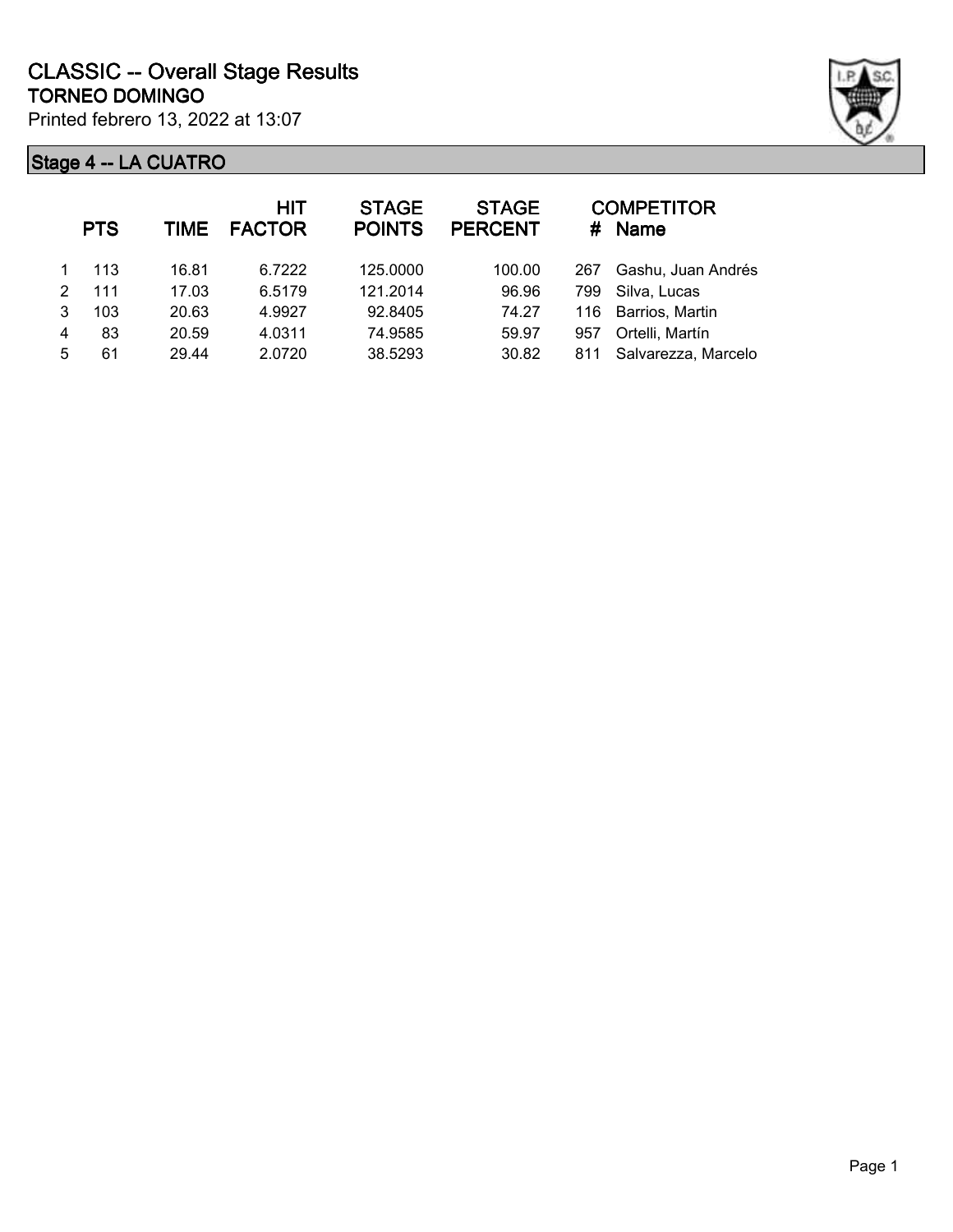# CLASSIC -- Overall Stage Results

## TORNEO DOMINGO

Printed febrero 13, 2022 at 13:07

### Stage 4 -- LA CUATRO

| | PTS | TIME | HIT FACTOR | STAGE POINTS | STAGE PERCENT | # | COMPETITOR Name |
|---|---|---|---|---|---|---|---|
| 1 | 113 | 16.81 | 6.7222 | 125.0000 | 100.00 | 267 | Gashu, Juan Andrés |
| 2 | 111 | 17.03 | 6.5179 | 121.2014 | 96.96 | 799 | Silva, Lucas |
| 3 | 103 | 20.63 | 4.9927 | 92.8405 | 74.27 | 116 | Barrios, Martin |
| 4 | 83 | 20.59 | 4.0311 | 74.9585 | 59.97 | 957 | Ortelli, Martín |
| 5 | 61 | 29.44 | 2.0720 | 38.5293 | 30.82 | 811 | Salvarezza, Marcelo |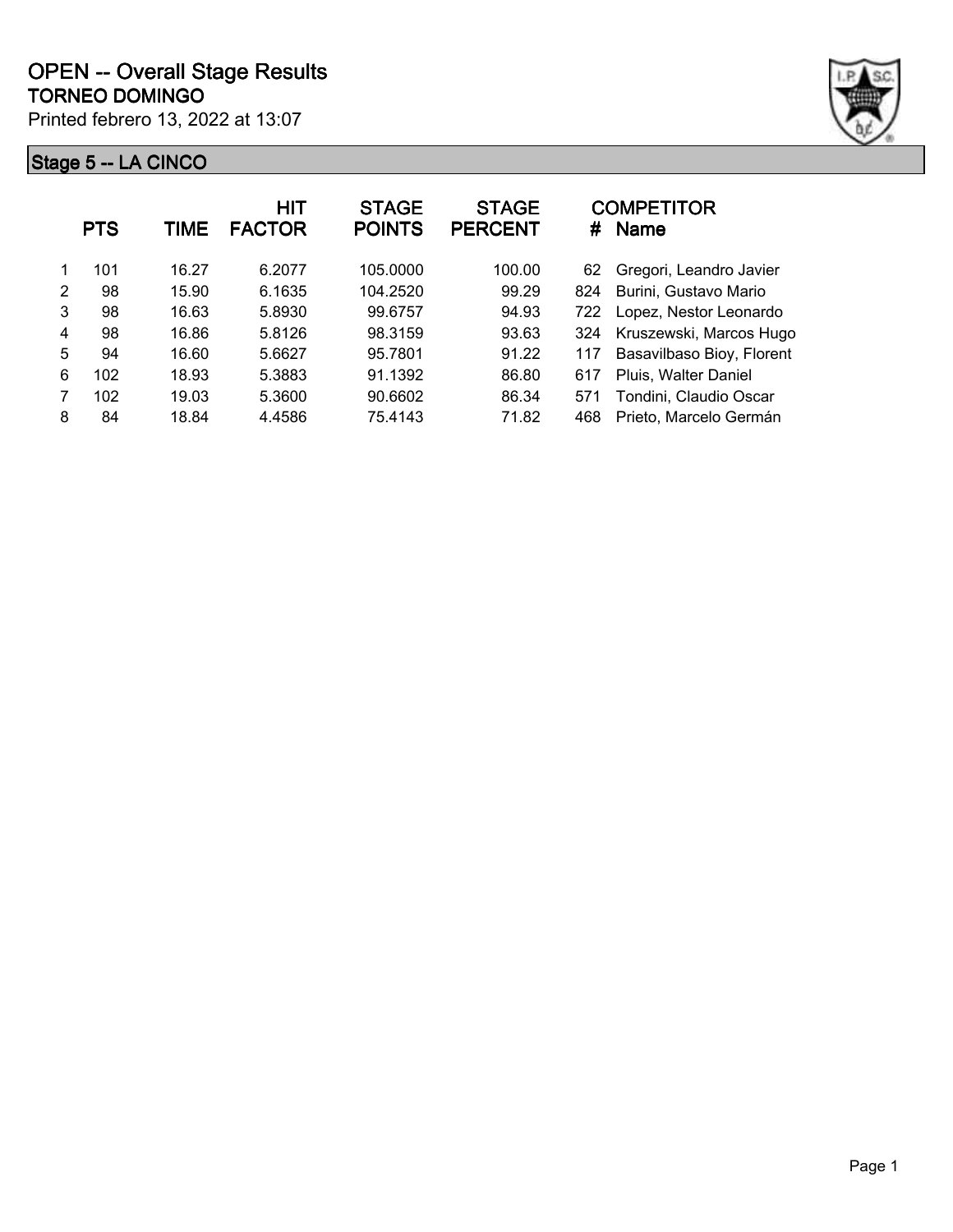# OPEN -- Overall Stage Results

## TORNEO DOMINGO

Printed febrero 13, 2022 at 13:07

### Stage 5 -- LA CINCO

| | PTS | TIME | HIT FACTOR | STAGE POINTS | STAGE PERCENT | # | COMPETITOR Name |
|---|---|---|---|---|---|---|---|
| 1 | 101 | 16.27 | 6.2077 | 105.0000 | 100.00 | 62 | Gregori, Leandro Javier |
| 2 | 98 | 15.90 | 6.1635 | 104.2520 | 99.29 | 824 | Burini, Gustavo Mario |
| 3 | 98 | 16.63 | 5.8930 | 99.6757 | 94.93 | 722 | Lopez, Nestor Leonardo |
| 4 | 98 | 16.86 | 5.8126 | 98.3159 | 93.63 | 324 | Kruszewski, Marcos Hugo |
| 5 | 94 | 16.60 | 5.6627 | 95.7801 | 91.22 | 117 | Basavilbaso Bioy, Florent |
| 6 | 102 | 18.93 | 5.3883 | 91.1392 | 86.80 | 617 | Pluis, Walter Daniel |
| 7 | 102 | 19.03 | 5.3600 | 90.6602 | 86.34 | 571 | Tondini, Claudio Oscar |
| 8 | 84 | 18.84 | 4.4586 | 75.4143 | 71.82 | 468 | Prieto, Marcelo Germán |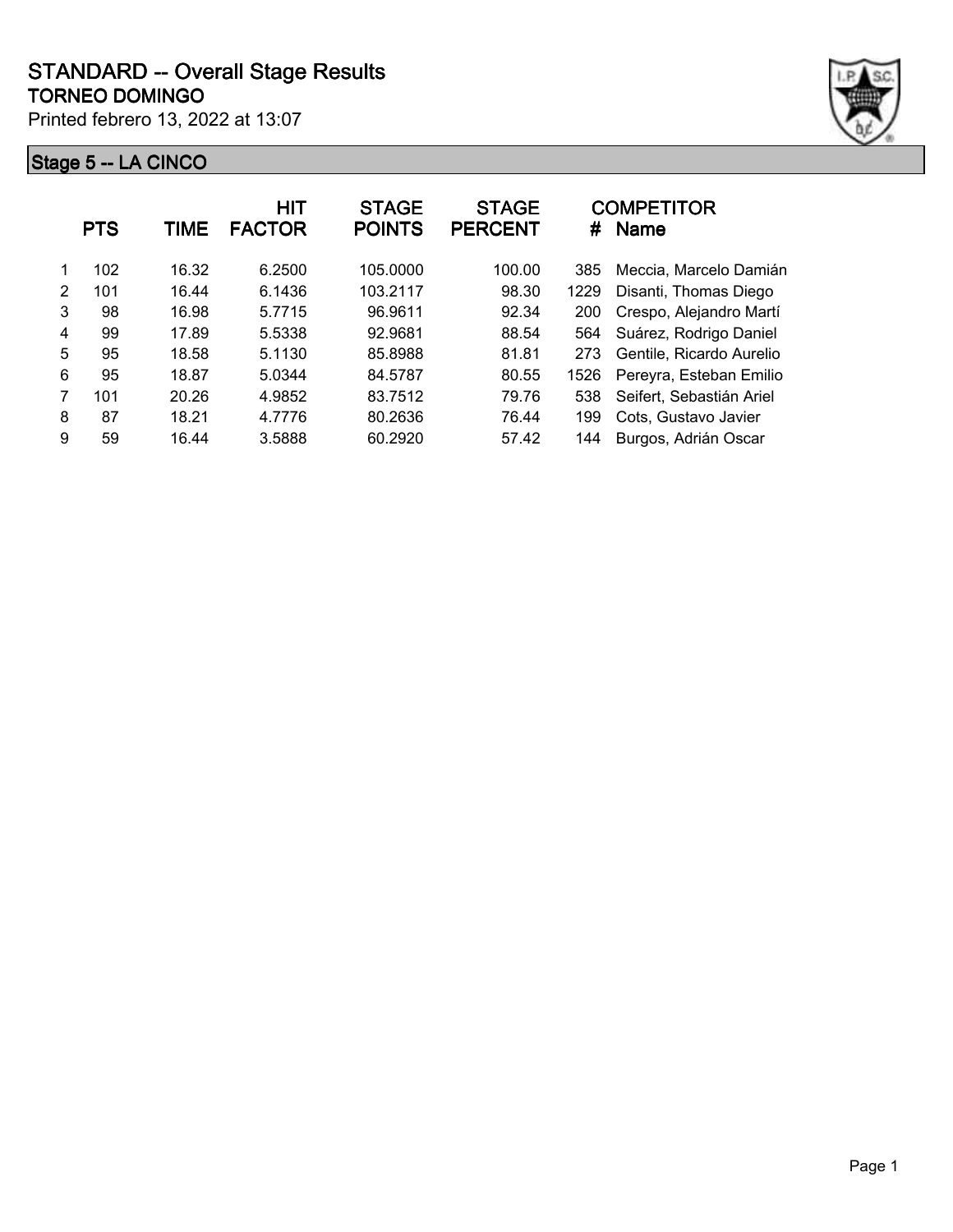# STANDARD -- Overall Stage Results

## TORNEO DOMINGO

Printed febrero 13, 2022 at 13:07

### Stage 5 -- LA CINCO

| | PTS | TIME | HIT FACTOR | STAGE POINTS | STAGE PERCENT | COMPETITOR # | Name |
|---|---|---|---|---|---|---|---|
| 1 | 102 | 16.32 | 6.2500 | 105.0000 | 100.00 | 385 | Meccia, Marcelo Damián |
| 2 | 101 | 16.44 | 6.1436 | 103.2117 | 98.30 | 1229 | Disanti, Thomas Diego |
| 3 | 98 | 16.98 | 5.7715 | 96.9611 | 92.34 | 200 | Crespo, Alejandro Martí |
| 4 | 99 | 17.89 | 5.5338 | 92.9681 | 88.54 | 564 | Suárez, Rodrigo Daniel |
| 5 | 95 | 18.58 | 5.1130 | 85.8988 | 81.81 | 273 | Gentile, Ricardo Aurelio |
| 6 | 95 | 18.87 | 5.0344 | 84.5787 | 80.55 | 1526 | Pereyra, Esteban Emilio |
| 7 | 101 | 20.26 | 4.9852 | 83.7512 | 79.76 | 538 | Seifert, Sebastián Ariel |
| 8 | 87 | 18.21 | 4.7776 | 80.2636 | 76.44 | 199 | Cots, Gustavo Javier |
| 9 | 59 | 16.44 | 3.5888 | 60.2920 | 57.42 | 144 | Burgos, Adrián Oscar |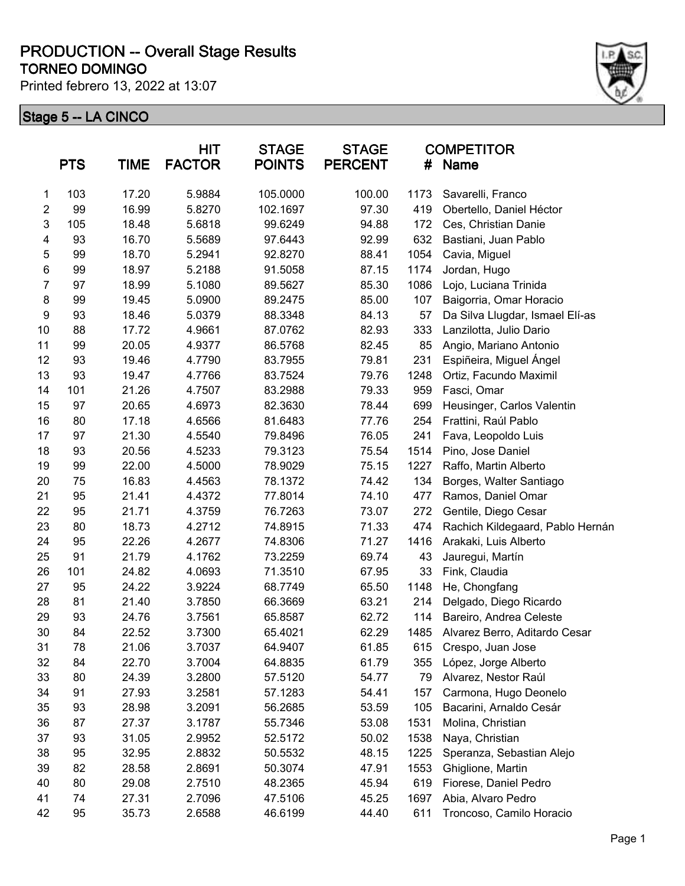# PRODUCTION -- Overall Stage Results

## TORNEO DOMINGO

Printed febrero 13, 2022 at 13:07

### Stage 5 -- LA CINCO

| | PTS | TIME | HIT FACTOR | STAGE POINTS | STAGE PERCENT | # | COMPETITOR Name |
|---|---|---|---|---|---|---|---|
| 1 | 103 | 17.20 | 5.9884 | 105.0000 | 100.00 | 1173 | Savarelli, Franco |
| 2 | 99 | 16.99 | 5.8270 | 102.1697 | 97.30 | 419 | Obertello, Daniel Héctor |
| 3 | 105 | 18.48 | 5.6818 | 99.6249 | 94.88 | 172 | Ces, Christian Danie |
| 4 | 93 | 16.70 | 5.5689 | 97.6443 | 92.99 | 632 | Bastiani, Juan Pablo |
| 5 | 99 | 18.70 | 5.2941 | 92.8270 | 88.41 | 1054 | Cavia, Miguel |
| 6 | 99 | 18.97 | 5.2188 | 91.5058 | 87.15 | 1174 | Jordan, Hugo |
| 7 | 97 | 18.99 | 5.1080 | 89.5627 | 85.30 | 1086 | Lojo, Luciana Trinida |
| 8 | 99 | 19.45 | 5.0900 | 89.2475 | 85.00 | 107 | Baigorria, Omar Horacio |
| 9 | 93 | 18.46 | 5.0379 | 88.3348 | 84.13 | 57 | Da Silva Llugdar, Ismael Elí-as |
| 10 | 88 | 17.72 | 4.9661 | 87.0762 | 82.93 | 333 | Lanzilotta, Julio Dario |
| 11 | 99 | 20.05 | 4.9377 | 86.5768 | 82.45 | 85 | Angio, Mariano Antonio |
| 12 | 93 | 19.46 | 4.7790 | 83.7955 | 79.81 | 231 | Espiñeira, Miguel Ángel |
| 13 | 93 | 19.47 | 4.7766 | 83.7524 | 79.76 | 1248 | Ortiz, Facundo Maximil |
| 14 | 101 | 21.26 | 4.7507 | 83.2988 | 79.33 | 959 | Fasci, Omar |
| 15 | 97 | 20.65 | 4.6973 | 82.3630 | 78.44 | 699 | Heusinger, Carlos Valentin |
| 16 | 80 | 17.18 | 4.6566 | 81.6483 | 77.76 | 254 | Frattini, Raúl Pablo |
| 17 | 97 | 21.30 | 4.5540 | 79.8496 | 76.05 | 241 | Fava, Leopoldo Luis |
| 18 | 93 | 20.56 | 4.5233 | 79.3123 | 75.54 | 1514 | Pino, Jose Daniel |
| 19 | 99 | 22.00 | 4.5000 | 78.9029 | 75.15 | 1227 | Raffo, Martin Alberto |
| 20 | 75 | 16.83 | 4.4563 | 78.1372 | 74.42 | 134 | Borges, Walter Santiago |
| 21 | 95 | 21.41 | 4.4372 | 77.8014 | 74.10 | 477 | Ramos, Daniel Omar |
| 22 | 95 | 21.71 | 4.3759 | 76.7263 | 73.07 | 272 | Gentile, Diego Cesar |
| 23 | 80 | 18.73 | 4.2712 | 74.8915 | 71.33 | 474 | Rachich Kildegaard, Pablo Hernán |
| 24 | 95 | 22.26 | 4.2677 | 74.8306 | 71.27 | 1416 | Arakaki, Luis Alberto |
| 25 | 91 | 21.79 | 4.1762 | 73.2259 | 69.74 | 43 | Jauregui, Martín |
| 26 | 101 | 24.82 | 4.0693 | 71.3510 | 67.95 | 33 | Fink, Claudia |
| 27 | 95 | 24.22 | 3.9224 | 68.7749 | 65.50 | 1148 | He, Chongfang |
| 28 | 81 | 21.40 | 3.7850 | 66.3669 | 63.21 | 214 | Delgado, Diego Ricardo |
| 29 | 93 | 24.76 | 3.7561 | 65.8587 | 62.72 | 114 | Bareiro, Andrea Celeste |
| 30 | 84 | 22.52 | 3.7300 | 65.4021 | 62.29 | 1485 | Alvarez Berro, Aditardo Cesar |
| 31 | 78 | 21.06 | 3.7037 | 64.9407 | 61.85 | 615 | Crespo, Juan Jose |
| 32 | 84 | 22.70 | 3.7004 | 64.8835 | 61.79 | 355 | López, Jorge Alberto |
| 33 | 80 | 24.39 | 3.2800 | 57.5120 | 54.77 | 79 | Alvarez, Nestor Raúl |
| 34 | 91 | 27.93 | 3.2581 | 57.1283 | 54.41 | 157 | Carmona, Hugo Deonelo |
| 35 | 93 | 28.98 | 3.2091 | 56.2685 | 53.59 | 105 | Bacarini, Arnaldo Cesár |
| 36 | 87 | 27.37 | 3.1787 | 55.7346 | 53.08 | 1531 | Molina, Christian |
| 37 | 93 | 31.05 | 2.9952 | 52.5172 | 50.02 | 1538 | Naya, Christian |
| 38 | 95 | 32.95 | 2.8832 | 50.5532 | 48.15 | 1225 | Speranza, Sebastian Alejo |
| 39 | 82 | 28.58 | 2.8691 | 50.3074 | 47.91 | 1553 | Ghiglione, Martin |
| 40 | 80 | 29.08 | 2.7510 | 48.2365 | 45.94 | 619 | Fiorese, Daniel Pedro |
| 41 | 74 | 27.31 | 2.7096 | 47.5106 | 45.25 | 1697 | Abia, Alvaro Pedro |
| 42 | 95 | 35.73 | 2.6588 | 46.6199 | 44.40 | 611 | Troncoso, Camilo Horacio |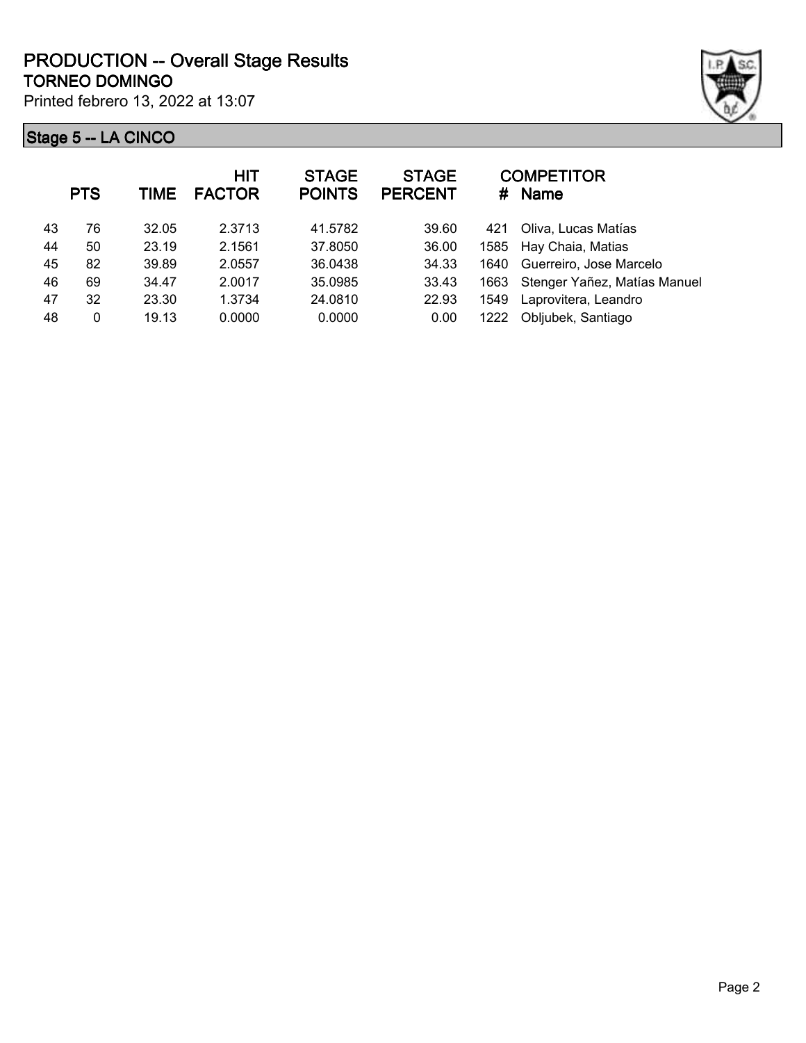# PRODUCTION -- Overall Stage Results

## TORNEO DOMINGO

Printed febrero 13, 2022 at 13:07

### Stage 5 -- LA CINCO

| | PTS | TIME | HIT FACTOR | STAGE POINTS | STAGE PERCENT | # | COMPETITOR Name |
|---|---|---|---|---|---|---|---|
| 43 | 76 | 32.05 | 2.3713 | 41.5782 | 39.60 | 421 | Oliva, Lucas Matías |
| 44 | 50 | 23.19 | 2.1561 | 37.8050 | 36.00 | 1585 | Hay Chaia, Matias |
| 45 | 82 | 39.89 | 2.0557 | 36.0438 | 34.33 | 1640 | Guerreiro, Jose Marcelo |
| 46 | 69 | 34.47 | 2.0017 | 35.0985 | 33.43 | 1663 | Stenger Yañez, Matías Manuel |
| 47 | 32 | 23.30 | 1.3734 | 24.0810 | 22.93 | 1549 | Laprovitera, Leandro |
| 48 | 0 | 19.13 | 0.0000 | 0.0000 | 0.00 | 1222 | Obljubek, Santiago |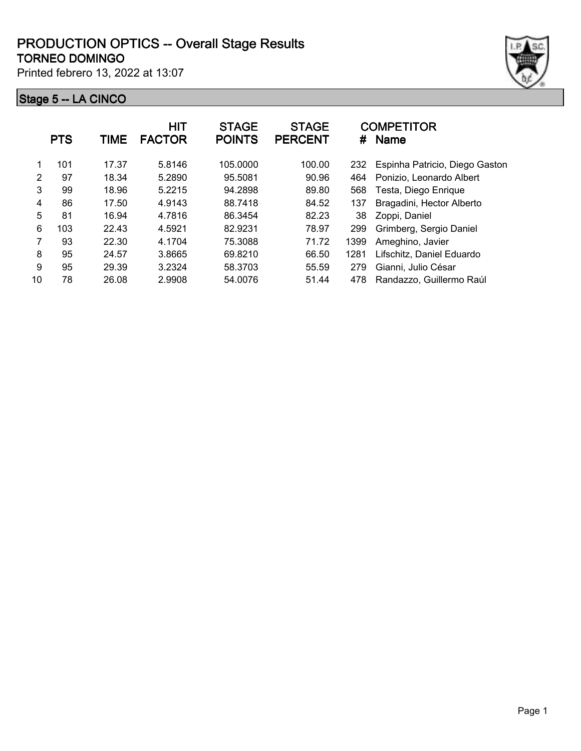# PRODUCTION OPTICS -- Overall Stage Results

## TORNEO DOMINGO

Printed febrero 13, 2022 at 13:07

### Stage 5 -- LA CINCO

| | PTS | TIME | HIT FACTOR | STAGE POINTS | STAGE PERCENT | # | COMPETITOR Name |
|---|---|---|---|---|---|---|---|
| 1 | 101 | 17.37 | 5.8146 | 105.0000 | 100.00 | 232 | Espinha Patricio, Diego Gaston |
| 2 | 97 | 18.34 | 5.2890 | 95.5081 | 90.96 | 464 | Ponizio, Leonardo Albert |
| 3 | 99 | 18.96 | 5.2215 | 94.2898 | 89.80 | 568 | Testa, Diego Enrique |
| 4 | 86 | 17.50 | 4.9143 | 88.7418 | 84.52 | 137 | Bragadini, Hector Alberto |
| 5 | 81 | 16.94 | 4.7816 | 86.3454 | 82.23 | 38 | Zoppi, Daniel |
| 6 | 103 | 22.43 | 4.5921 | 82.9231 | 78.97 | 299 | Grimberg, Sergio Daniel |
| 7 | 93 | 22.30 | 4.1704 | 75.3088 | 71.72 | 1399 | Ameghino, Javier |
| 8 | 95 | 24.57 | 3.8665 | 69.8210 | 66.50 | 1281 | Lifschitz, Daniel Eduardo |
| 9 | 95 | 29.39 | 3.2324 | 58.3703 | 55.59 | 279 | Gianni, Julio César |
| 10 | 78 | 26.08 | 2.9908 | 54.0076 | 51.44 | 478 | Randazzo, Guillermo Raúl |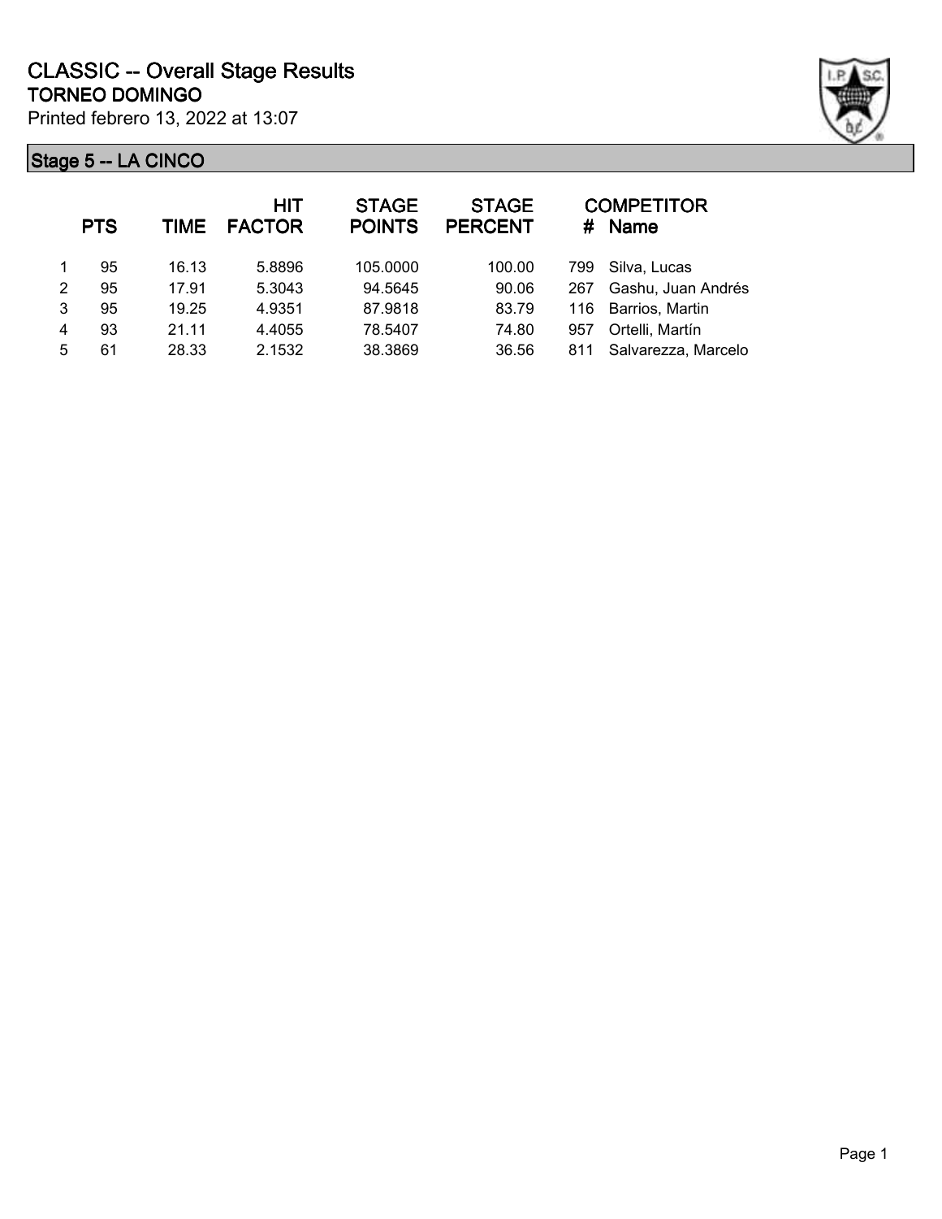# CLASSIC -- Overall Stage Results

## TORNEO DOMINGO

Printed febrero 13, 2022 at 13:07

### Stage 5 -- LA CINCO

| | PTS | TIME | HIT FACTOR | STAGE POINTS | STAGE PERCENT | # | COMPETITOR Name |
|---|---|---|---|---|---|---|---|
| 1 | 95 | 16.13 | 5.8896 | 105.0000 | 100.00 | 799 | Silva, Lucas |
| 2 | 95 | 17.91 | 5.3043 | 94.5645 | 90.06 | 267 | Gashu, Juan Andrés |
| 3 | 95 | 19.25 | 4.9351 | 87.9818 | 83.79 | 116 | Barrios, Martin |
| 4 | 93 | 21.11 | 4.4055 | 78.5407 | 74.80 | 957 | Ortelli, Martín |
| 5 | 61 | 28.33 | 2.1532 | 38.3869 | 36.56 | 811 | Salvarezza, Marcelo |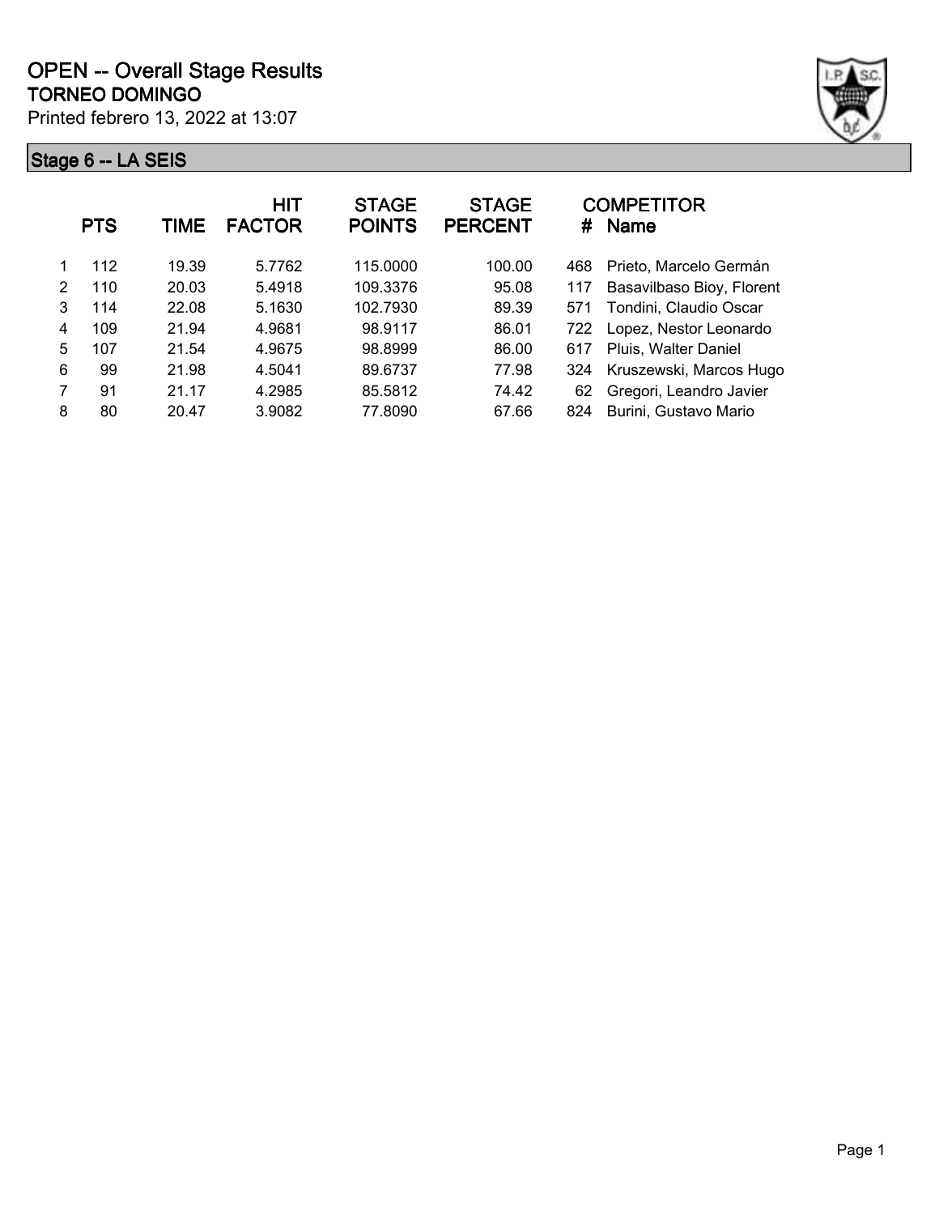# OPEN -- Overall Stage Results

## TORNEO DOMINGO

Printed febrero 13, 2022 at 13:07

### Stage 6 -- LA SEIS

| | PTS | TIME | HIT FACTOR | STAGE POINTS | STAGE PERCENT | # | COMPETITOR Name |
|---|---|---|---|---|---|---|---|
| 1 | 112 | 19.39 | 5.7762 | 115.0000 | 100.00 | 468 | Prieto, Marcelo Germán |
| 2 | 110 | 20.03 | 5.4918 | 109.3376 | 95.08 | 117 | Basavilbaso Bioy, Florent |
| 3 | 114 | 22.08 | 5.1630 | 102.7930 | 89.39 | 571 | Tondini, Claudio Oscar |
| 4 | 109 | 21.94 | 4.9681 | 98.9117 | 86.01 | 722 | Lopez, Nestor Leonardo |
| 5 | 107 | 21.54 | 4.9675 | 98.8999 | 86.00 | 617 | Pluis, Walter Daniel |
| 6 | 99 | 21.98 | 4.5041 | 89.6737 | 77.98 | 324 | Kruszewski, Marcos Hugo |
| 7 | 91 | 21.17 | 4.2985 | 85.5812 | 74.42 | 62 | Gregori, Leandro Javier |
| 8 | 80 | 20.47 | 3.9082 | 77.8090 | 67.66 | 824 | Burini, Gustavo Mario |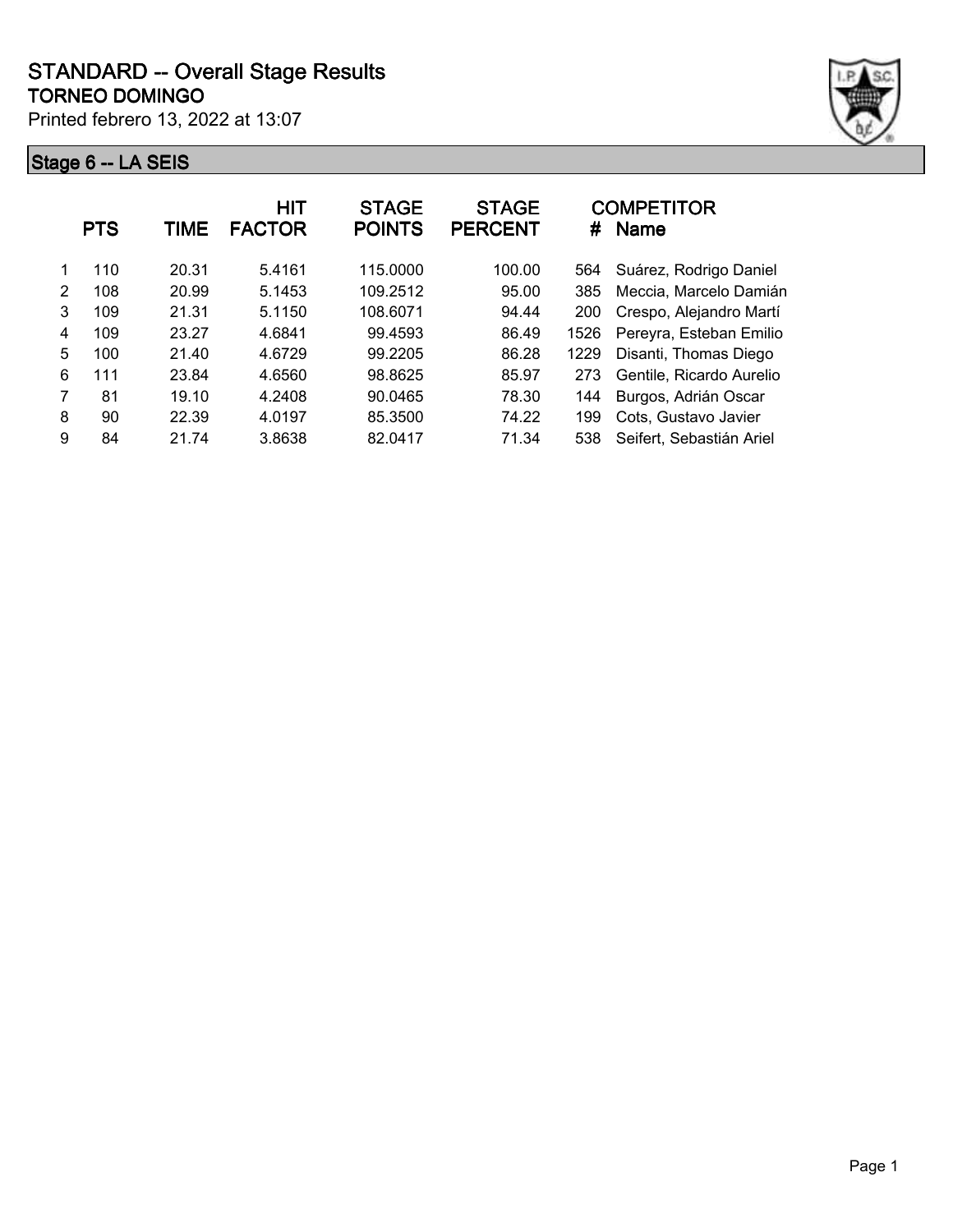# STANDARD -- Overall Stage Results

**TORNEO DOMINGO**

Printed febrero 13, 2022 at 13:07

## Stage 6 -- LA SEIS

| | PTS | TIME | HIT FACTOR | STAGE POINTS | STAGE PERCENT | # | COMPETITOR Name |
|---|---|---|---|---|---|---|---|
| 1 | 110 | 20.31 | 5.4161 | 115.0000 | 100.00 | 564 | Suárez, Rodrigo Daniel |
| 2 | 108 | 20.99 | 5.1453 | 109.2512 | 95.00 | 385 | Meccia, Marcelo Damián |
| 3 | 109 | 21.31 | 5.1150 | 108.6071 | 94.44 | 200 | Crespo, Alejandro Martí |
| 4 | 109 | 23.27 | 4.6841 | 99.4593 | 86.49 | 1526 | Pereyra, Esteban Emilio |
| 5 | 100 | 21.40 | 4.6729 | 99.2205 | 86.28 | 1229 | Disanti, Thomas Diego |
| 6 | 111 | 23.84 | 4.6560 | 98.8625 | 85.97 | 273 | Gentile, Ricardo Aurelio |
| 7 | 81 | 19.10 | 4.2408 | 90.0465 | 78.30 | 144 | Burgos, Adrián Oscar |
| 8 | 90 | 22.39 | 4.0197 | 85.3500 | 74.22 | 199 | Cots, Gustavo Javier |
| 9 | 84 | 21.74 | 3.8638 | 82.0417 | 71.34 | 538 | Seifert, Sebastián Ariel |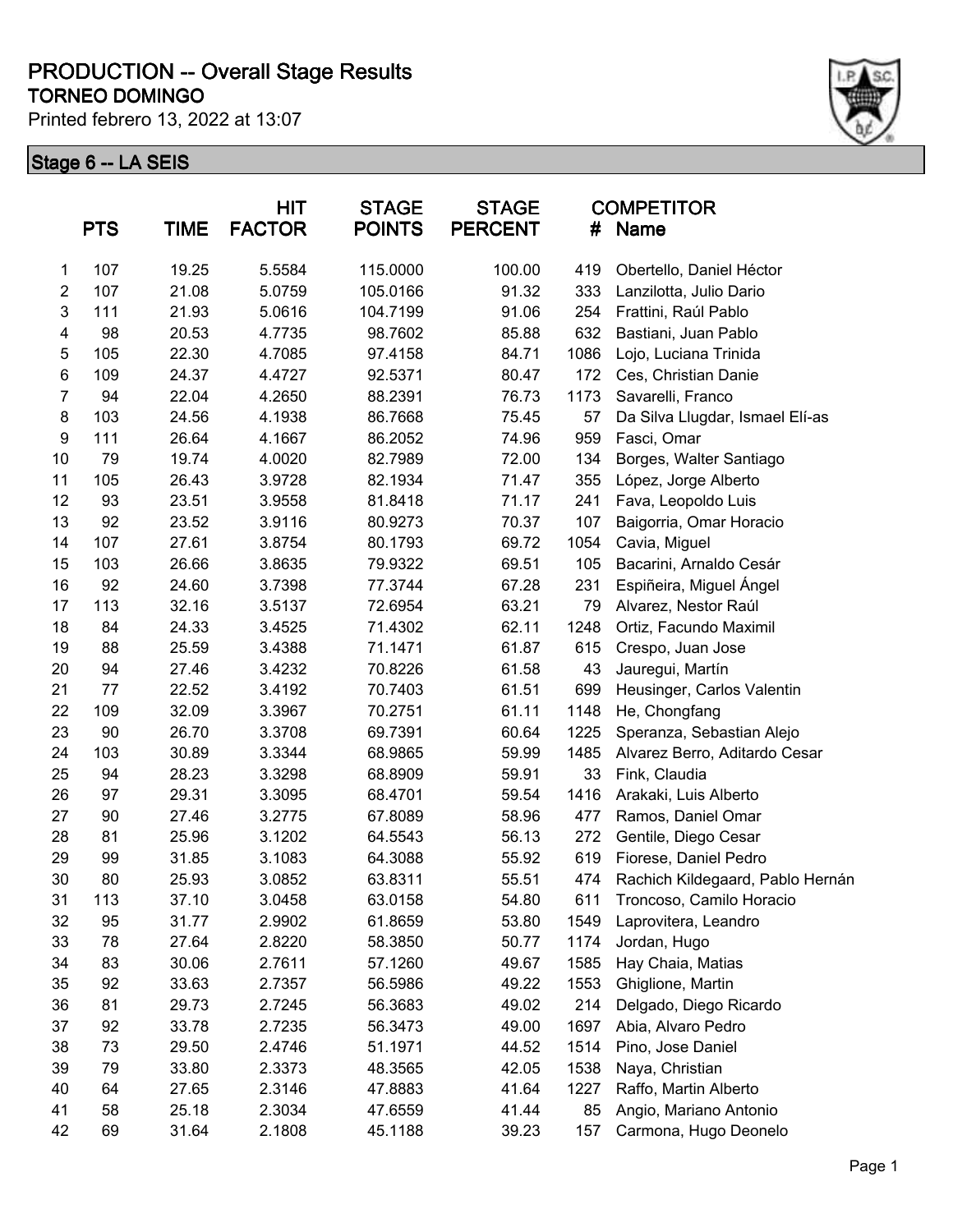# PRODUCTION -- Overall Stage Results

## TORNEO DOMINGO

Printed febrero 13, 2022 at 13:07

### Stage 6 -- LA SEIS

| | PTS | TIME | HIT FACTOR | STAGE POINTS | STAGE PERCENT | COMPETITOR # | Name |
|---|---|---|---|---|---|---|---|
| 1 | 107 | 19.25 | 5.5584 | 115.0000 | 100.00 | 419 | Obertello, Daniel Héctor |
| 2 | 107 | 21.08 | 5.0759 | 105.0166 | 91.32 | 333 | Lanzilotta, Julio Dario |
| 3 | 111 | 21.93 | 5.0616 | 104.7199 | 91.06 | 254 | Frattini, Raúl Pablo |
| 4 | 98 | 20.53 | 4.7735 | 98.7602 | 85.88 | 632 | Bastiani, Juan Pablo |
| 5 | 105 | 22.30 | 4.7085 | 97.4158 | 84.71 | 1086 | Lojo, Luciana Trinida |
| 6 | 109 | 24.37 | 4.4727 | 92.5371 | 80.47 | 172 | Ces, Christian Danie |
| 7 | 94 | 22.04 | 4.2650 | 88.2391 | 76.73 | 1173 | Savarelli, Franco |
| 8 | 103 | 24.56 | 4.1938 | 86.7668 | 75.45 | 57 | Da Silva Llugdar, Ismael Elí-as |
| 9 | 111 | 26.64 | 4.1667 | 86.2052 | 74.96 | 959 | Fasci, Omar |
| 10 | 79 | 19.74 | 4.0020 | 82.7989 | 72.00 | 134 | Borges, Walter Santiago |
| 11 | 105 | 26.43 | 3.9728 | 82.1934 | 71.47 | 355 | López, Jorge Alberto |
| 12 | 93 | 23.51 | 3.9558 | 81.8418 | 71.17 | 241 | Fava, Leopoldo Luis |
| 13 | 92 | 23.52 | 3.9116 | 80.9273 | 70.37 | 107 | Baigorria, Omar Horacio |
| 14 | 107 | 27.61 | 3.8754 | 80.1793 | 69.72 | 1054 | Cavia, Miguel |
| 15 | 103 | 26.66 | 3.8635 | 79.9322 | 69.51 | 105 | Bacarini, Arnaldo Cesár |
| 16 | 92 | 24.60 | 3.7398 | 77.3744 | 67.28 | 231 | Espiñeira, Miguel Ángel |
| 17 | 113 | 32.16 | 3.5137 | 72.6954 | 63.21 | 79 | Alvarez, Nestor Raúl |
| 18 | 84 | 24.33 | 3.4525 | 71.4302 | 62.11 | 1248 | Ortiz, Facundo Maximil |
| 19 | 88 | 25.59 | 3.4388 | 71.1471 | 61.87 | 615 | Crespo, Juan Jose |
| 20 | 94 | 27.46 | 3.4232 | 70.8226 | 61.58 | 43 | Jauregui, Martín |
| 21 | 77 | 22.52 | 3.4192 | 70.7403 | 61.51 | 699 | Heusinger, Carlos Valentin |
| 22 | 109 | 32.09 | 3.3967 | 70.2751 | 61.11 | 1148 | He, Chongfang |
| 23 | 90 | 26.70 | 3.3708 | 69.7391 | 60.64 | 1225 | Speranza, Sebastian Alejo |
| 24 | 103 | 30.89 | 3.3344 | 68.9865 | 59.99 | 1485 | Alvarez Berro, Aditardo Cesar |
| 25 | 94 | 28.23 | 3.3298 | 68.8909 | 59.91 | 33 | Fink, Claudia |
| 26 | 97 | 29.31 | 3.3095 | 68.4701 | 59.54 | 1416 | Arakaki, Luis Alberto |
| 27 | 90 | 27.46 | 3.2775 | 67.8089 | 58.96 | 477 | Ramos, Daniel Omar |
| 28 | 81 | 25.96 | 3.1202 | 64.5543 | 56.13 | 272 | Gentile, Diego Cesar |
| 29 | 99 | 31.85 | 3.1083 | 64.3088 | 55.92 | 619 | Fiorese, Daniel Pedro |
| 30 | 80 | 25.93 | 3.0852 | 63.8311 | 55.51 | 474 | Rachich Kildegaard, Pablo Hernán |
| 31 | 113 | 37.10 | 3.0458 | 63.0158 | 54.80 | 611 | Troncoso, Camilo Horacio |
| 32 | 95 | 31.77 | 2.9902 | 61.8659 | 53.80 | 1549 | Laprovitera, Leandro |
| 33 | 78 | 27.64 | 2.8220 | 58.3850 | 50.77 | 1174 | Jordan, Hugo |
| 34 | 83 | 30.06 | 2.7611 | 57.1260 | 49.67 | 1585 | Hay Chaia, Matias |
| 35 | 92 | 33.63 | 2.7357 | 56.5986 | 49.22 | 1553 | Ghiglione, Martin |
| 36 | 81 | 29.73 | 2.7245 | 56.3683 | 49.02 | 214 | Delgado, Diego Ricardo |
| 37 | 92 | 33.78 | 2.7235 | 56.3473 | 49.00 | 1697 | Abia, Alvaro Pedro |
| 38 | 73 | 29.50 | 2.4746 | 51.1971 | 44.52 | 1514 | Pino, Jose Daniel |
| 39 | 79 | 33.80 | 2.3373 | 48.3565 | 42.05 | 1538 | Naya, Christian |
| 40 | 64 | 27.65 | 2.3146 | 47.8883 | 41.64 | 1227 | Raffo, Martin Alberto |
| 41 | 58 | 25.18 | 2.3034 | 47.6559 | 41.44 | 85 | Angio, Mariano Antonio |
| 42 | 69 | 31.64 | 2.1808 | 45.1188 | 39.23 | 157 | Carmona, Hugo Deonelo |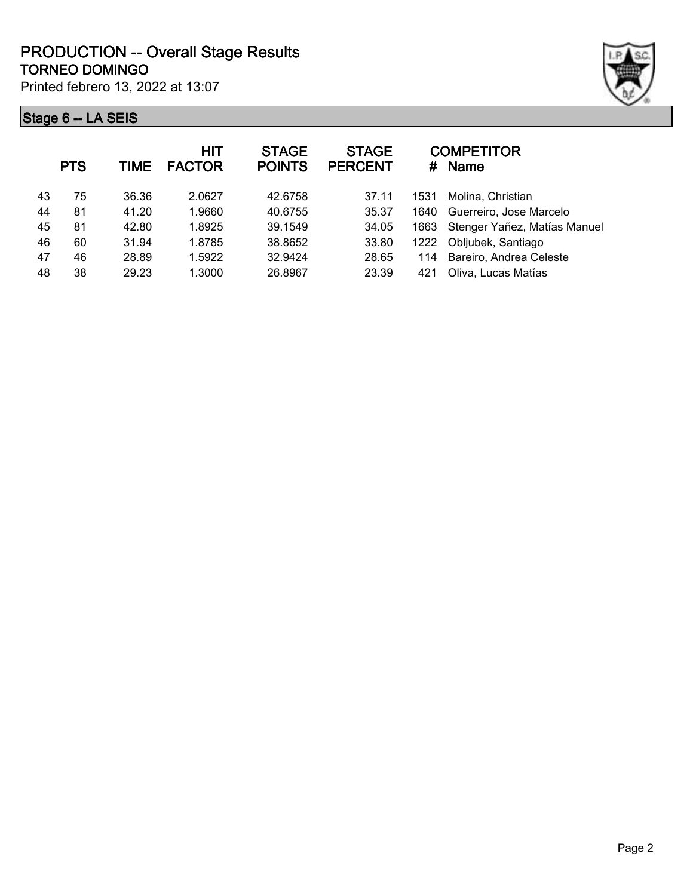# PRODUCTION -- Overall Stage Results

## TORNEO DOMINGO

Printed febrero 13, 2022 at 13:07

### Stage 6 -- LA SEIS

| | PTS | TIME | HIT FACTOR | STAGE POINTS | STAGE PERCENT | # | COMPETITOR Name |
|---|---|---|---|---|---|---|---|
| 43 | 75 | 36.36 | 2.0627 | 42.6758 | 37.11 | 1531 | Molina, Christian |
| 44 | 81 | 41.20 | 1.9660 | 40.6755 | 35.37 | 1640 | Guerreiro, Jose Marcelo |
| 45 | 81 | 42.80 | 1.8925 | 39.1549 | 34.05 | 1663 | Stenger Yañez, Matías Manuel |
| 46 | 60 | 31.94 | 1.8785 | 38.8652 | 33.80 | 1222 | Obljubek, Santiago |
| 47 | 46 | 28.89 | 1.5922 | 32.9424 | 28.65 | 114 | Bareiro, Andrea Celeste |
| 48 | 38 | 29.23 | 1.3000 | 26.8967 | 23.39 | 421 | Oliva, Lucas Matías |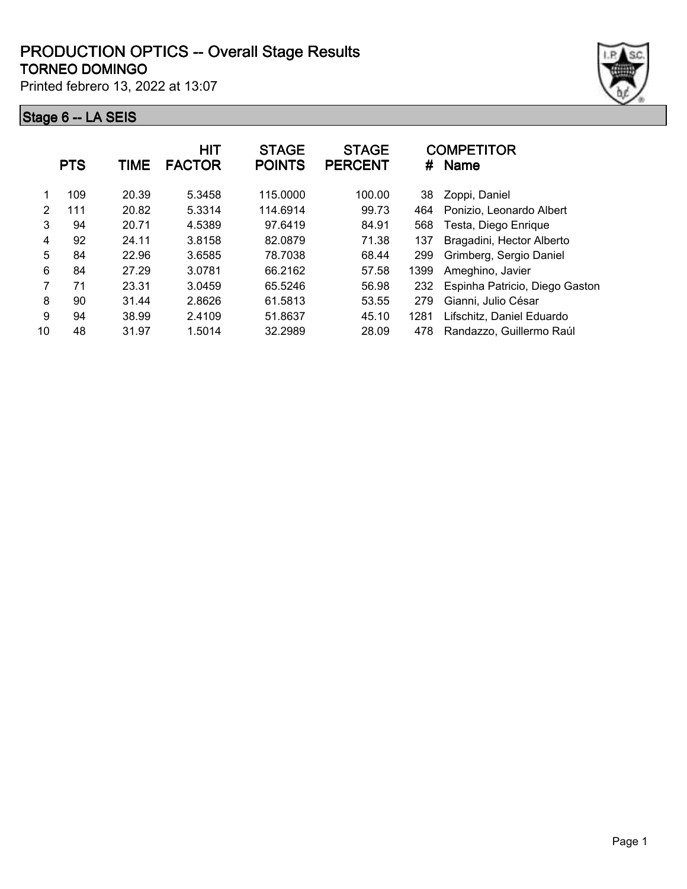# PRODUCTION OPTICS -- Overall Stage Results

## TORNEO DOMINGO

Printed febrero 13, 2022 at 13:07

### Stage 6 -- LA SEIS

| | PTS | TIME | HIT FACTOR | STAGE POINTS | STAGE PERCENT | # | COMPETITOR Name |
|---|---|---|---|---|---|---|---|
| 1 | 109 | 20.39 | 5.3458 | 115.0000 | 100.00 | 38 | Zoppi, Daniel |
| 2 | 111 | 20.82 | 5.3314 | 114.6914 | 99.73 | 464 | Ponizio, Leonardo Albert |
| 3 | 94 | 20.71 | 4.5389 | 97.6419 | 84.91 | 568 | Testa, Diego Enrique |
| 4 | 92 | 24.11 | 3.8158 | 82.0879 | 71.38 | 137 | Bragadini, Hector Alberto |
| 5 | 84 | 22.96 | 3.6585 | 78.7038 | 68.44 | 299 | Grimberg, Sergio Daniel |
| 6 | 84 | 27.29 | 3.0781 | 66.2162 | 57.58 | 1399 | Ameghino, Javier |
| 7 | 71 | 23.31 | 3.0459 | 65.5246 | 56.98 | 232 | Espinha Patricio, Diego Gaston |
| 8 | 90 | 31.44 | 2.8626 | 61.5813 | 53.55 | 279 | Gianni, Julio César |
| 9 | 94 | 38.99 | 2.4109 | 51.8637 | 45.10 | 1281 | Lifschitz, Daniel Eduardo |
| 10 | 48 | 31.97 | 1.5014 | 32.2989 | 28.09 | 478 | Randazzo, Guillermo Raúl |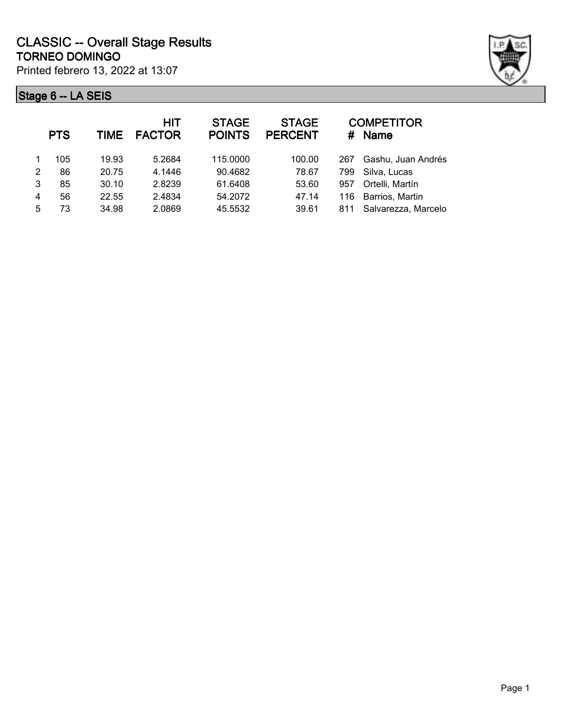# CLASSIC -- Overall Stage Results

## TORNEO DOMINGO

Printed febrero 13, 2022 at 13:07

### Stage 6 -- LA SEIS

| | PTS | TIME | HIT FACTOR | STAGE POINTS | STAGE PERCENT | # | COMPETITOR Name |
|---|---|---|---|---|---|---|---|
| 1 | 105 | 19.93 | 5.2684 | 115.0000 | 100.00 | 267 | Gashu, Juan Andrés |
| 2 | 86 | 20.75 | 4.1446 | 90.4682 | 78.67 | 799 | Silva, Lucas |
| 3 | 85 | 30.10 | 2.8239 | 61.6408 | 53.60 | 957 | Ortelli, Martín |
| 4 | 56 | 22.55 | 2.4834 | 54.2072 | 47.14 | 116 | Barrios, Martin |
| 5 | 73 | 34.98 | 2.0869 | 45.5532 | 39.61 | 811 | Salvarezza, Marcelo |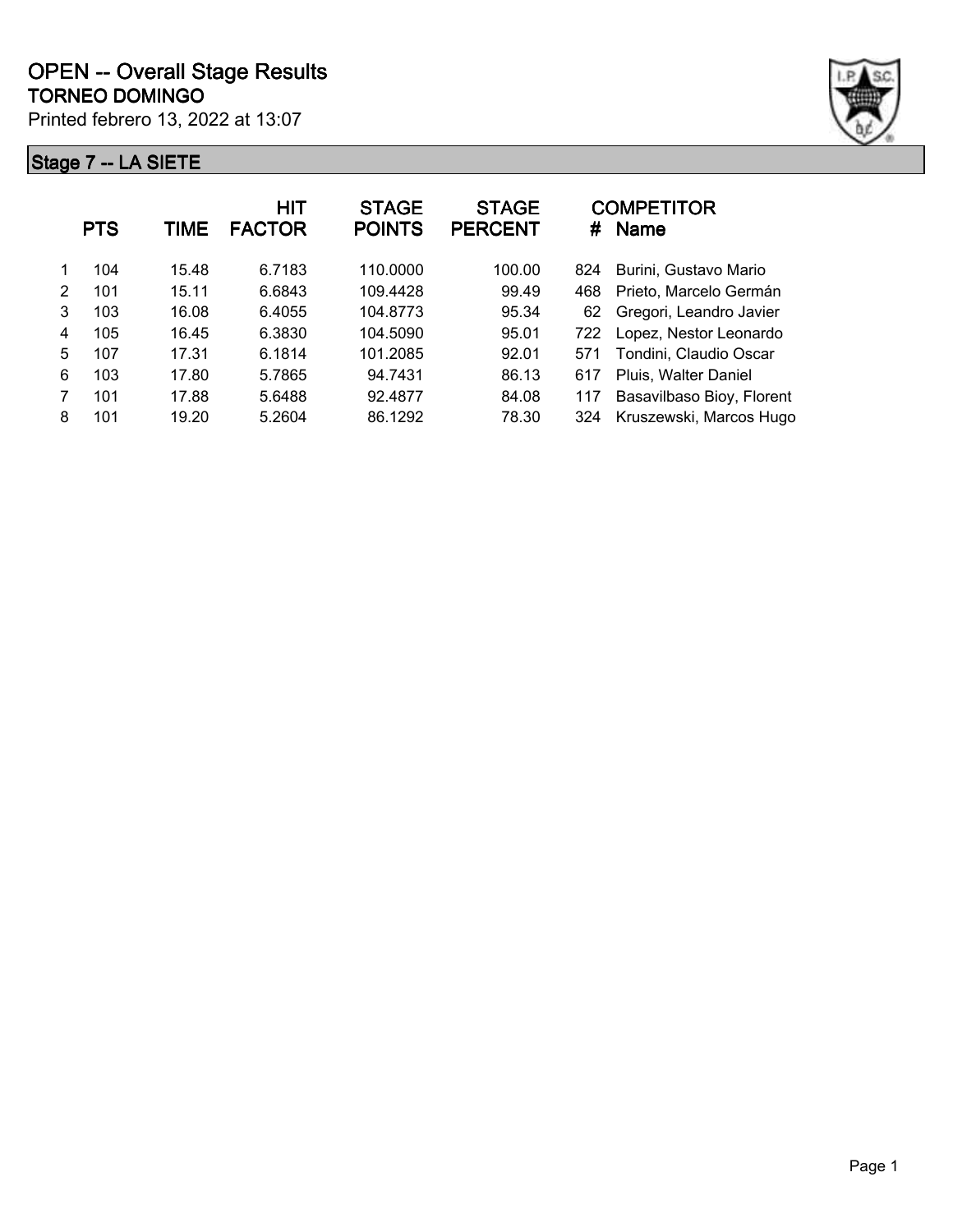# OPEN -- Overall Stage Results

## TORNEO DOMINGO

Printed febrero 13, 2022 at 13:07

### Stage 7 -- LA SIETE

| | PTS | TIME | HIT FACTOR | STAGE POINTS | STAGE PERCENT | # | COMPETITOR Name |
|---|---|---|---|---|---|---|---|
| 1 | 104 | 15.48 | 6.7183 | 110.0000 | 100.00 | 824 | Burini, Gustavo Mario |
| 2 | 101 | 15.11 | 6.6843 | 109.4428 | 99.49 | 468 | Prieto, Marcelo Germán |
| 3 | 103 | 16.08 | 6.4055 | 104.8773 | 95.34 | 62 | Gregori, Leandro Javier |
| 4 | 105 | 16.45 | 6.3830 | 104.5090 | 95.01 | 722 | Lopez, Nestor Leonardo |
| 5 | 107 | 17.31 | 6.1814 | 101.2085 | 92.01 | 571 | Tondini, Claudio Oscar |
| 6 | 103 | 17.80 | 5.7865 | 94.7431 | 86.13 | 617 | Pluis, Walter Daniel |
| 7 | 101 | 17.88 | 5.6488 | 92.4877 | 84.08 | 117 | Basavilbaso Bioy, Florent |
| 8 | 101 | 19.20 | 5.2604 | 86.1292 | 78.30 | 324 | Kruszewski, Marcos Hugo |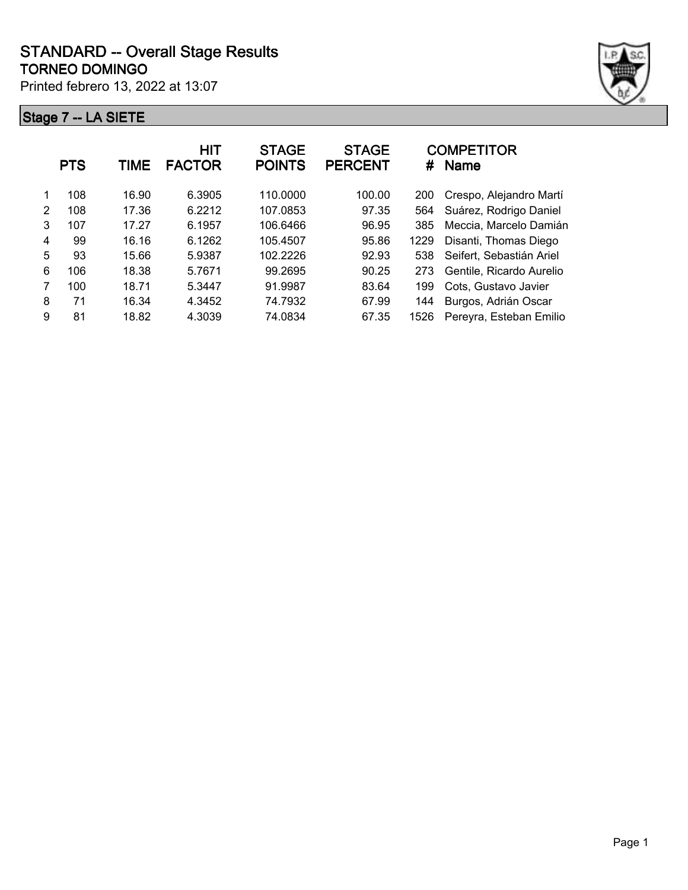# STANDARD -- Overall Stage Results

## TORNEO DOMINGO

Printed febrero 13, 2022 at 13:07

### Stage 7 -- LA SIETE

| | PTS | TIME | HIT FACTOR | STAGE POINTS | STAGE PERCENT | # | COMPETITOR Name |
|---|---|---|---|---|---|---|---|
| 1 | 108 | 16.90 | 6.3905 | 110.0000 | 100.00 | 200 | Crespo, Alejandro Martí |
| 2 | 108 | 17.36 | 6.2212 | 107.0853 | 97.35 | 564 | Suárez, Rodrigo Daniel |
| 3 | 107 | 17.27 | 6.1957 | 106.6466 | 96.95 | 385 | Meccia, Marcelo Damián |
| 4 | 99 | 16.16 | 6.1262 | 105.4507 | 95.86 | 1229 | Disanti, Thomas Diego |
| 5 | 93 | 15.66 | 5.9387 | 102.2226 | 92.93 | 538 | Seifert, Sebastián Ariel |
| 6 | 106 | 18.38 | 5.7671 | 99.2695 | 90.25 | 273 | Gentile, Ricardo Aurelio |
| 7 | 100 | 18.71 | 5.3447 | 91.9987 | 83.64 | 199 | Cots, Gustavo Javier |
| 8 | 71 | 16.34 | 4.3452 | 74.7932 | 67.99 | 144 | Burgos, Adrián Oscar |
| 9 | 81 | 18.82 | 4.3039 | 74.0834 | 67.35 | 1526 | Pereyra, Esteban Emilio |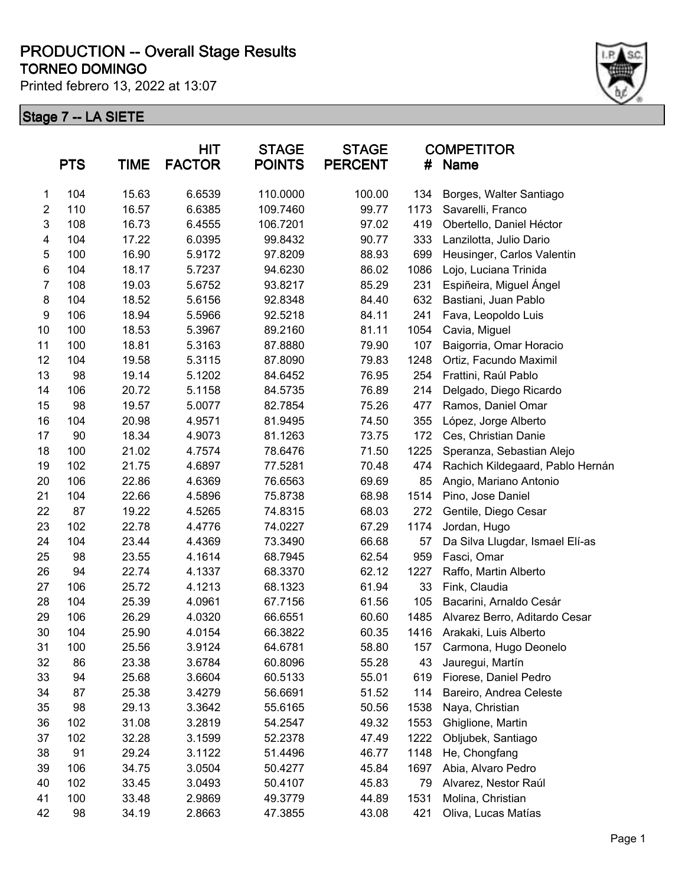# PRODUCTION -- Overall Stage Results

## TORNEO DOMINGO

Printed febrero 13, 2022 at 13:07

### Stage 7 -- LA SIETE

| | PTS | TIME | HIT FACTOR | STAGE POINTS | STAGE PERCENT | COMPETITOR # | Name |
|---|---|---|---|---|---|---|---|
| 1 | 104 | 15.63 | 6.6539 | 110.0000 | 100.00 | 134 | Borges, Walter Santiago |
| 2 | 110 | 16.57 | 6.6385 | 109.7460 | 99.77 | 1173 | Savarelli, Franco |
| 3 | 108 | 16.73 | 6.4555 | 106.7201 | 97.02 | 419 | Obertello, Daniel Héctor |
| 4 | 104 | 17.22 | 6.0395 | 99.8432 | 90.77 | 333 | Lanzilotta, Julio Dario |
| 5 | 100 | 16.90 | 5.9172 | 97.8209 | 88.93 | 699 | Heusinger, Carlos Valentin |
| 6 | 104 | 18.17 | 5.7237 | 94.6230 | 86.02 | 1086 | Lojo, Luciana Trinida |
| 7 | 108 | 19.03 | 5.6752 | 93.8217 | 85.29 | 231 | Espiñeira, Miguel Ángel |
| 8 | 104 | 18.52 | 5.6156 | 92.8348 | 84.40 | 632 | Bastiani, Juan Pablo |
| 9 | 106 | 18.94 | 5.5966 | 92.5218 | 84.11 | 241 | Fava, Leopoldo Luis |
| 10 | 100 | 18.53 | 5.3967 | 89.2160 | 81.11 | 1054 | Cavia, Miguel |
| 11 | 100 | 18.81 | 5.3163 | 87.8880 | 79.90 | 107 | Baigorria, Omar Horacio |
| 12 | 104 | 19.58 | 5.3115 | 87.8090 | 79.83 | 1248 | Ortiz, Facundo Maximil |
| 13 | 98 | 19.14 | 5.1202 | 84.6452 | 76.95 | 254 | Frattini, Raúl Pablo |
| 14 | 106 | 20.72 | 5.1158 | 84.5735 | 76.89 | 214 | Delgado, Diego Ricardo |
| 15 | 98 | 19.57 | 5.0077 | 82.7854 | 75.26 | 477 | Ramos, Daniel Omar |
| 16 | 104 | 20.98 | 4.9571 | 81.9495 | 74.50 | 355 | López, Jorge Alberto |
| 17 | 90 | 18.34 | 4.9073 | 81.1263 | 73.75 | 172 | Ces, Christian Danie |
| 18 | 100 | 21.02 | 4.7574 | 78.6476 | 71.50 | 1225 | Speranza, Sebastian Alejo |
| 19 | 102 | 21.75 | 4.6897 | 77.5281 | 70.48 | 474 | Rachich Kildegaard, Pablo Hernán |
| 20 | 106 | 22.86 | 4.6369 | 76.6563 | 69.69 | 85 | Angio, Mariano Antonio |
| 21 | 104 | 22.66 | 4.5896 | 75.8738 | 68.98 | 1514 | Pino, Jose Daniel |
| 22 | 87 | 19.22 | 4.5265 | 74.8315 | 68.03 | 272 | Gentile, Diego Cesar |
| 23 | 102 | 22.78 | 4.4776 | 74.0227 | 67.29 | 1174 | Jordan, Hugo |
| 24 | 104 | 23.44 | 4.4369 | 73.3490 | 66.68 | 57 | Da Silva Llugdar, Ismael Elí-as |
| 25 | 98 | 23.55 | 4.1614 | 68.7945 | 62.54 | 959 | Fasci, Omar |
| 26 | 94 | 22.74 | 4.1337 | 68.3370 | 62.12 | 1227 | Raffo, Martin Alberto |
| 27 | 106 | 25.72 | 4.1213 | 68.1323 | 61.94 | 33 | Fink, Claudia |
| 28 | 104 | 25.39 | 4.0961 | 67.7156 | 61.56 | 105 | Bacarini, Arnaldo Cesár |
| 29 | 106 | 26.29 | 4.0320 | 66.6551 | 60.60 | 1485 | Alvarez Berro, Aditardo Cesar |
| 30 | 104 | 25.90 | 4.0154 | 66.3822 | 60.35 | 1416 | Arakaki, Luis Alberto |
| 31 | 100 | 25.56 | 3.9124 | 64.6781 | 58.80 | 157 | Carmona, Hugo Deonelo |
| 32 | 86 | 23.38 | 3.6784 | 60.8096 | 55.28 | 43 | Jauregui, Martín |
| 33 | 94 | 25.68 | 3.6604 | 60.5133 | 55.01 | 619 | Fiorese, Daniel Pedro |
| 34 | 87 | 25.38 | 3.4279 | 56.6691 | 51.52 | 114 | Bareiro, Andrea Celeste |
| 35 | 98 | 29.13 | 3.3642 | 55.6165 | 50.56 | 1538 | Naya, Christian |
| 36 | 102 | 31.08 | 3.2819 | 54.2547 | 49.32 | 1553 | Ghiglione, Martin |
| 37 | 102 | 32.28 | 3.1599 | 52.2378 | 47.49 | 1222 | Obljubek, Santiago |
| 38 | 91 | 29.24 | 3.1122 | 51.4496 | 46.77 | 1148 | He, Chongfang |
| 39 | 106 | 34.75 | 3.0504 | 50.4277 | 45.84 | 1697 | Abia, Alvaro Pedro |
| 40 | 102 | 33.45 | 3.0493 | 50.4107 | 45.83 | 79 | Alvarez, Nestor Raúl |
| 41 | 100 | 33.48 | 2.9869 | 49.3779 | 44.89 | 1531 | Molina, Christian |
| 42 | 98 | 34.19 | 2.8663 | 47.3855 | 43.08 | 421 | Oliva, Lucas Matías |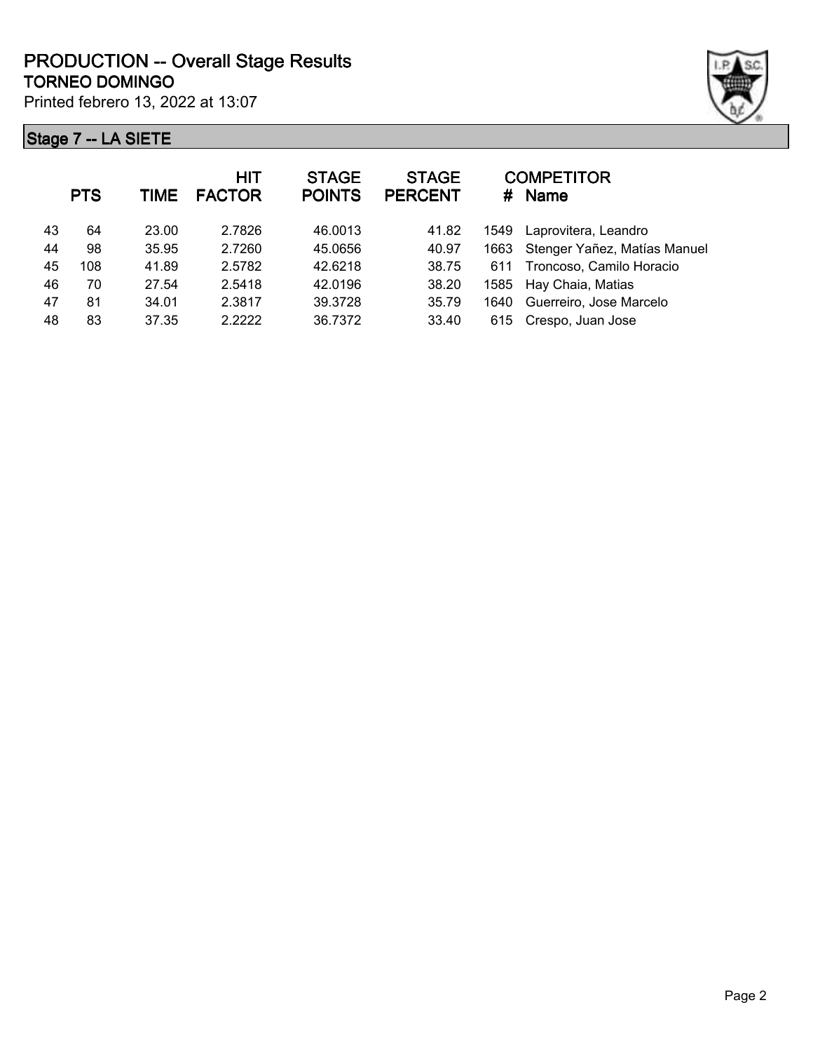# PRODUCTION -- Overall Stage Results

## TORNEO DOMINGO

Printed febrero 13, 2022 at 13:07

### Stage 7 -- LA SIETE

| | PTS | TIME | HIT FACTOR | STAGE POINTS | STAGE PERCENT | # | COMPETITOR Name |
|---|---|---|---|---|---|---|---|
| 43 | 64 | 23.00 | 2.7826 | 46.0013 | 41.82 | 1549 | Laprovitera, Leandro |
| 44 | 98 | 35.95 | 2.7260 | 45.0656 | 40.97 | 1663 | Stenger Yañez, Matías Manuel |
| 45 | 108 | 41.89 | 2.5782 | 42.6218 | 38.75 | 611 | Troncoso, Camilo Horacio |
| 46 | 70 | 27.54 | 2.5418 | 42.0196 | 38.20 | 1585 | Hay Chaia, Matias |
| 47 | 81 | 34.01 | 2.3817 | 39.3728 | 35.79 | 1640 | Guerreiro, Jose Marcelo |
| 48 | 83 | 37.35 | 2.2222 | 36.7372 | 33.40 | 615 | Crespo, Juan Jose |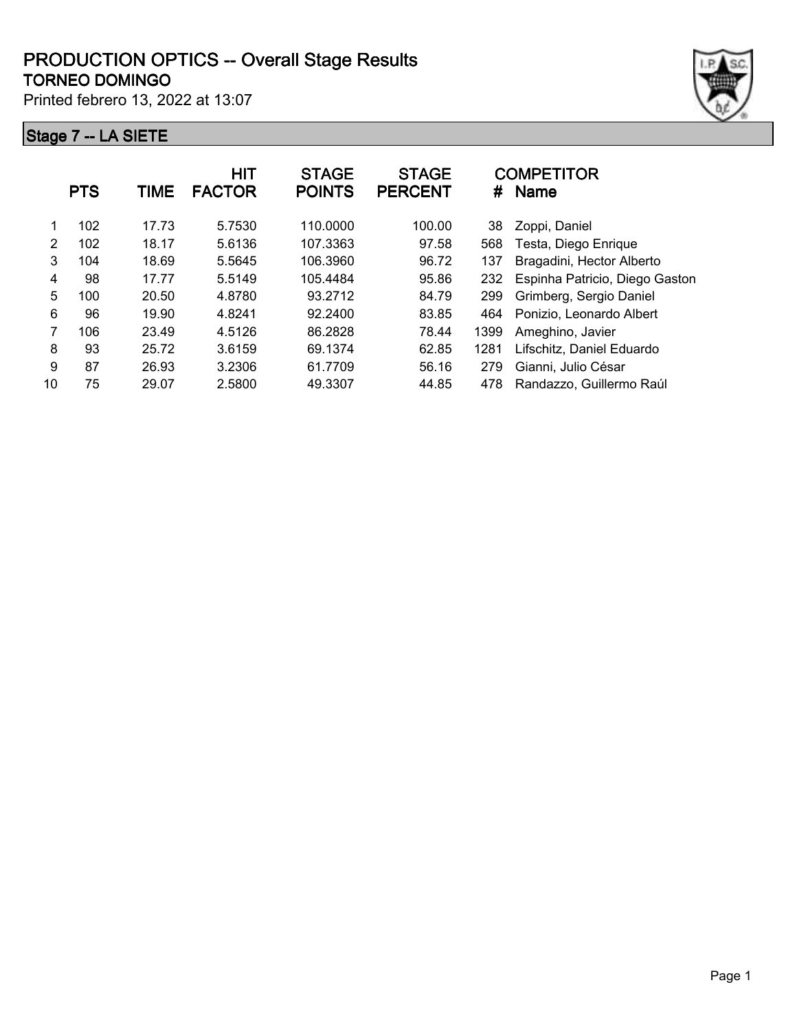# PRODUCTION OPTICS -- Overall Stage Results

## TORNEO DOMINGO

Printed febrero 13, 2022 at 13:07

### Stage 7 -- LA SIETE

| | PTS | TIME | HIT FACTOR | STAGE POINTS | STAGE PERCENT | # | COMPETITOR Name |
|---|---|---|---|---|---|---|---|
| 1 | 102 | 17.73 | 5.7530 | 110.0000 | 100.00 | 38 | Zoppi, Daniel |
| 2 | 102 | 18.17 | 5.6136 | 107.3363 | 97.58 | 568 | Testa, Diego Enrique |
| 3 | 104 | 18.69 | 5.5645 | 106.3960 | 96.72 | 137 | Bragadini, Hector Alberto |
| 4 | 98 | 17.77 | 5.5149 | 105.4484 | 95.86 | 232 | Espinha Patricio, Diego Gaston |
| 5 | 100 | 20.50 | 4.8780 | 93.2712 | 84.79 | 299 | Grimberg, Sergio Daniel |
| 6 | 96 | 19.90 | 4.8241 | 92.2400 | 83.85 | 464 | Ponizio, Leonardo Albert |
| 7 | 106 | 23.49 | 4.5126 | 86.2828 | 78.44 | 1399 | Ameghino, Javier |
| 8 | 93 | 25.72 | 3.6159 | 69.1374 | 62.85 | 1281 | Lifschitz, Daniel Eduardo |
| 9 | 87 | 26.93 | 3.2306 | 61.7709 | 56.16 | 279 | Gianni, Julio César |
| 10 | 75 | 29.07 | 2.5800 | 49.3307 | 44.85 | 478 | Randazzo, Guillermo Raúl |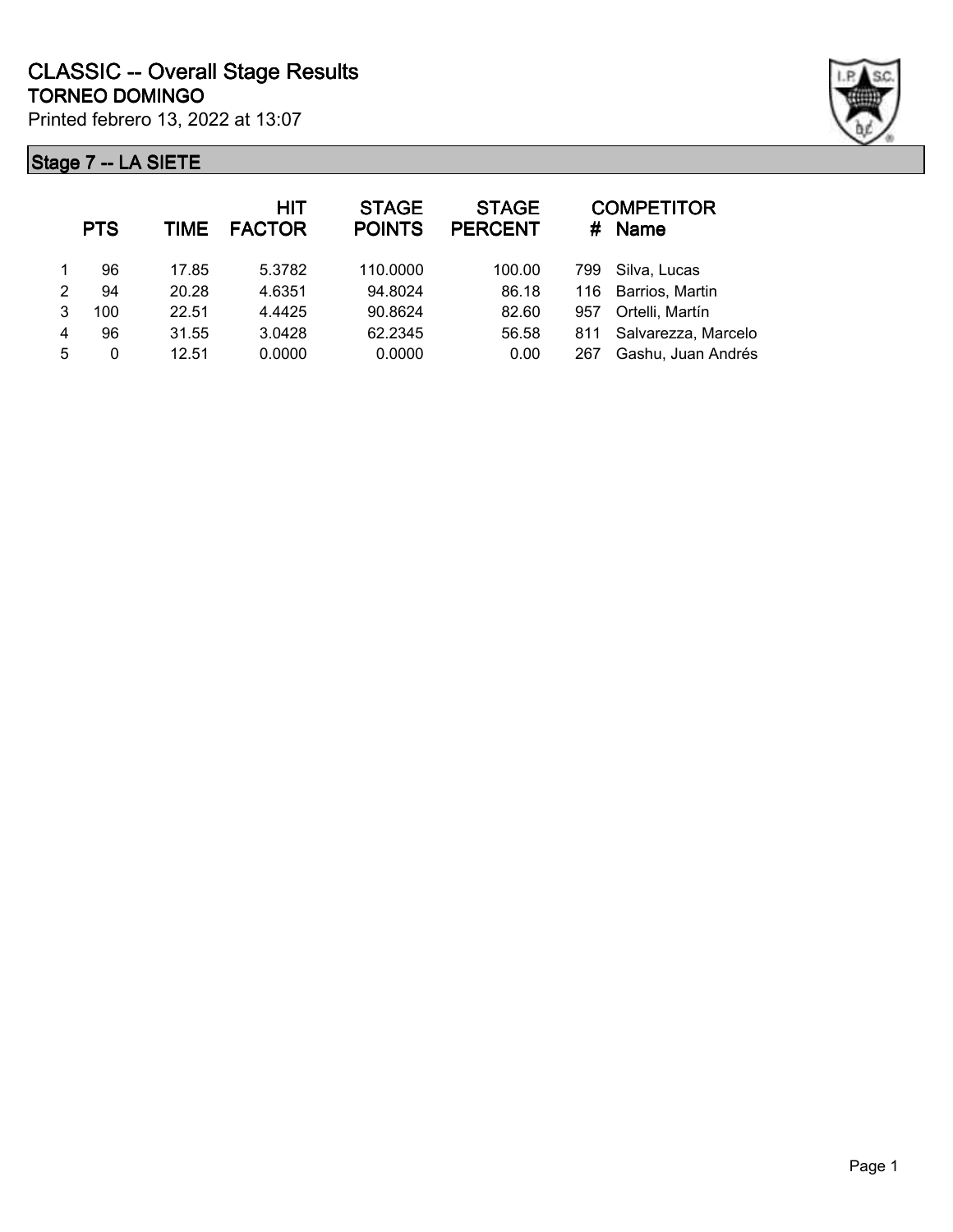# CLASSIC -- Overall Stage Results

**TORNEO DOMINGO**

Printed febrero 13, 2022 at 13:07

## Stage 7 -- LA SIETE

| | PTS | TIME | HIT FACTOR | STAGE POINTS | STAGE PERCENT | # | COMPETITOR Name |
|---|---|---|---|---|---|---|---|
| 1 | 96 | 17.85 | 5.3782 | 110.0000 | 100.00 | 799 | Silva, Lucas |
| 2 | 94 | 20.28 | 4.6351 | 94.8024 | 86.18 | 116 | Barrios, Martin |
| 3 | 100 | 22.51 | 4.4425 | 90.8624 | 82.60 | 957 | Ortelli, Martín |
| 4 | 96 | 31.55 | 3.0428 | 62.2345 | 56.58 | 811 | Salvarezza, Marcelo |
| 5 | 0 | 12.51 | 0.0000 | 0.0000 | 0.00 | 267 | Gashu, Juan Andrés |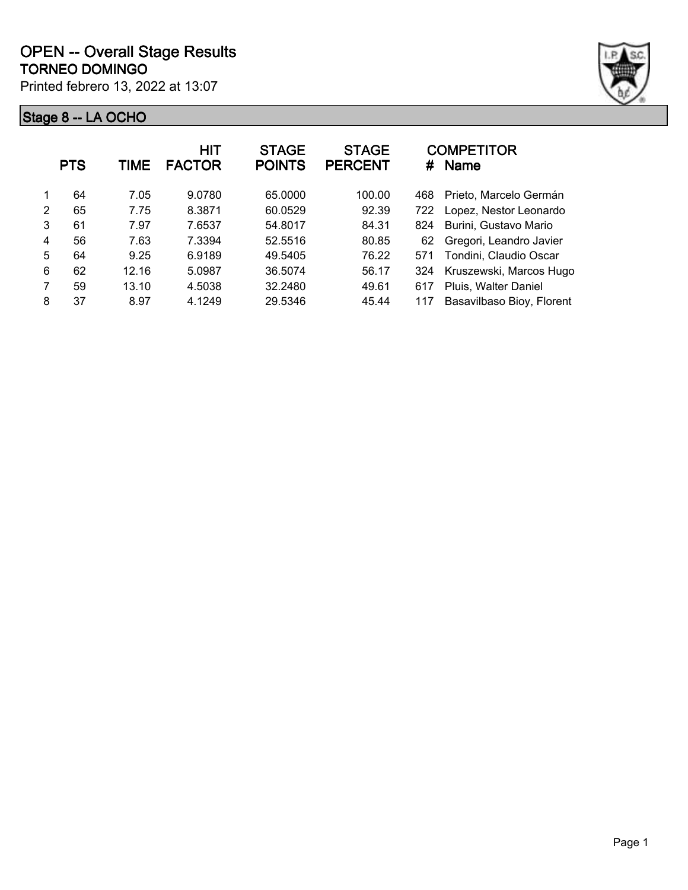# OPEN -- Overall Stage Results

**TORNEO DOMINGO**

Printed febrero 13, 2022 at 13:07

## Stage 8 -- LA OCHO

| | PTS | TIME | HIT FACTOR | STAGE POINTS | STAGE PERCENT | # | COMPETITOR Name |
|---|---|---|---|---|---|---|---|
| 1 | 64 | 7.05 | 9.0780 | 65.0000 | 100.00 | 468 | Prieto, Marcelo Germán |
| 2 | 65 | 7.75 | 8.3871 | 60.0529 | 92.39 | 722 | Lopez, Nestor Leonardo |
| 3 | 61 | 7.97 | 7.6537 | 54.8017 | 84.31 | 824 | Burini, Gustavo Mario |
| 4 | 56 | 7.63 | 7.3394 | 52.5516 | 80.85 | 62 | Gregori, Leandro Javier |
| 5 | 64 | 9.25 | 6.9189 | 49.5405 | 76.22 | 571 | Tondini, Claudio Oscar |
| 6 | 62 | 12.16 | 5.0987 | 36.5074 | 56.17 | 324 | Kruszewski, Marcos Hugo |
| 7 | 59 | 13.10 | 4.5038 | 32.2480 | 49.61 | 617 | Pluis, Walter Daniel |
| 8 | 37 | 8.97 | 4.1249 | 29.5346 | 45.44 | 117 | Basavilbaso Bioy, Florent |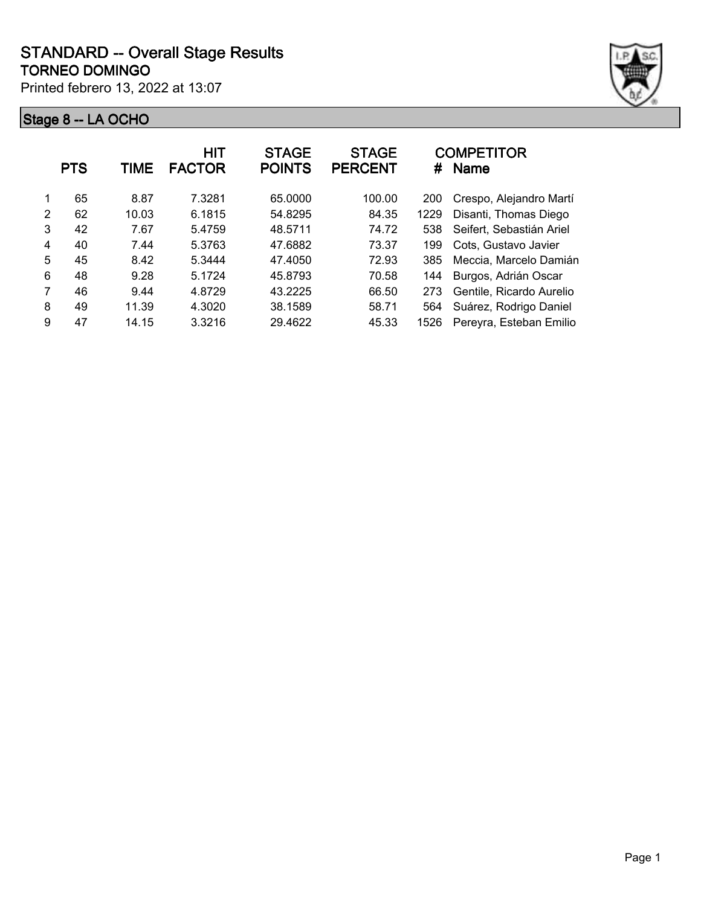# STANDARD -- Overall Stage Results

## TORNEO DOMINGO

Printed febrero 13, 2022 at 13:07

### Stage 8 -- LA OCHO

| | PTS | TIME | HIT FACTOR | STAGE POINTS | STAGE PERCENT | # | COMPETITOR Name |
|---|---|---|---|---|---|---|---|
| 1 | 65 | 8.87 | 7.3281 | 65.0000 | 100.00 | 200 | Crespo, Alejandro Martí |
| 2 | 62 | 10.03 | 6.1815 | 54.8295 | 84.35 | 1229 | Disanti, Thomas Diego |
| 3 | 42 | 7.67 | 5.4759 | 48.5711 | 74.72 | 538 | Seifert, Sebastián Ariel |
| 4 | 40 | 7.44 | 5.3763 | 47.6882 | 73.37 | 199 | Cots, Gustavo Javier |
| 5 | 45 | 8.42 | 5.3444 | 47.4050 | 72.93 | 385 | Meccia, Marcelo Damián |
| 6 | 48 | 9.28 | 5.1724 | 45.8793 | 70.58 | 144 | Burgos, Adrián Oscar |
| 7 | 46 | 9.44 | 4.8729 | 43.2225 | 66.50 | 273 | Gentile, Ricardo Aurelio |
| 8 | 49 | 11.39 | 4.3020 | 38.1589 | 58.71 | 564 | Suárez, Rodrigo Daniel |
| 9 | 47 | 14.15 | 3.3216 | 29.4622 | 45.33 | 1526 | Pereyra, Esteban Emilio |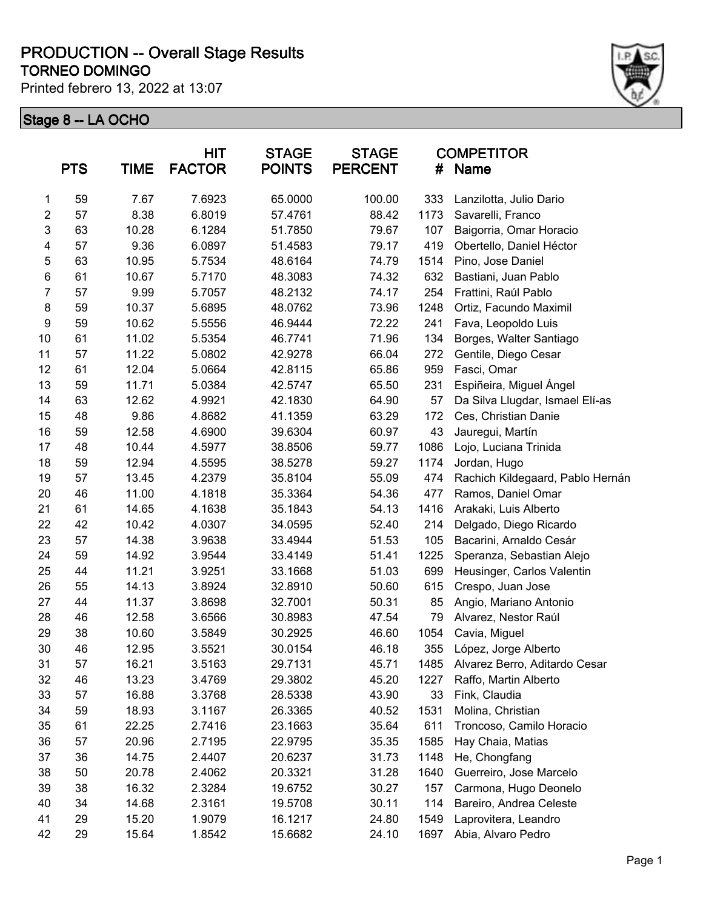# PRODUCTION -- Overall Stage Results

**TORNEO DOMINGO**

Printed febrero 13, 2022 at 13:07

## Stage 8 -- LA OCHO

| | PTS | TIME | HIT FACTOR | STAGE POINTS | STAGE PERCENT | COMPETITOR # | Name |
|---|---|---|---|---|---|---|---|
| 1 | 59 | 7.67 | 7.6923 | 65.0000 | 100.00 | 333 | Lanzilotta, Julio Dario |
| 2 | 57 | 8.38 | 6.8019 | 57.4761 | 88.42 | 1173 | Savarelli, Franco |
| 3 | 63 | 10.28 | 6.1284 | 51.7850 | 79.67 | 107 | Baigorria, Omar Horacio |
| 4 | 57 | 9.36 | 6.0897 | 51.4583 | 79.17 | 419 | Obertello, Daniel Héctor |
| 5 | 63 | 10.95 | 5.7534 | 48.6164 | 74.79 | 1514 | Pino, Jose Daniel |
| 6 | 61 | 10.67 | 5.7170 | 48.3083 | 74.32 | 632 | Bastiani, Juan Pablo |
| 7 | 57 | 9.99 | 5.7057 | 48.2132 | 74.17 | 254 | Frattini, Raúl Pablo |
| 8 | 59 | 10.37 | 5.6895 | 48.0762 | 73.96 | 1248 | Ortiz, Facundo Maximil |
| 9 | 59 | 10.62 | 5.5556 | 46.9444 | 72.22 | 241 | Fava, Leopoldo Luis |
| 10 | 61 | 11.02 | 5.5354 | 46.7741 | 71.96 | 134 | Borges, Walter Santiago |
| 11 | 57 | 11.22 | 5.0802 | 42.9278 | 66.04 | 272 | Gentile, Diego Cesar |
| 12 | 61 | 12.04 | 5.0664 | 42.8115 | 65.86 | 959 | Fasci, Omar |
| 13 | 59 | 11.71 | 5.0384 | 42.5747 | 65.50 | 231 | Espiñeira, Miguel Ángel |
| 14 | 63 | 12.62 | 4.9921 | 42.1830 | 64.90 | 57 | Da Silva Llugdar, Ismael Elí-as |
| 15 | 48 | 9.86 | 4.8682 | 41.1359 | 63.29 | 172 | Ces, Christian Danie |
| 16 | 59 | 12.58 | 4.6900 | 39.6304 | 60.97 | 43 | Jauregui, Martín |
| 17 | 48 | 10.44 | 4.5977 | 38.8506 | 59.77 | 1086 | Lojo, Luciana Trinida |
| 18 | 59 | 12.94 | 4.5595 | 38.5278 | 59.27 | 1174 | Jordan, Hugo |
| 19 | 57 | 13.45 | 4.2379 | 35.8104 | 55.09 | 474 | Rachich Kildegaard, Pablo Hernán |
| 20 | 46 | 11.00 | 4.1818 | 35.3364 | 54.36 | 477 | Ramos, Daniel Omar |
| 21 | 61 | 14.65 | 4.1638 | 35.1843 | 54.13 | 1416 | Arakaki, Luis Alberto |
| 22 | 42 | 10.42 | 4.0307 | 34.0595 | 52.40 | 214 | Delgado, Diego Ricardo |
| 23 | 57 | 14.38 | 3.9638 | 33.4944 | 51.53 | 105 | Bacarini, Arnaldo Cesár |
| 24 | 59 | 14.92 | 3.9544 | 33.4149 | 51.41 | 1225 | Speranza, Sebastian Alejo |
| 25 | 44 | 11.21 | 3.9251 | 33.1668 | 51.03 | 699 | Heusinger, Carlos Valentin |
| 26 | 55 | 14.13 | 3.8924 | 32.8910 | 50.60 | 615 | Crespo, Juan Jose |
| 27 | 44 | 11.37 | 3.8698 | 32.7001 | 50.31 | 85 | Angio, Mariano Antonio |
| 28 | 46 | 12.58 | 3.6566 | 30.8983 | 47.54 | 79 | Alvarez, Nestor Raúl |
| 29 | 38 | 10.60 | 3.5849 | 30.2925 | 46.60 | 1054 | Cavia, Miguel |
| 30 | 46 | 12.95 | 3.5521 | 30.0154 | 46.18 | 355 | López, Jorge Alberto |
| 31 | 57 | 16.21 | 3.5163 | 29.7131 | 45.71 | 1485 | Alvarez Berro, Aditardo Cesar |
| 32 | 46 | 13.23 | 3.4769 | 29.3802 | 45.20 | 1227 | Raffo, Martin Alberto |
| 33 | 57 | 16.88 | 3.3768 | 28.5338 | 43.90 | 33 | Fink, Claudia |
| 34 | 59 | 18.93 | 3.1167 | 26.3365 | 40.52 | 1531 | Molina, Christian |
| 35 | 61 | 22.25 | 2.7416 | 23.1663 | 35.64 | 611 | Troncoso, Camilo Horacio |
| 36 | 57 | 20.96 | 2.7195 | 22.9795 | 35.35 | 1585 | Hay Chaia, Matias |
| 37 | 36 | 14.75 | 2.4407 | 20.6237 | 31.73 | 1148 | He, Chongfang |
| 38 | 50 | 20.78 | 2.4062 | 20.3321 | 31.28 | 1640 | Guerreiro, Jose Marcelo |
| 39 | 38 | 16.32 | 2.3284 | 19.6752 | 30.27 | 157 | Carmona, Hugo Deonelo |
| 40 | 34 | 14.68 | 2.3161 | 19.5708 | 30.11 | 114 | Bareiro, Andrea Celeste |
| 41 | 29 | 15.20 | 1.9079 | 16.1217 | 24.80 | 1549 | Laprovitera, Leandro |
| 42 | 29 | 15.64 | 1.8542 | 15.6682 | 24.10 | 1697 | Abia, Alvaro Pedro |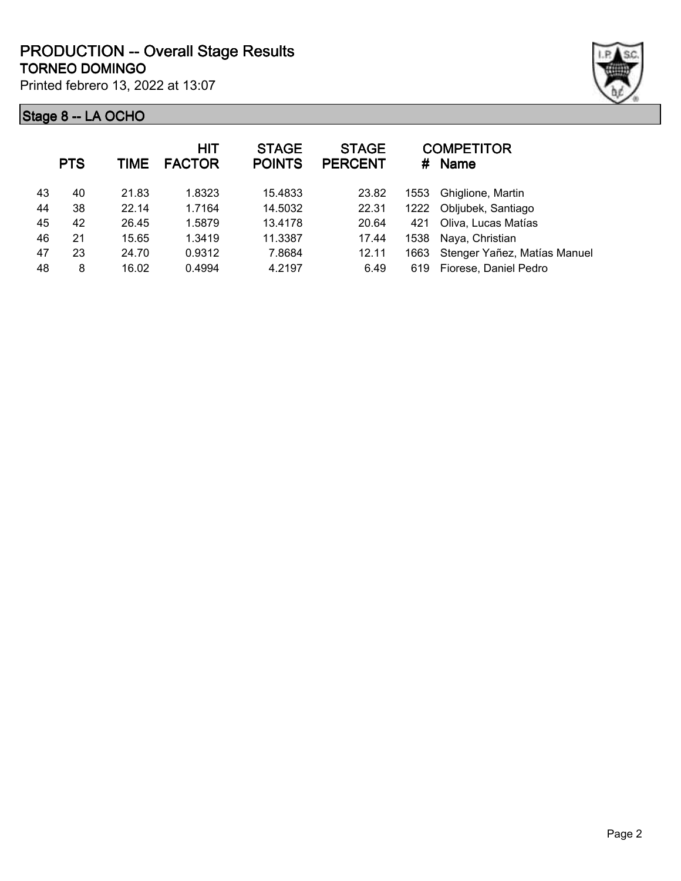# PRODUCTION -- Overall Stage Results

## TORNEO DOMINGO

Printed febrero 13, 2022 at 13:07

### Stage 8 -- LA OCHO

| | PTS | TIME | HIT FACTOR | STAGE POINTS | STAGE PERCENT | # | COMPETITOR Name |
|---|---|---|---|---|---|---|---|
| 43 | 40 | 21.83 | 1.8323 | 15.4833 | 23.82 | 1553 | Ghiglione, Martin |
| 44 | 38 | 22.14 | 1.7164 | 14.5032 | 22.31 | 1222 | Obljubek, Santiago |
| 45 | 42 | 26.45 | 1.5879 | 13.4178 | 20.64 | 421 | Oliva, Lucas Matías |
| 46 | 21 | 15.65 | 1.3419 | 11.3387 | 17.44 | 1538 | Naya, Christian |
| 47 | 23 | 24.70 | 0.9312 | 7.8684 | 12.11 | 1663 | Stenger Yañez, Matías Manuel |
| 48 | 8 | 16.02 | 0.4994 | 4.2197 | 6.49 | 619 | Fiorese, Daniel Pedro |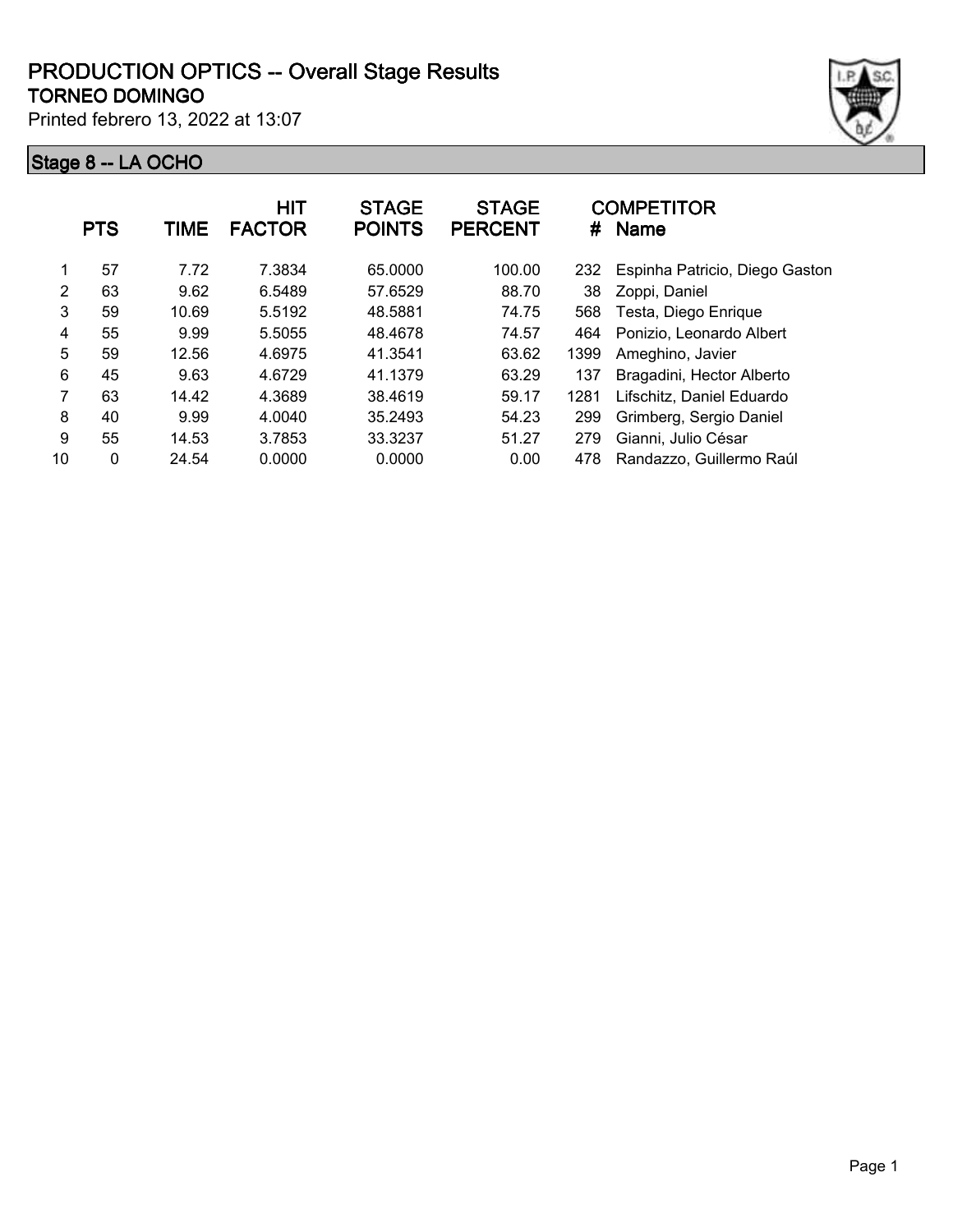# PRODUCTION OPTICS -- Overall Stage Results

## TORNEO DOMINGO

Printed febrero 13, 2022 at 13:07

### Stage 8 -- LA OCHO

| | PTS | TIME | HIT FACTOR | STAGE POINTS | STAGE PERCENT | # | COMPETITOR Name |
|---|---|---|---|---|---|---|---|
| 1 | 57 | 7.72 | 7.3834 | 65.0000 | 100.00 | 232 | Espinha Patricio, Diego Gaston |
| 2 | 63 | 9.62 | 6.5489 | 57.6529 | 88.70 | 38 | Zoppi, Daniel |
| 3 | 59 | 10.69 | 5.5192 | 48.5881 | 74.75 | 568 | Testa, Diego Enrique |
| 4 | 55 | 9.99 | 5.5055 | 48.4678 | 74.57 | 464 | Ponizio, Leonardo Albert |
| 5 | 59 | 12.56 | 4.6975 | 41.3541 | 63.62 | 1399 | Ameghino, Javier |
| 6 | 45 | 9.63 | 4.6729 | 41.1379 | 63.29 | 137 | Bragadini, Hector Alberto |
| 7 | 63 | 14.42 | 4.3689 | 38.4619 | 59.17 | 1281 | Lifschitz, Daniel Eduardo |
| 8 | 40 | 9.99 | 4.0040 | 35.2493 | 54.23 | 299 | Grimberg, Sergio Daniel |
| 9 | 55 | 14.53 | 3.7853 | 33.3237 | 51.27 | 279 | Gianni, Julio César |
| 10 | 0 | 24.54 | 0.0000 | 0.0000 | 0.00 | 478 | Randazzo, Guillermo Raúl |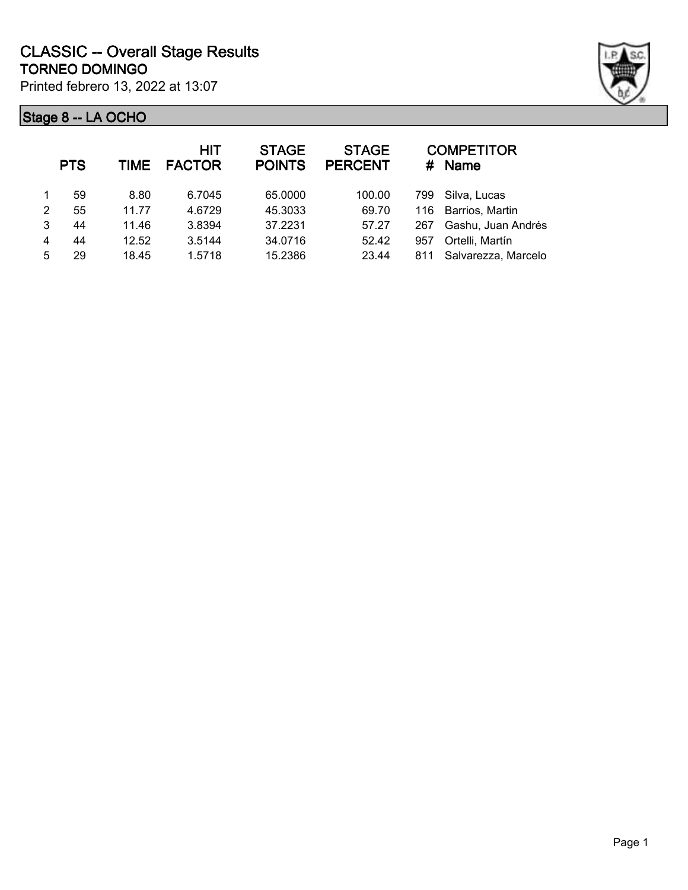# CLASSIC -- Overall Stage Results

## TORNEO DOMINGO

Printed febrero 13, 2022 at 13:07

### Stage 8 -- LA OCHO

| | PTS | TIME | HIT FACTOR | STAGE POINTS | STAGE PERCENT | # | COMPETITOR Name |
|---|---|---|---|---|---|---|---|
| 1 | 59 | 8.80 | 6.7045 | 65.0000 | 100.00 | 799 | Silva, Lucas |
| 2 | 55 | 11.77 | 4.6729 | 45.3033 | 69.70 | 116 | Barrios, Martin |
| 3 | 44 | 11.46 | 3.8394 | 37.2231 | 57.27 | 267 | Gashu, Juan Andrés |
| 4 | 44 | 12.52 | 3.5144 | 34.0716 | 52.42 | 957 | Ortelli, Martín |
| 5 | 29 | 18.45 | 1.5718 | 15.2386 | 23.44 | 811 | Salvarezza, Marcelo |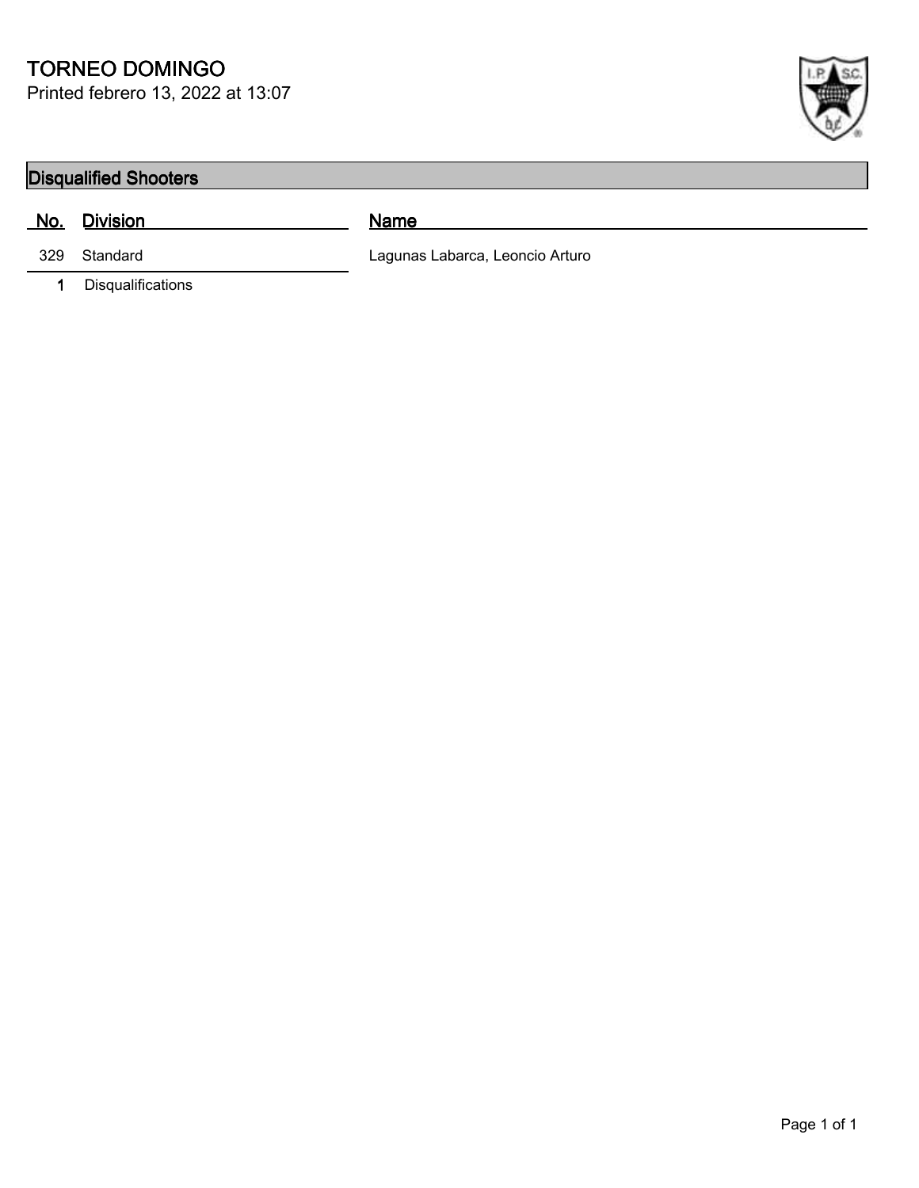# TORNEO DOMINGO

Printed febrero 13, 2022 at 13:07

## Disqualified Shooters

| No. | Division | Name |
|---|---|---|
| 329 | Standard | Lagunas Labarca, Leoncio Arturo |

**1** Disqualifications